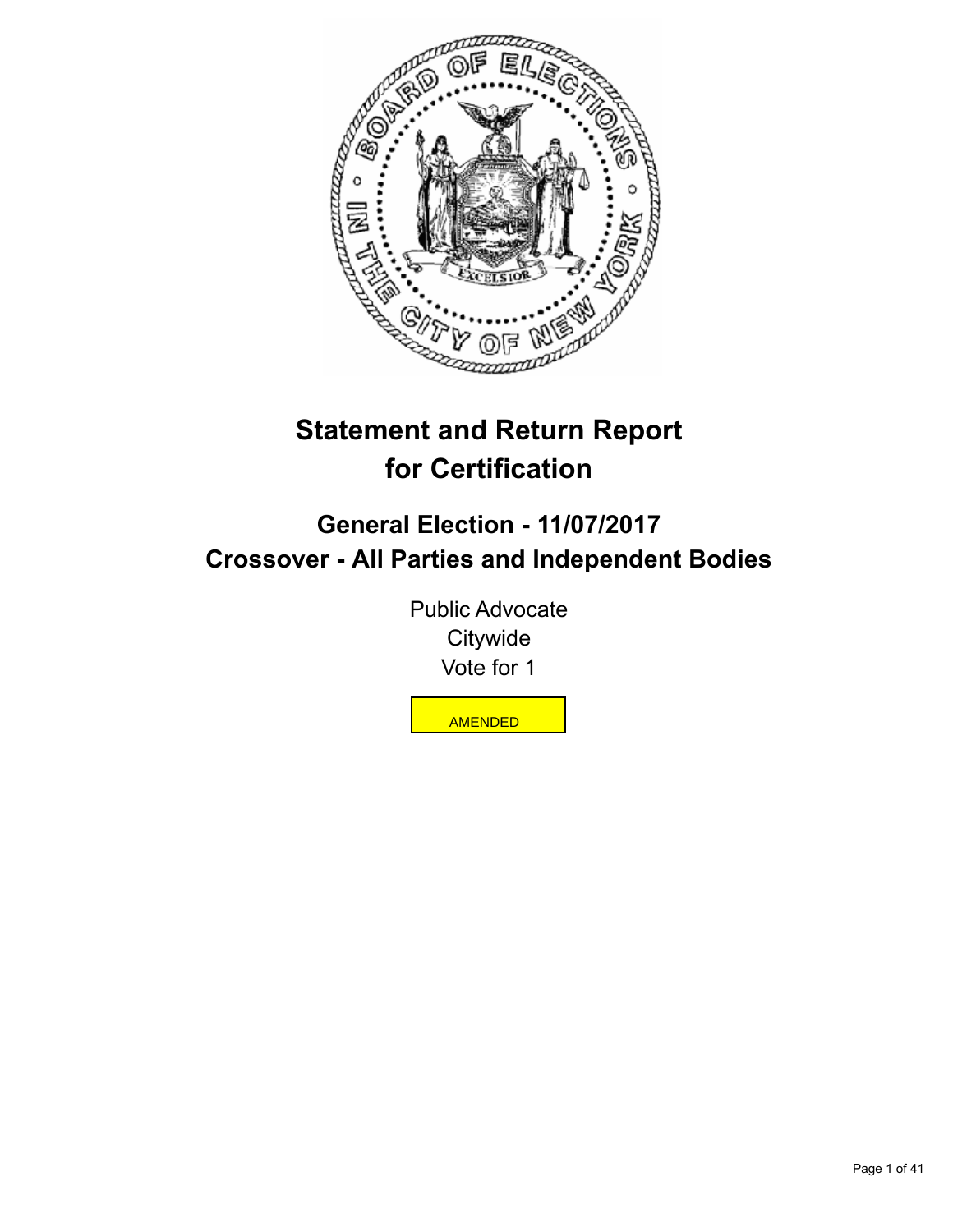# Statement and Return Report for Certification

## General Election - 11/07/2017
## Crossover - All Parties and Independent Bodies

Public Advocate
Citywide
Vote for 1

AMENDED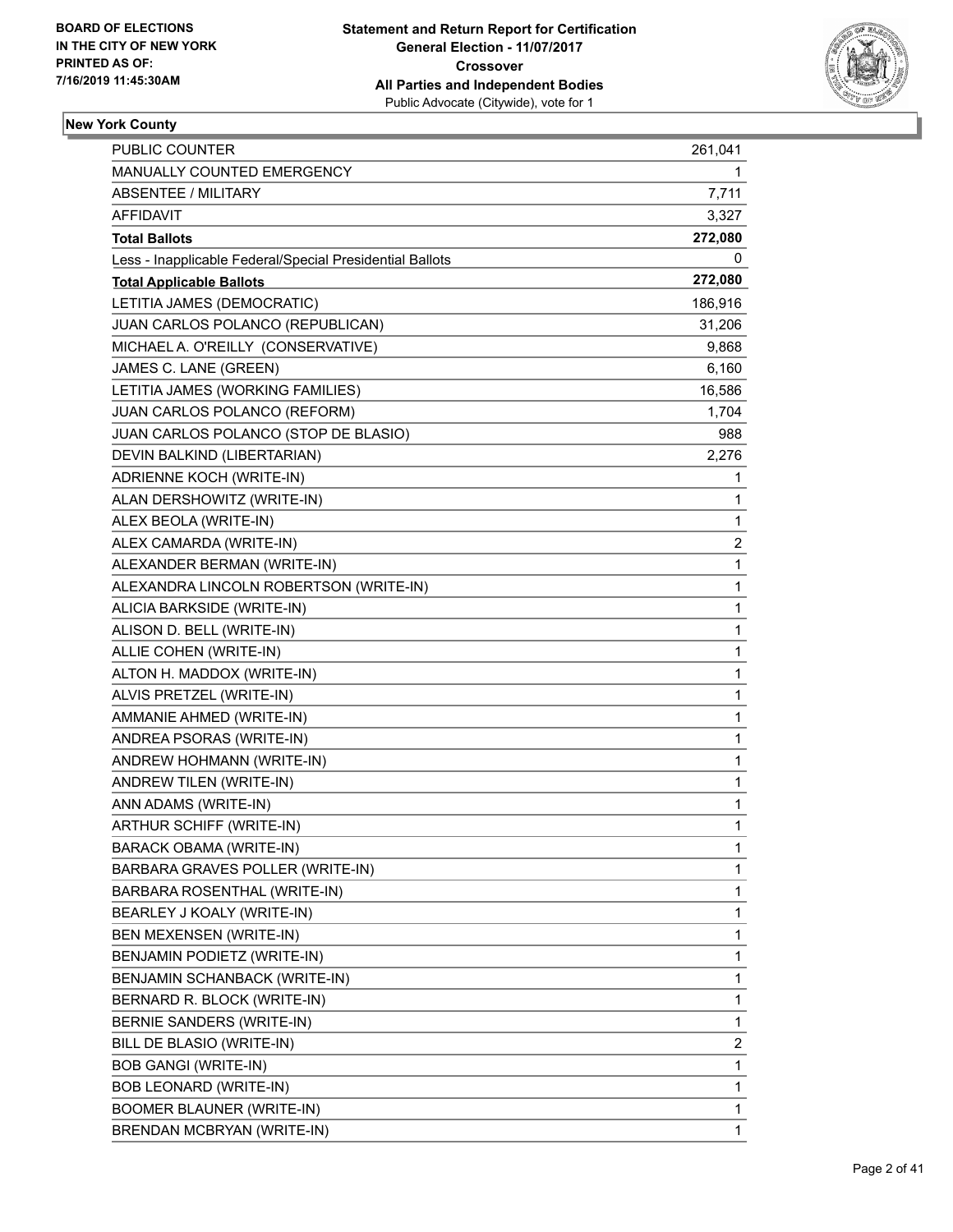**New York County**

| PUBLIC COUNTER | 261,041 |
|---|---|
| MANUALLY COUNTED EMERGENCY | 1 |
| ABSENTEE / MILITARY | 7,711 |
| AFFIDAVIT | 3,327 |
| **Total Ballots** | **272,080** |
| Less - Inapplicable Federal/Special Presidential Ballots | 0 |
| **Total Applicable Ballots** | **272,080** |
| LETITIA JAMES (DEMOCRATIC) | 186,916 |
| JUAN CARLOS POLANCO (REPUBLICAN) | 31,206 |
| MICHAEL A. O'REILLY (CONSERVATIVE) | 9,868 |
| JAMES C. LANE (GREEN) | 6,160 |
| LETITIA JAMES (WORKING FAMILIES) | 16,586 |
| JUAN CARLOS POLANCO (REFORM) | 1,704 |
| JUAN CARLOS POLANCO (STOP DE BLASIO) | 988 |
| DEVIN BALKIND (LIBERTARIAN) | 2,276 |
| ADRIENNE KOCH (WRITE-IN) | 1 |
| ALAN DERSHOWITZ (WRITE-IN) | 1 |
| ALEX BEOLA (WRITE-IN) | 1 |
| ALEX CAMARDA (WRITE-IN) | 2 |
| ALEXANDER BERMAN (WRITE-IN) | 1 |
| ALEXANDRA LINCOLN ROBERTSON (WRITE-IN) | 1 |
| ALICIA BARKSIDE (WRITE-IN) | 1 |
| ALISON D. BELL (WRITE-IN) | 1 |
| ALLIE COHEN (WRITE-IN) | 1 |
| ALTON H. MADDOX (WRITE-IN) | 1 |
| ALVIS PRETZEL (WRITE-IN) | 1 |
| AMMANIE AHMED (WRITE-IN) | 1 |
| ANDREA PSORAS (WRITE-IN) | 1 |
| ANDREW HOHMANN (WRITE-IN) | 1 |
| ANDREW TILEN (WRITE-IN) | 1 |
| ANN ADAMS (WRITE-IN) | 1 |
| ARTHUR SCHIFF (WRITE-IN) | 1 |
| BARACK OBAMA (WRITE-IN) | 1 |
| BARBARA GRAVES POLLER (WRITE-IN) | 1 |
| BARBARA ROSENTHAL (WRITE-IN) | 1 |
| BEARLEY J KOALY (WRITE-IN) | 1 |
| BEN MEXENSEN (WRITE-IN) | 1 |
| BENJAMIN PODIETZ (WRITE-IN) | 1 |
| BENJAMIN SCHANBACK (WRITE-IN) | 1 |
| BERNARD R. BLOCK (WRITE-IN) | 1 |
| BERNIE SANDERS (WRITE-IN) | 1 |
| BILL DE BLASIO (WRITE-IN) | 2 |
| BOB GANGI (WRITE-IN) | 1 |
| BOB LEONARD (WRITE-IN) | 1 |
| BOOMER BLAUNER (WRITE-IN) | 1 |
| BRENDAN MCBRYAN (WRITE-IN) | 1 |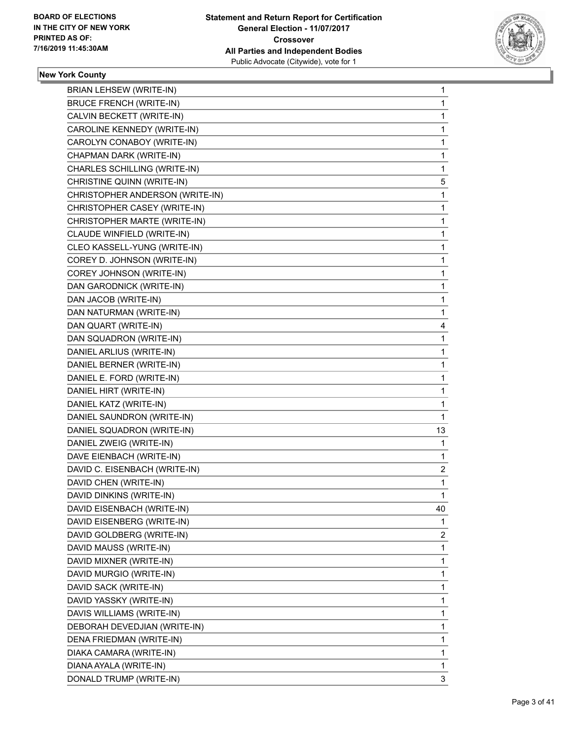**BOARD OF ELECTIONS IN THE CITY OF NEW YORK PRINTED AS OF: 7/16/2019 11:45:30AM**

**Statement and Return Report for Certification**
**General Election - 11/07/2017**
**Crossover**
**All Parties and Independent Bodies**
Public Advocate (Citywide), vote for 1

### New York County

| | |
|---|---|
| BRIAN LEHSEW (WRITE-IN) | 1 |
| BRUCE FRENCH (WRITE-IN) | 1 |
| CALVIN BECKETT (WRITE-IN) | 1 |
| CAROLINE KENNEDY (WRITE-IN) | 1 |
| CAROLYN CONABOY (WRITE-IN) | 1 |
| CHAPMAN DARK (WRITE-IN) | 1 |
| CHARLES SCHILLING (WRITE-IN) | 1 |
| CHRISTINE QUINN (WRITE-IN) | 5 |
| CHRISTOPHER ANDERSON (WRITE-IN) | 1 |
| CHRISTOPHER CASEY (WRITE-IN) | 1 |
| CHRISTOPHER MARTE (WRITE-IN) | 1 |
| CLAUDE WINFIELD (WRITE-IN) | 1 |
| CLEO KASSELL-YUNG (WRITE-IN) | 1 |
| COREY D. JOHNSON (WRITE-IN) | 1 |
| COREY JOHNSON (WRITE-IN) | 1 |
| DAN GARODNICK (WRITE-IN) | 1 |
| DAN JACOB (WRITE-IN) | 1 |
| DAN NATURMAN (WRITE-IN) | 1 |
| DAN QUART (WRITE-IN) | 4 |
| DAN SQUADRON (WRITE-IN) | 1 |
| DANIEL ARLIUS (WRITE-IN) | 1 |
| DANIEL BERNER (WRITE-IN) | 1 |
| DANIEL E. FORD (WRITE-IN) | 1 |
| DANIEL HIRT (WRITE-IN) | 1 |
| DANIEL KATZ (WRITE-IN) | 1 |
| DANIEL SAUNDRON (WRITE-IN) | 1 |
| DANIEL SQUADRON (WRITE-IN) | 13 |
| DANIEL ZWEIG (WRITE-IN) | 1 |
| DAVE EIENBACH (WRITE-IN) | 1 |
| DAVID C. EISENBACH (WRITE-IN) | 2 |
| DAVID CHEN (WRITE-IN) | 1 |
| DAVID DINKINS (WRITE-IN) | 1 |
| DAVID EISENBACH (WRITE-IN) | 40 |
| DAVID EISENBERG (WRITE-IN) | 1 |
| DAVID GOLDBERG (WRITE-IN) | 2 |
| DAVID MAUSS (WRITE-IN) | 1 |
| DAVID MIXNER (WRITE-IN) | 1 |
| DAVID MURGIO (WRITE-IN) | 1 |
| DAVID SACK (WRITE-IN) | 1 |
| DAVID YASSKY (WRITE-IN) | 1 |
| DAVIS WILLIAMS (WRITE-IN) | 1 |
| DEBORAH DEVEDJIAN (WRITE-IN) | 1 |
| DENA FRIEDMAN (WRITE-IN) | 1 |
| DIAKA CAMARA (WRITE-IN) | 1 |
| DIANA AYALA (WRITE-IN) | 1 |
| DONALD TRUMP (WRITE-IN) | 3 |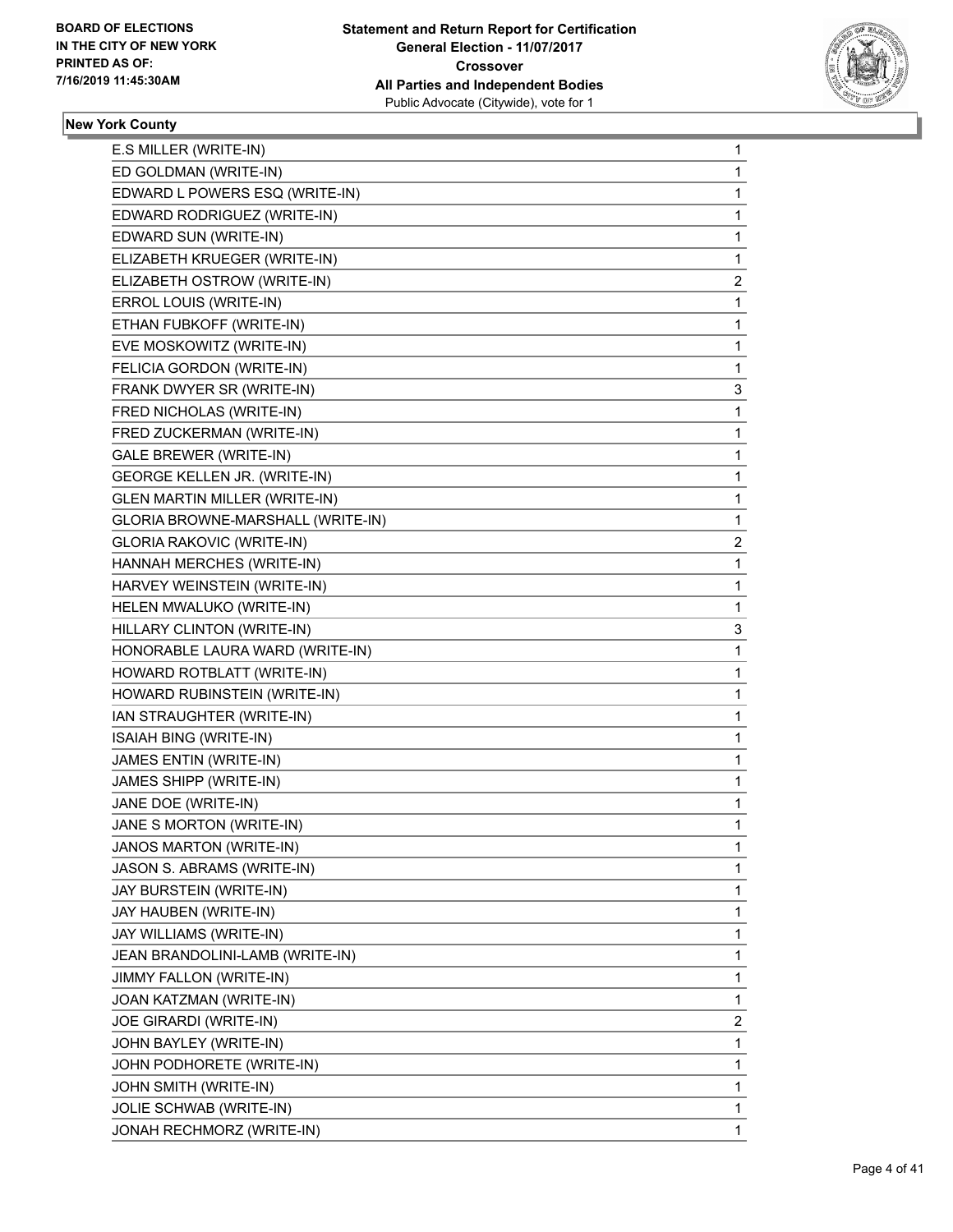BOARD OF ELECTIONS
IN THE CITY OF NEW YORK
PRINTED AS OF:
7/16/2019 11:45:30AM

**Statement and Return Report for Certification**
**General Election - 11/07/2017**
**Crossover**
**All Parties and Independent Bodies**
Public Advocate (Citywide), vote for 1

### New York County

| | |
|---|---|
| E.S MILLER (WRITE-IN) | 1 |
| ED GOLDMAN (WRITE-IN) | 1 |
| EDWARD L POWERS ESQ (WRITE-IN) | 1 |
| EDWARD RODRIGUEZ (WRITE-IN) | 1 |
| EDWARD SUN (WRITE-IN) | 1 |
| ELIZABETH KRUEGER (WRITE-IN) | 1 |
| ELIZABETH OSTROW (WRITE-IN) | 2 |
| ERROL LOUIS (WRITE-IN) | 1 |
| ETHAN FUBKOFF (WRITE-IN) | 1 |
| EVE MOSKOWITZ (WRITE-IN) | 1 |
| FELICIA GORDON (WRITE-IN) | 1 |
| FRANK DWYER SR (WRITE-IN) | 3 |
| FRED NICHOLAS (WRITE-IN) | 1 |
| FRED ZUCKERMAN (WRITE-IN) | 1 |
| GALE BREWER (WRITE-IN) | 1 |
| GEORGE KELLEN JR. (WRITE-IN) | 1 |
| GLEN MARTIN MILLER (WRITE-IN) | 1 |
| GLORIA BROWNE-MARSHALL (WRITE-IN) | 1 |
| GLORIA RAKOVIC (WRITE-IN) | 2 |
| HANNAH MERCHES (WRITE-IN) | 1 |
| HARVEY WEINSTEIN (WRITE-IN) | 1 |
| HELEN MWALUKO (WRITE-IN) | 1 |
| HILLARY CLINTON (WRITE-IN) | 3 |
| HONORABLE LAURA WARD (WRITE-IN) | 1 |
| HOWARD ROTBLATT (WRITE-IN) | 1 |
| HOWARD RUBINSTEIN (WRITE-IN) | 1 |
| IAN STRAUGHTER (WRITE-IN) | 1 |
| ISAIAH BING (WRITE-IN) | 1 |
| JAMES ENTIN (WRITE-IN) | 1 |
| JAMES SHIPP (WRITE-IN) | 1 |
| JANE DOE (WRITE-IN) | 1 |
| JANE S MORTON (WRITE-IN) | 1 |
| JANOS MARTON (WRITE-IN) | 1 |
| JASON S. ABRAMS (WRITE-IN) | 1 |
| JAY BURSTEIN (WRITE-IN) | 1 |
| JAY HAUBEN (WRITE-IN) | 1 |
| JAY WILLIAMS (WRITE-IN) | 1 |
| JEAN BRANDOLINI-LAMB (WRITE-IN) | 1 |
| JIMMY FALLON (WRITE-IN) | 1 |
| JOAN KATZMAN (WRITE-IN) | 1 |
| JOE GIRARDI (WRITE-IN) | 2 |
| JOHN BAYLEY (WRITE-IN) | 1 |
| JOHN PODHORETE (WRITE-IN) | 1 |
| JOHN SMITH (WRITE-IN) | 1 |
| JOLIE SCHWAB (WRITE-IN) | 1 |
| JONAH RECHMORZ (WRITE-IN) | 1 |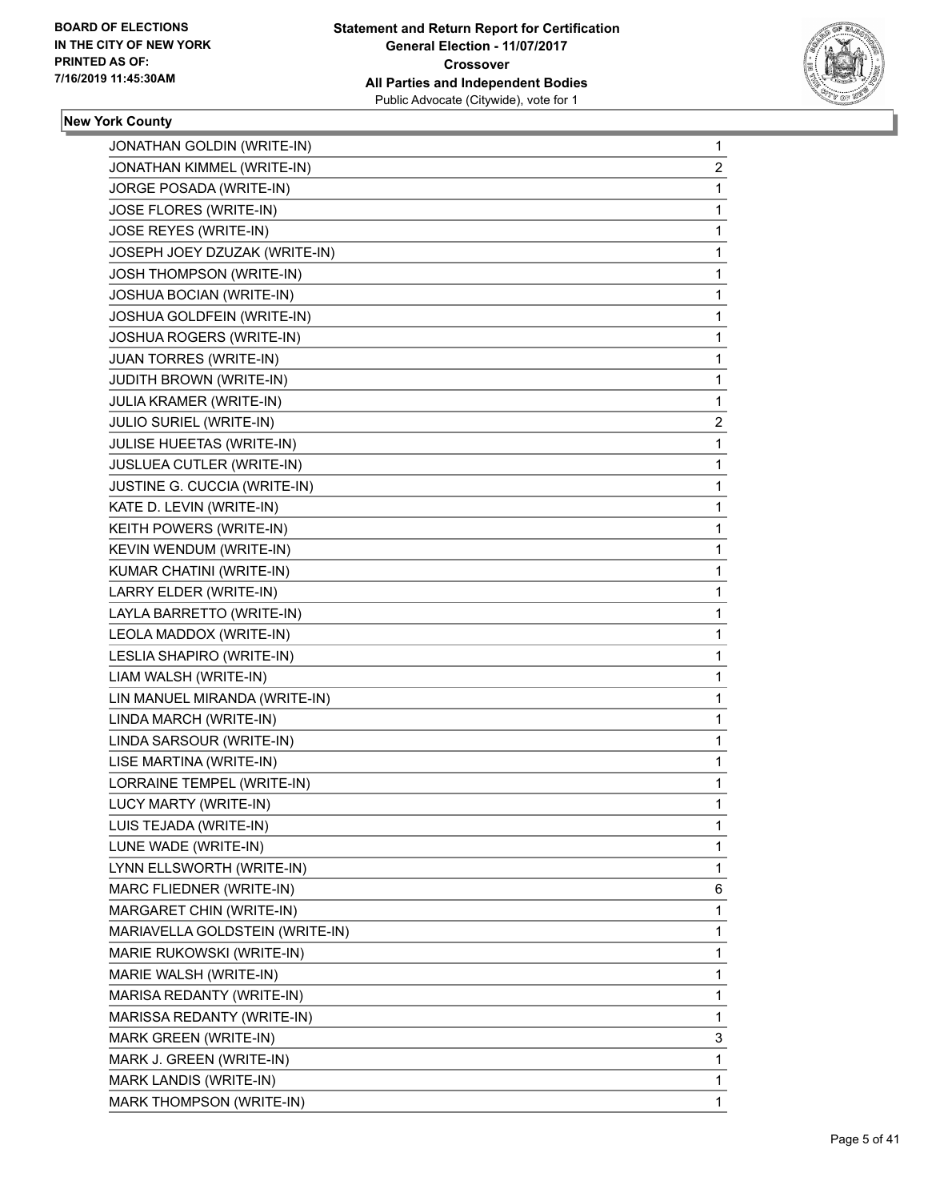**BOARD OF ELECTIONS IN THE CITY OF NEW YORK PRINTED AS OF: 7/16/2019 11:45:30AM**

**Statement and Return Report for Certification**
**General Election - 11/07/2017**
**Crossover**
**All Parties and Independent Bodies**
Public Advocate (Citywide), vote for 1

## New York County

| | |
|---|---|
| JONATHAN GOLDIN (WRITE-IN) | 1 |
| JONATHAN KIMMEL (WRITE-IN) | 2 |
| JORGE POSADA (WRITE-IN) | 1 |
| JOSE FLORES (WRITE-IN) | 1 |
| JOSE REYES (WRITE-IN) | 1 |
| JOSEPH JOEY DZUZAK (WRITE-IN) | 1 |
| JOSH THOMPSON (WRITE-IN) | 1 |
| JOSHUA BOCIAN (WRITE-IN) | 1 |
| JOSHUA GOLDFEIN (WRITE-IN) | 1 |
| JOSHUA ROGERS (WRITE-IN) | 1 |
| JUAN TORRES (WRITE-IN) | 1 |
| JUDITH BROWN (WRITE-IN) | 1 |
| JULIA KRAMER (WRITE-IN) | 1 |
| JULIO SURIEL (WRITE-IN) | 2 |
| JULISE HUEETAS (WRITE-IN) | 1 |
| JUSLUEA CUTLER (WRITE-IN) | 1 |
| JUSTINE G. CUCCIA (WRITE-IN) | 1 |
| KATE D. LEVIN (WRITE-IN) | 1 |
| KEITH POWERS (WRITE-IN) | 1 |
| KEVIN WENDUM (WRITE-IN) | 1 |
| KUMAR CHATINI (WRITE-IN) | 1 |
| LARRY ELDER (WRITE-IN) | 1 |
| LAYLA BARRETTO (WRITE-IN) | 1 |
| LEOLA MADDOX (WRITE-IN) | 1 |
| LESLIA SHAPIRO (WRITE-IN) | 1 |
| LIAM WALSH (WRITE-IN) | 1 |
| LIN MANUEL MIRANDA (WRITE-IN) | 1 |
| LINDA MARCH (WRITE-IN) | 1 |
| LINDA SARSOUR (WRITE-IN) | 1 |
| LISE MARTINA (WRITE-IN) | 1 |
| LORRAINE TEMPEL (WRITE-IN) | 1 |
| LUCY MARTY (WRITE-IN) | 1 |
| LUIS TEJADA (WRITE-IN) | 1 |
| LUNE WADE (WRITE-IN) | 1 |
| LYNN ELLSWORTH (WRITE-IN) | 1 |
| MARC FLIEDNER (WRITE-IN) | 6 |
| MARGARET CHIN (WRITE-IN) | 1 |
| MARIAVELLA GOLDSTEIN (WRITE-IN) | 1 |
| MARIE RUKOWSKI (WRITE-IN) | 1 |
| MARIE WALSH (WRITE-IN) | 1 |
| MARISA REDANTY (WRITE-IN) | 1 |
| MARISSA REDANTY (WRITE-IN) | 1 |
| MARK GREEN (WRITE-IN) | 3 |
| MARK J. GREEN (WRITE-IN) | 1 |
| MARK LANDIS (WRITE-IN) | 1 |
| MARK THOMPSON (WRITE-IN) | 1 |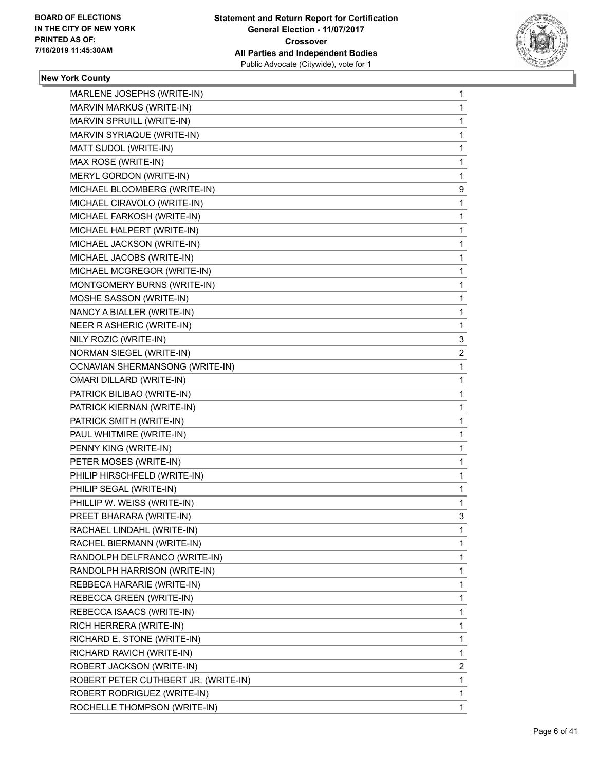**BOARD OF ELECTIONS IN THE CITY OF NEW YORK PRINTED AS OF: 7/16/2019 11:45:30AM**

**Statement and Return Report for Certification**
**General Election - 11/07/2017**
**Crossover**
**All Parties and Independent Bodies**
Public Advocate (Citywide), vote for 1

**New York County**

| | |
|---|---|
| MARLENE JOSEPHS (WRITE-IN) | 1 |
| MARVIN MARKUS (WRITE-IN) | 1 |
| MARVIN SPRUILL (WRITE-IN) | 1 |
| MARVIN SYRIAQUE (WRITE-IN) | 1 |
| MATT SUDOL (WRITE-IN) | 1 |
| MAX ROSE (WRITE-IN) | 1 |
| MERYL GORDON (WRITE-IN) | 1 |
| MICHAEL BLOOMBERG (WRITE-IN) | 9 |
| MICHAEL CIRAVOLO (WRITE-IN) | 1 |
| MICHAEL FARKOSH (WRITE-IN) | 1 |
| MICHAEL HALPERT (WRITE-IN) | 1 |
| MICHAEL JACKSON (WRITE-IN) | 1 |
| MICHAEL JACOBS (WRITE-IN) | 1 |
| MICHAEL MCGREGOR (WRITE-IN) | 1 |
| MONTGOMERY BURNS (WRITE-IN) | 1 |
| MOSHE SASSON (WRITE-IN) | 1 |
| NANCY A BIALLER (WRITE-IN) | 1 |
| NEER R ASHERIC (WRITE-IN) | 1 |
| NILY ROZIC (WRITE-IN) | 3 |
| NORMAN SIEGEL (WRITE-IN) | 2 |
| OCNAVIAN SHERMANSONG (WRITE-IN) | 1 |
| OMARI DILLARD (WRITE-IN) | 1 |
| PATRICK BILIBAO (WRITE-IN) | 1 |
| PATRICK KIERNAN (WRITE-IN) | 1 |
| PATRICK SMITH (WRITE-IN) | 1 |
| PAUL WHITMIRE (WRITE-IN) | 1 |
| PENNY KING (WRITE-IN) | 1 |
| PETER MOSES (WRITE-IN) | 1 |
| PHILIP HIRSCHFELD (WRITE-IN) | 1 |
| PHILIP SEGAL (WRITE-IN) | 1 |
| PHILLIP W. WEISS (WRITE-IN) | 1 |
| PREET BHARARA (WRITE-IN) | 3 |
| RACHAEL LINDAHL (WRITE-IN) | 1 |
| RACHEL BIERMANN (WRITE-IN) | 1 |
| RANDOLPH DELFRANCO (WRITE-IN) | 1 |
| RANDOLPH HARRISON (WRITE-IN) | 1 |
| REBBECA HARARIE (WRITE-IN) | 1 |
| REBECCA GREEN (WRITE-IN) | 1 |
| REBECCA ISAACS (WRITE-IN) | 1 |
| RICH HERRERA (WRITE-IN) | 1 |
| RICHARD E. STONE (WRITE-IN) | 1 |
| RICHARD RAVICH (WRITE-IN) | 1 |
| ROBERT JACKSON (WRITE-IN) | 2 |
| ROBERT PETER CUTHBERT JR. (WRITE-IN) | 1 |
| ROBERT RODRIGUEZ (WRITE-IN) | 1 |
| ROCHELLE THOMPSON (WRITE-IN) | 1 |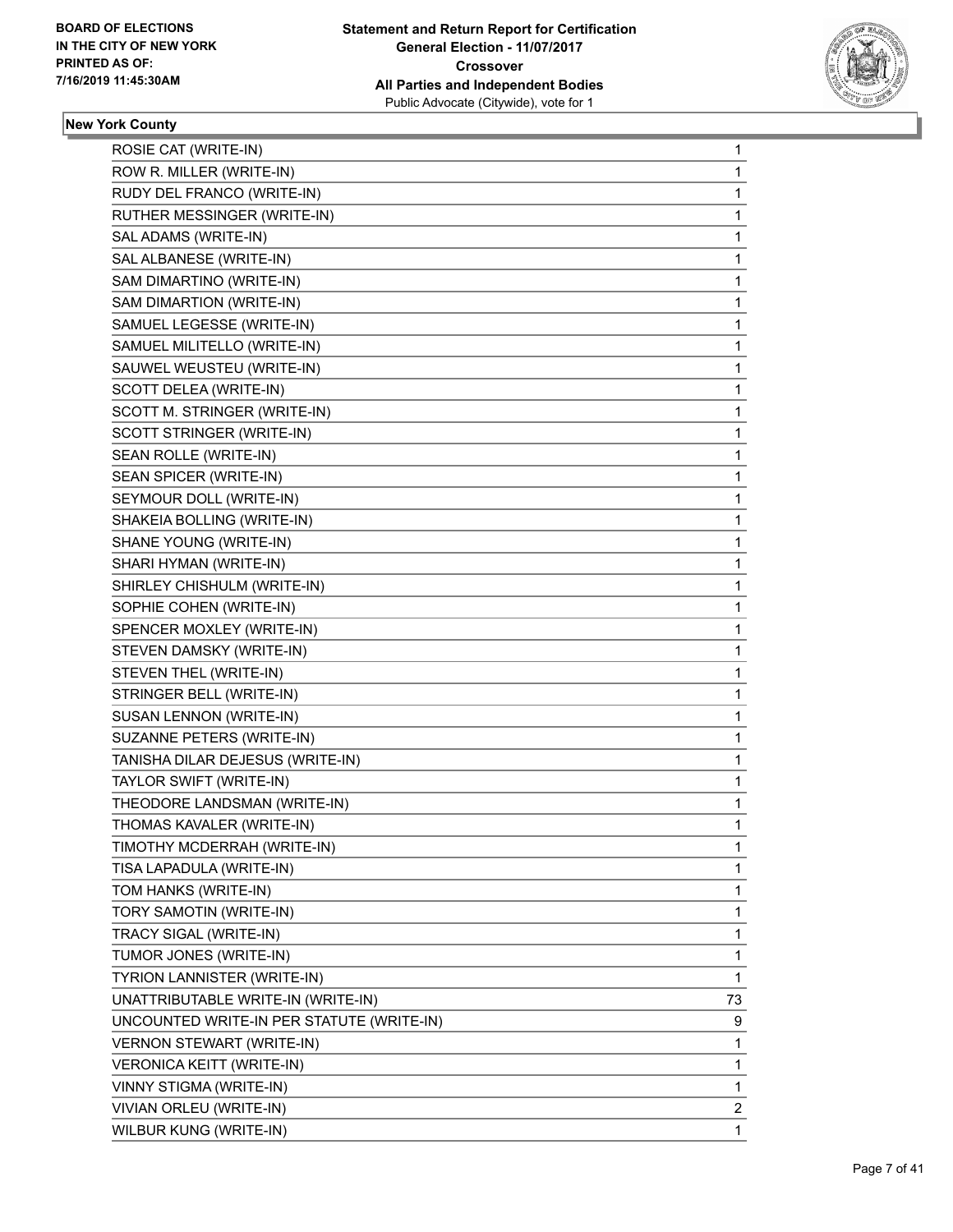**BOARD OF ELECTIONS IN THE CITY OF NEW YORK PRINTED AS OF: 7/16/2019 11:45:30AM**

**Statement and Return Report for Certification**
**General Election - 11/07/2017**
**Crossover**
**All Parties and Independent Bodies**
Public Advocate (Citywide), vote for 1

### New York County

| | |
|---|---|
| ROSIE CAT (WRITE-IN) | 1 |
| ROW R. MILLER (WRITE-IN) | 1 |
| RUDY DEL FRANCO (WRITE-IN) | 1 |
| RUTHER MESSINGER (WRITE-IN) | 1 |
| SAL ADAMS (WRITE-IN) | 1 |
| SAL ALBANESE (WRITE-IN) | 1 |
| SAM DIMARTINO (WRITE-IN) | 1 |
| SAM DIMARTION (WRITE-IN) | 1 |
| SAMUEL LEGESSE (WRITE-IN) | 1 |
| SAMUEL MILITELLO (WRITE-IN) | 1 |
| SAUWEL WEUSTEU (WRITE-IN) | 1 |
| SCOTT DELEA (WRITE-IN) | 1 |
| SCOTT M. STRINGER (WRITE-IN) | 1 |
| SCOTT STRINGER (WRITE-IN) | 1 |
| SEAN ROLLE (WRITE-IN) | 1 |
| SEAN SPICER (WRITE-IN) | 1 |
| SEYMOUR DOLL (WRITE-IN) | 1 |
| SHAKEIA BOLLING (WRITE-IN) | 1 |
| SHANE YOUNG (WRITE-IN) | 1 |
| SHARI HYMAN (WRITE-IN) | 1 |
| SHIRLEY CHISHULM (WRITE-IN) | 1 |
| SOPHIE COHEN (WRITE-IN) | 1 |
| SPENCER MOXLEY (WRITE-IN) | 1 |
| STEVEN DAMSKY (WRITE-IN) | 1 |
| STEVEN THEL (WRITE-IN) | 1 |
| STRINGER BELL (WRITE-IN) | 1 |
| SUSAN LENNON (WRITE-IN) | 1 |
| SUZANNE PETERS (WRITE-IN) | 1 |
| TANISHA DILAR DEJESUS (WRITE-IN) | 1 |
| TAYLOR SWIFT (WRITE-IN) | 1 |
| THEODORE LANDSMAN (WRITE-IN) | 1 |
| THOMAS KAVALER (WRITE-IN) | 1 |
| TIMOTHY MCDERRAH (WRITE-IN) | 1 |
| TISA LAPADULA (WRITE-IN) | 1 |
| TOM HANKS (WRITE-IN) | 1 |
| TORY SAMOTIN (WRITE-IN) | 1 |
| TRACY SIGAL (WRITE-IN) | 1 |
| TUMOR JONES (WRITE-IN) | 1 |
| TYRION LANNISTER (WRITE-IN) | 1 |
| UNATTRIBUTABLE WRITE-IN (WRITE-IN) | 73 |
| UNCOUNTED WRITE-IN PER STATUTE (WRITE-IN) | 9 |
| VERNON STEWART (WRITE-IN) | 1 |
| VERONICA KEITT (WRITE-IN) | 1 |
| VINNY STIGMA (WRITE-IN) | 1 |
| VIVIAN ORLEU (WRITE-IN) | 2 |
| WILBUR KUNG (WRITE-IN) | 1 |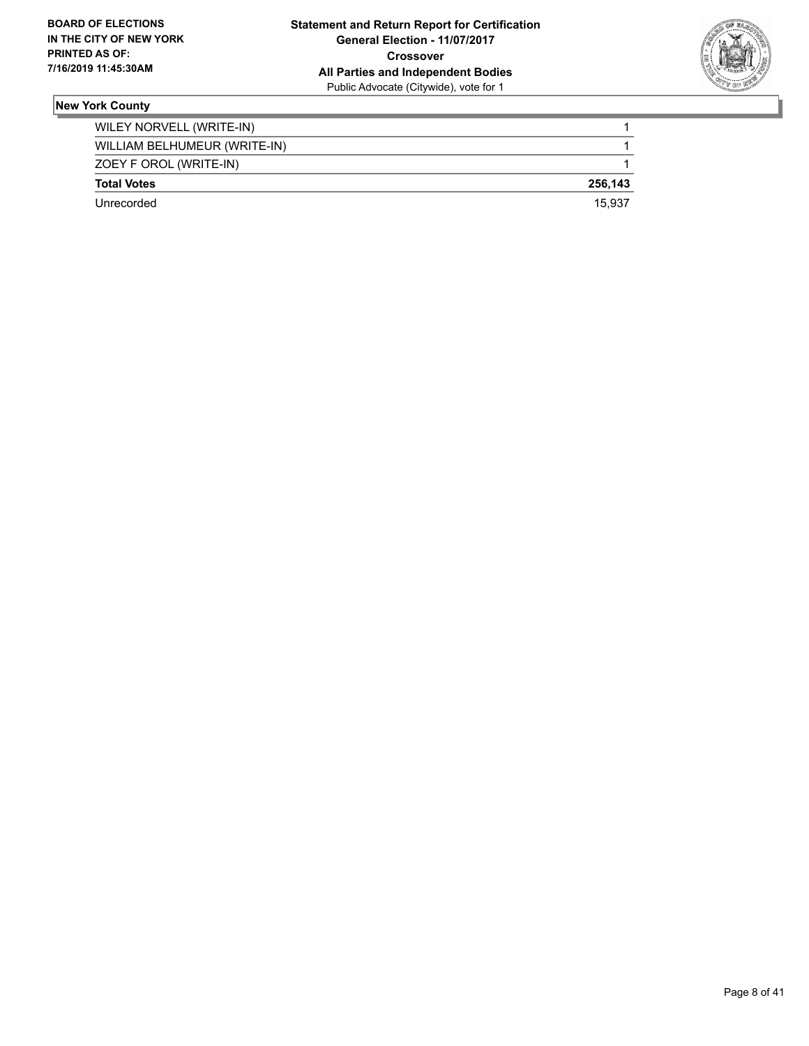**New York County**

| | |
|---|---|
| WILEY NORVELL (WRITE-IN) | 1 |
| WILLIAM BELHUMEUR (WRITE-IN) | 1 |
| ZOEY F OROL (WRITE-IN) | 1 |
| **Total Votes** | **256,143** |
| Unrecorded | 15,937 |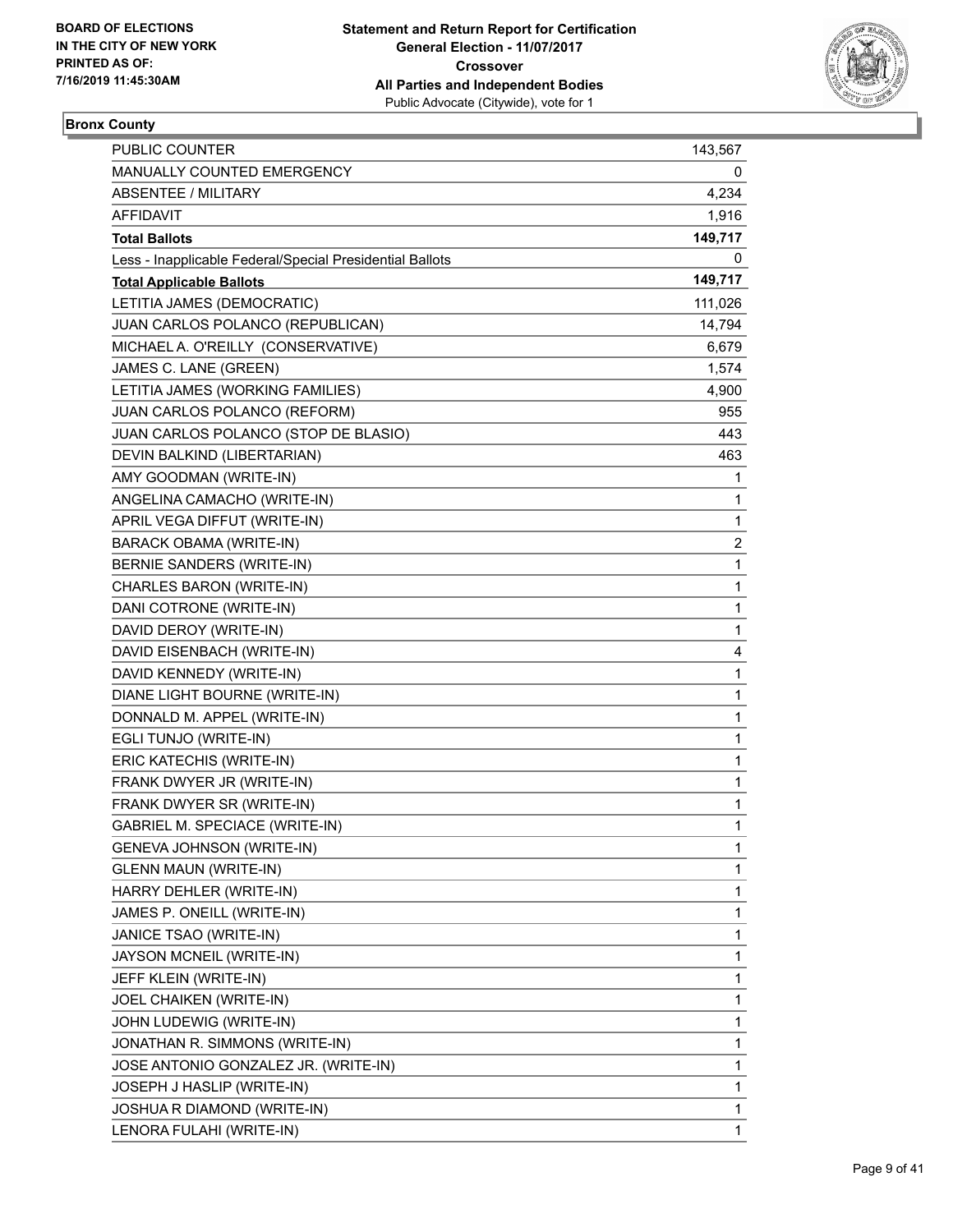**BOARD OF ELECTIONS IN THE CITY OF NEW YORK PRINTED AS OF: 7/16/2019 11:45:30AM**

**Statement and Return Report for Certification General Election - 11/07/2017 Crossover All Parties and Independent Bodies** Public Advocate (Citywide), vote for 1

## Bronx County

| | |
|---|---|
| PUBLIC COUNTER | 143,567 |
| MANUALLY COUNTED EMERGENCY | 0 |
| ABSENTEE / MILITARY | 4,234 |
| AFFIDAVIT | 1,916 |
| **Total Ballots** | **149,717** |
| Less - Inapplicable Federal/Special Presidential Ballots | 0 |
| **Total Applicable Ballots** | **149,717** |
| LETITIA JAMES (DEMOCRATIC) | 111,026 |
| JUAN CARLOS POLANCO (REPUBLICAN) | 14,794 |
| MICHAEL A. O'REILLY (CONSERVATIVE) | 6,679 |
| JAMES C. LANE (GREEN) | 1,574 |
| LETITIA JAMES (WORKING FAMILIES) | 4,900 |
| JUAN CARLOS POLANCO (REFORM) | 955 |
| JUAN CARLOS POLANCO (STOP DE BLASIO) | 443 |
| DEVIN BALKIND (LIBERTARIAN) | 463 |
| AMY GOODMAN (WRITE-IN) | 1 |
| ANGELINA CAMACHO (WRITE-IN) | 1 |
| APRIL VEGA DIFFUT (WRITE-IN) | 1 |
| BARACK OBAMA (WRITE-IN) | 2 |
| BERNIE SANDERS (WRITE-IN) | 1 |
| CHARLES BARON (WRITE-IN) | 1 |
| DANI COTRONE (WRITE-IN) | 1 |
| DAVID DEROY (WRITE-IN) | 1 |
| DAVID EISENBACH (WRITE-IN) | 4 |
| DAVID KENNEDY (WRITE-IN) | 1 |
| DIANE LIGHT BOURNE (WRITE-IN) | 1 |
| DONNALD M. APPEL (WRITE-IN) | 1 |
| EGLI TUNJO (WRITE-IN) | 1 |
| ERIC KATECHIS (WRITE-IN) | 1 |
| FRANK DWYER JR (WRITE-IN) | 1 |
| FRANK DWYER SR (WRITE-IN) | 1 |
| GABRIEL M. SPECIACE (WRITE-IN) | 1 |
| GENEVA JOHNSON (WRITE-IN) | 1 |
| GLENN MAUN (WRITE-IN) | 1 |
| HARRY DEHLER (WRITE-IN) | 1 |
| JAMES P. ONEILL (WRITE-IN) | 1 |
| JANICE TSAO (WRITE-IN) | 1 |
| JAYSON MCNEIL (WRITE-IN) | 1 |
| JEFF KLEIN (WRITE-IN) | 1 |
| JOEL CHAIKEN (WRITE-IN) | 1 |
| JOHN LUDEWIG (WRITE-IN) | 1 |
| JONATHAN R. SIMMONS (WRITE-IN) | 1 |
| JOSE ANTONIO GONZALEZ JR. (WRITE-IN) | 1 |
| JOSEPH J HASLIP (WRITE-IN) | 1 |
| JOSHUA R DIAMOND (WRITE-IN) | 1 |
| LENORA FULAHI (WRITE-IN) | 1 |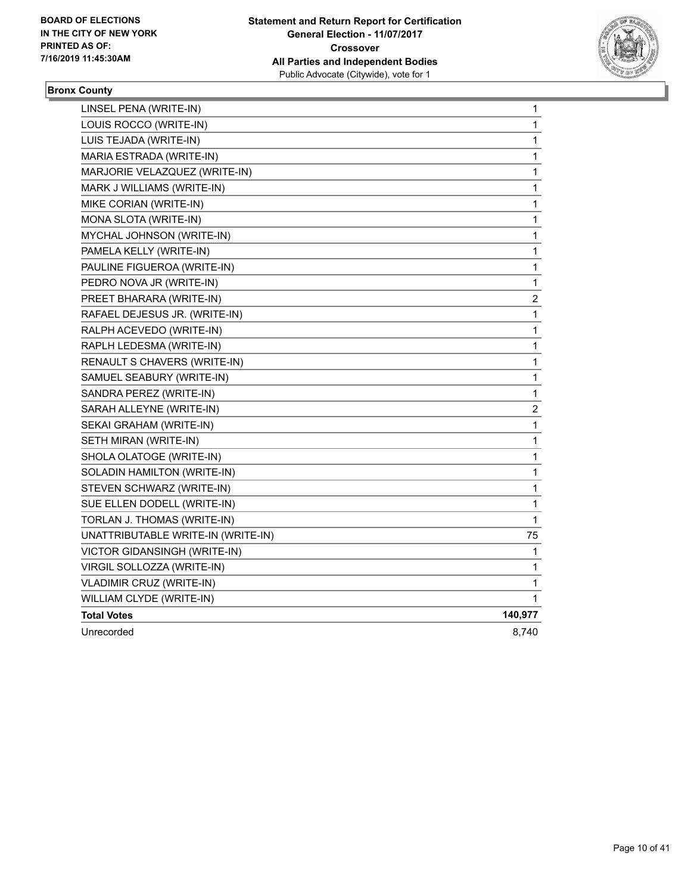**BOARD OF ELECTIONS IN THE CITY OF NEW YORK PRINTED AS OF: 7/16/2019 11:45:30AM**

**Statement and Return Report for Certification General Election - 11/07/2017 Crossover All Parties and Independent Bodies**
Public Advocate (Citywide), vote for 1

**Bronx County**

| Candidate | Votes |
|---|---|
| LINSEL PENA (WRITE-IN) | 1 |
| LOUIS ROCCO (WRITE-IN) | 1 |
| LUIS TEJADA (WRITE-IN) | 1 |
| MARIA ESTRADA (WRITE-IN) | 1 |
| MARJORIE VELAZQUEZ (WRITE-IN) | 1 |
| MARK J WILLIAMS (WRITE-IN) | 1 |
| MIKE CORIAN (WRITE-IN) | 1 |
| MONA SLOTA (WRITE-IN) | 1 |
| MYCHAL JOHNSON (WRITE-IN) | 1 |
| PAMELA KELLY (WRITE-IN) | 1 |
| PAULINE FIGUEROA (WRITE-IN) | 1 |
| PEDRO NOVA JR (WRITE-IN) | 1 |
| PREET BHARARA (WRITE-IN) | 2 |
| RAFAEL DEJESUS JR. (WRITE-IN) | 1 |
| RALPH ACEVEDO (WRITE-IN) | 1 |
| RAPLH LEDESMA (WRITE-IN) | 1 |
| RENAULT S CHAVERS (WRITE-IN) | 1 |
| SAMUEL SEABURY (WRITE-IN) | 1 |
| SANDRA PEREZ (WRITE-IN) | 1 |
| SARAH ALLEYNE (WRITE-IN) | 2 |
| SEKAI GRAHAM (WRITE-IN) | 1 |
| SETH MIRAN (WRITE-IN) | 1 |
| SHOLA OLATOGE (WRITE-IN) | 1 |
| SOLADIN HAMILTON (WRITE-IN) | 1 |
| STEVEN SCHWARZ (WRITE-IN) | 1 |
| SUE ELLEN DODELL (WRITE-IN) | 1 |
| TORLAN J. THOMAS (WRITE-IN) | 1 |
| UNATTRIBUTABLE WRITE-IN (WRITE-IN) | 75 |
| VICTOR GIDANSINGH (WRITE-IN) | 1 |
| VIRGIL SOLLOZZA (WRITE-IN) | 1 |
| VLADIMIR CRUZ (WRITE-IN) | 1 |
| WILLIAM CLYDE (WRITE-IN) | 1 |
| **Total Votes** | **140,977** |
| Unrecorded | 8,740 |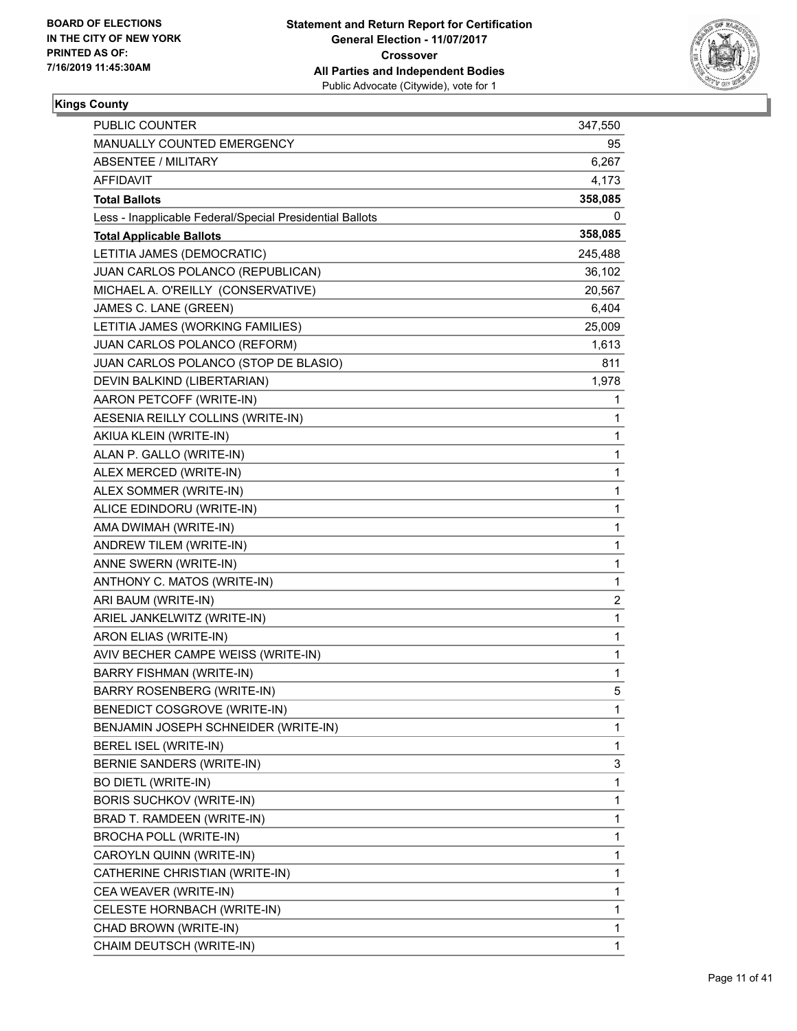BOARD OF ELECTIONS
IN THE CITY OF NEW YORK
PRINTED AS OF:
7/16/2019 11:45:30AM

**Statement and Return Report for Certification**
**General Election - 11/07/2017**
**Crossover**
**All Parties and Independent Bodies**
Public Advocate (Citywide), vote for 1

**Kings County**

| | |
|---|---|
| PUBLIC COUNTER | 347,550 |
| MANUALLY COUNTED EMERGENCY | 95 |
| ABSENTEE / MILITARY | 6,267 |
| AFFIDAVIT | 4,173 |
| **Total Ballots** | **358,085** |
| Less - Inapplicable Federal/Special Presidential Ballots | 0 |
| **Total Applicable Ballots** | **358,085** |
| LETITIA JAMES (DEMOCRATIC) | 245,488 |
| JUAN CARLOS POLANCO (REPUBLICAN) | 36,102 |
| MICHAEL A. O'REILLY (CONSERVATIVE) | 20,567 |
| JAMES C. LANE (GREEN) | 6,404 |
| LETITIA JAMES (WORKING FAMILIES) | 25,009 |
| JUAN CARLOS POLANCO (REFORM) | 1,613 |
| JUAN CARLOS POLANCO (STOP DE BLASIO) | 811 |
| DEVIN BALKIND (LIBERTARIAN) | 1,978 |
| AARON PETCOFF (WRITE-IN) | 1 |
| AESENIA REILLY COLLINS (WRITE-IN) | 1 |
| AKIUA KLEIN (WRITE-IN) | 1 |
| ALAN P. GALLO (WRITE-IN) | 1 |
| ALEX MERCED (WRITE-IN) | 1 |
| ALEX SOMMER (WRITE-IN) | 1 |
| ALICE EDINDORU (WRITE-IN) | 1 |
| AMA DWIMAH (WRITE-IN) | 1 |
| ANDREW TILEM (WRITE-IN) | 1 |
| ANNE SWERN (WRITE-IN) | 1 |
| ANTHONY C. MATOS (WRITE-IN) | 1 |
| ARI BAUM (WRITE-IN) | 2 |
| ARIEL JANKELWITZ (WRITE-IN) | 1 |
| ARON ELIAS (WRITE-IN) | 1 |
| AVIV BECHER CAMPE WEISS (WRITE-IN) | 1 |
| BARRY FISHMAN (WRITE-IN) | 1 |
| BARRY ROSENBERG (WRITE-IN) | 5 |
| BENEDICT COSGROVE (WRITE-IN) | 1 |
| BENJAMIN JOSEPH SCHNEIDER (WRITE-IN) | 1 |
| BEREL ISEL (WRITE-IN) | 1 |
| BERNIE SANDERS (WRITE-IN) | 3 |
| BO DIETL (WRITE-IN) | 1 |
| BORIS SUCHKOV (WRITE-IN) | 1 |
| BRAD T. RAMDEEN (WRITE-IN) | 1 |
| BROCHA POLL (WRITE-IN) | 1 |
| CAROYLN QUINN (WRITE-IN) | 1 |
| CATHERINE CHRISTIAN (WRITE-IN) | 1 |
| CEA WEAVER (WRITE-IN) | 1 |
| CELESTE HORNBACH (WRITE-IN) | 1 |
| CHAD BROWN (WRITE-IN) | 1 |
| CHAIM DEUTSCH (WRITE-IN) | 1 |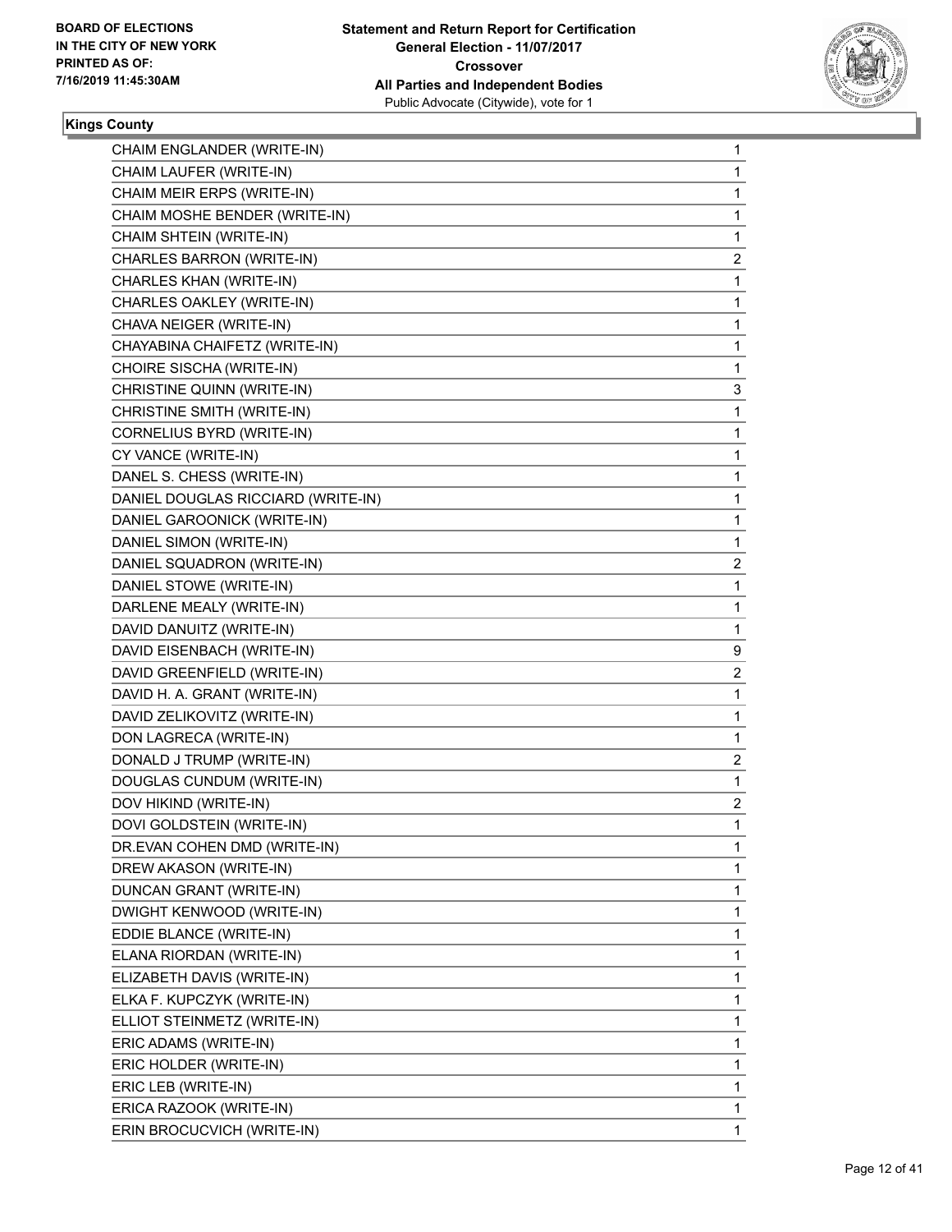**BOARD OF ELECTIONS IN THE CITY OF NEW YORK PRINTED AS OF: 7/16/2019 11:45:30AM**

**Statement and Return Report for Certification General Election - 11/07/2017 Crossover All Parties and Independent Bodies**
Public Advocate (Citywide), vote for 1

**Kings County**

| Candidate | Votes |
|---|---|
| CHAIM ENGLANDER (WRITE-IN) | 1 |
| CHAIM LAUFER (WRITE-IN) | 1 |
| CHAIM MEIR ERPS (WRITE-IN) | 1 |
| CHAIM MOSHE BENDER (WRITE-IN) | 1 |
| CHAIM SHTEIN (WRITE-IN) | 1 |
| CHARLES BARRON (WRITE-IN) | 2 |
| CHARLES KHAN (WRITE-IN) | 1 |
| CHARLES OAKLEY (WRITE-IN) | 1 |
| CHAVA NEIGER (WRITE-IN) | 1 |
| CHAYABINA CHAIFETZ (WRITE-IN) | 1 |
| CHOIRE SISCHA (WRITE-IN) | 1 |
| CHRISTINE QUINN (WRITE-IN) | 3 |
| CHRISTINE SMITH (WRITE-IN) | 1 |
| CORNELIUS BYRD (WRITE-IN) | 1 |
| CY VANCE (WRITE-IN) | 1 |
| DANEL S. CHESS (WRITE-IN) | 1 |
| DANIEL DOUGLAS RICCIARD (WRITE-IN) | 1 |
| DANIEL GAROONICK (WRITE-IN) | 1 |
| DANIEL SIMON (WRITE-IN) | 1 |
| DANIEL SQUADRON (WRITE-IN) | 2 |
| DANIEL STOWE (WRITE-IN) | 1 |
| DARLENE MEALY (WRITE-IN) | 1 |
| DAVID DANUITZ (WRITE-IN) | 1 |
| DAVID EISENBACH (WRITE-IN) | 9 |
| DAVID GREENFIELD (WRITE-IN) | 2 |
| DAVID H. A. GRANT (WRITE-IN) | 1 |
| DAVID ZELIKOVITZ (WRITE-IN) | 1 |
| DON LAGRECA (WRITE-IN) | 1 |
| DONALD J TRUMP (WRITE-IN) | 2 |
| DOUGLAS CUNDUM (WRITE-IN) | 1 |
| DOV HIKIND (WRITE-IN) | 2 |
| DOVI GOLDSTEIN (WRITE-IN) | 1 |
| DR.EVAN COHEN DMD (WRITE-IN) | 1 |
| DREW AKASON (WRITE-IN) | 1 |
| DUNCAN GRANT (WRITE-IN) | 1 |
| DWIGHT KENWOOD (WRITE-IN) | 1 |
| EDDIE BLANCE (WRITE-IN) | 1 |
| ELANA RIORDAN (WRITE-IN) | 1 |
| ELIZABETH DAVIS (WRITE-IN) | 1 |
| ELKA F. KUPCZYK (WRITE-IN) | 1 |
| ELLIOT STEINMETZ (WRITE-IN) | 1 |
| ERIC ADAMS (WRITE-IN) | 1 |
| ERIC HOLDER (WRITE-IN) | 1 |
| ERIC LEB (WRITE-IN) | 1 |
| ERICA RAZOOK (WRITE-IN) | 1 |
| ERIN BROCUCVICH (WRITE-IN) | 1 |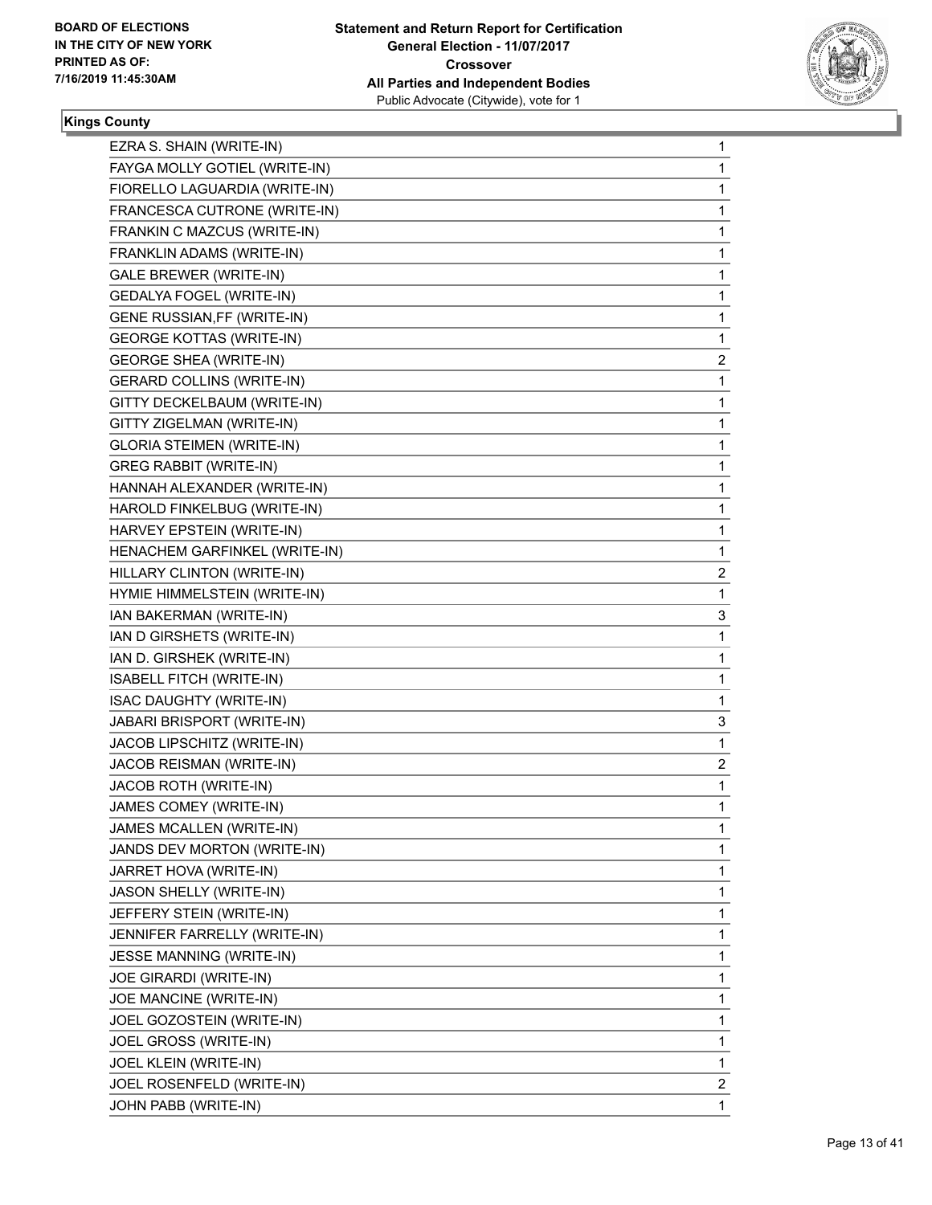**Kings County**

| | |
|---|---|
| EZRA S. SHAIN (WRITE-IN) | 1 |
| FAYGA MOLLY GOTIEL (WRITE-IN) | 1 |
| FIORELLO LAGUARDIA (WRITE-IN) | 1 |
| FRANCESCA CUTRONE (WRITE-IN) | 1 |
| FRANKIN C MAZCUS (WRITE-IN) | 1 |
| FRANKLIN ADAMS (WRITE-IN) | 1 |
| GALE BREWER (WRITE-IN) | 1 |
| GEDALYA FOGEL (WRITE-IN) | 1 |
| GENE RUSSIAN,FF (WRITE-IN) | 1 |
| GEORGE KOTTAS (WRITE-IN) | 1 |
| GEORGE SHEA (WRITE-IN) | 2 |
| GERARD COLLINS (WRITE-IN) | 1 |
| GITTY DECKELBAUM (WRITE-IN) | 1 |
| GITTY ZIGELMAN (WRITE-IN) | 1 |
| GLORIA STEIMEN (WRITE-IN) | 1 |
| GREG RABBIT (WRITE-IN) | 1 |
| HANNAH ALEXANDER (WRITE-IN) | 1 |
| HAROLD FINKELBUG (WRITE-IN) | 1 |
| HARVEY EPSTEIN (WRITE-IN) | 1 |
| HENACHEM GARFINKEL (WRITE-IN) | 1 |
| HILLARY CLINTON (WRITE-IN) | 2 |
| HYMIE HIMMELSTEIN (WRITE-IN) | 1 |
| IAN BAKERMAN (WRITE-IN) | 3 |
| IAN D GIRSHETS (WRITE-IN) | 1 |
| IAN D. GIRSHEK (WRITE-IN) | 1 |
| ISABELL FITCH (WRITE-IN) | 1 |
| ISAC DAUGHTY (WRITE-IN) | 1 |
| JABARI BRISPORT (WRITE-IN) | 3 |
| JACOB LIPSCHITZ (WRITE-IN) | 1 |
| JACOB REISMAN (WRITE-IN) | 2 |
| JACOB ROTH (WRITE-IN) | 1 |
| JAMES COMEY (WRITE-IN) | 1 |
| JAMES MCALLEN (WRITE-IN) | 1 |
| JANDS DEV MORTON (WRITE-IN) | 1 |
| JARRET HOVA (WRITE-IN) | 1 |
| JASON SHELLY (WRITE-IN) | 1 |
| JEFFERY STEIN (WRITE-IN) | 1 |
| JENNIFER FARRELLY (WRITE-IN) | 1 |
| JESSE MANNING (WRITE-IN) | 1 |
| JOE GIRARDI (WRITE-IN) | 1 |
| JOE MANCINE (WRITE-IN) | 1 |
| JOEL GOZOSTEIN (WRITE-IN) | 1 |
| JOEL GROSS (WRITE-IN) | 1 |
| JOEL KLEIN (WRITE-IN) | 1 |
| JOEL ROSENFELD (WRITE-IN) | 2 |
| JOHN PABB (WRITE-IN) | 1 |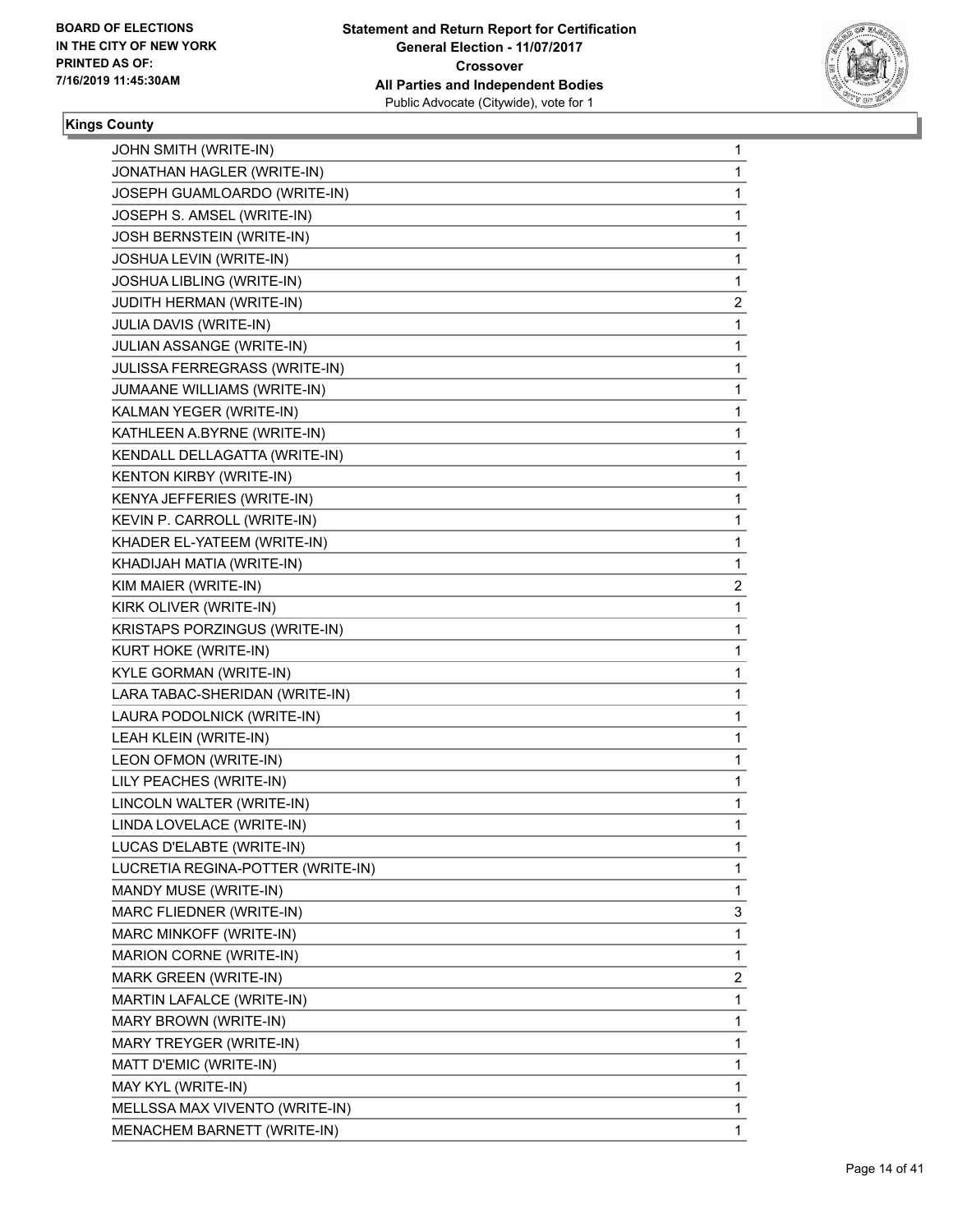**BOARD OF ELECTIONS IN THE CITY OF NEW YORK PRINTED AS OF: 7/16/2019 11:45:30AM**

**Statement and Return Report for Certification General Election - 11/07/2017 Crossover All Parties and Independent Bodies**
Public Advocate (Citywide), vote for 1

**Kings County**

| Candidate | Votes |
|---|---|
| JOHN SMITH (WRITE-IN) | 1 |
| JONATHAN HAGLER (WRITE-IN) | 1 |
| JOSEPH GUAMLOARDO (WRITE-IN) | 1 |
| JOSEPH S. AMSEL (WRITE-IN) | 1 |
| JOSH BERNSTEIN (WRITE-IN) | 1 |
| JOSHUA LEVIN (WRITE-IN) | 1 |
| JOSHUA LIBLING (WRITE-IN) | 1 |
| JUDITH HERMAN (WRITE-IN) | 2 |
| JULIA DAVIS (WRITE-IN) | 1 |
| JULIAN ASSANGE (WRITE-IN) | 1 |
| JULISSA FERREGRASS (WRITE-IN) | 1 |
| JUMAANE WILLIAMS (WRITE-IN) | 1 |
| KALMAN YEGER (WRITE-IN) | 1 |
| KATHLEEN A.BYRNE (WRITE-IN) | 1 |
| KENDALL DELLAGATTA (WRITE-IN) | 1 |
| KENTON KIRBY (WRITE-IN) | 1 |
| KENYA JEFFERIES (WRITE-IN) | 1 |
| KEVIN P. CARROLL (WRITE-IN) | 1 |
| KHADER EL-YATEEM (WRITE-IN) | 1 |
| KHADIJAH MATIA (WRITE-IN) | 1 |
| KIM MAIER (WRITE-IN) | 2 |
| KIRK OLIVER (WRITE-IN) | 1 |
| KRISTAPS PORZINGUS (WRITE-IN) | 1 |
| KURT HOKE (WRITE-IN) | 1 |
| KYLE GORMAN (WRITE-IN) | 1 |
| LARA TABAC-SHERIDAN (WRITE-IN) | 1 |
| LAURA PODOLNICK (WRITE-IN) | 1 |
| LEAH KLEIN (WRITE-IN) | 1 |
| LEON OFMON (WRITE-IN) | 1 |
| LILY PEACHES (WRITE-IN) | 1 |
| LINCOLN WALTER (WRITE-IN) | 1 |
| LINDA LOVELACE (WRITE-IN) | 1 |
| LUCAS D'ELABTE (WRITE-IN) | 1 |
| LUCRETIA REGINA-POTTER (WRITE-IN) | 1 |
| MANDY MUSE (WRITE-IN) | 1 |
| MARC FLIEDNER (WRITE-IN) | 3 |
| MARC MINKOFF (WRITE-IN) | 1 |
| MARION CORNE (WRITE-IN) | 1 |
| MARK GREEN (WRITE-IN) | 2 |
| MARTIN LAFALCE (WRITE-IN) | 1 |
| MARY BROWN (WRITE-IN) | 1 |
| MARY TREYGER (WRITE-IN) | 1 |
| MATT D'EMIC (WRITE-IN) | 1 |
| MAY KYL (WRITE-IN) | 1 |
| MELLSSA MAX VIVENTO (WRITE-IN) | 1 |
| MENACHEM BARNETT (WRITE-IN) | 1 |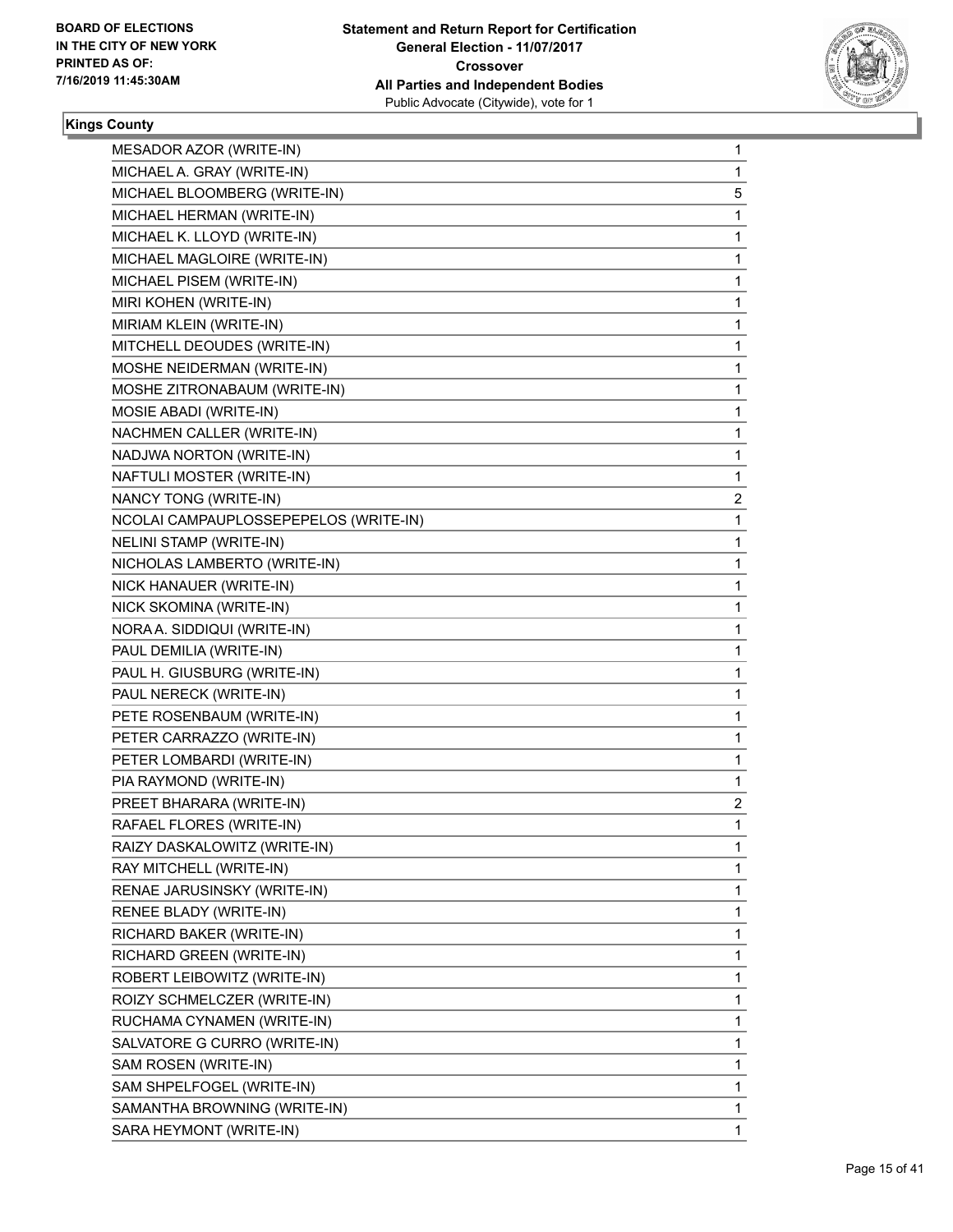BOARD OF ELECTIONS
IN THE CITY OF NEW YORK
PRINTED AS OF:
7/16/2019 11:45:30AM

**Statement and Return Report for Certification**
**General Election - 11/07/2017**
**Crossover**
**All Parties and Independent Bodies**
Public Advocate (Citywide), vote for 1

**Kings County**

| | |
|---|---|
| MESADOR AZOR (WRITE-IN) | 1 |
| MICHAEL A. GRAY (WRITE-IN) | 1 |
| MICHAEL BLOOMBERG (WRITE-IN) | 5 |
| MICHAEL HERMAN (WRITE-IN) | 1 |
| MICHAEL K. LLOYD (WRITE-IN) | 1 |
| MICHAEL MAGLOIRE (WRITE-IN) | 1 |
| MICHAEL PISEM (WRITE-IN) | 1 |
| MIRI KOHEN (WRITE-IN) | 1 |
| MIRIAM KLEIN (WRITE-IN) | 1 |
| MITCHELL DEOUDES (WRITE-IN) | 1 |
| MOSHE NEIDERMAN (WRITE-IN) | 1 |
| MOSHE ZITRONABAUM (WRITE-IN) | 1 |
| MOSIE ABADI (WRITE-IN) | 1 |
| NACHMEN CALLER (WRITE-IN) | 1 |
| NADJWA NORTON (WRITE-IN) | 1 |
| NAFTULI MOSTER (WRITE-IN) | 1 |
| NANCY TONG (WRITE-IN) | 2 |
| NCOLAI CAMPAUPLOSSEPEPELOS (WRITE-IN) | 1 |
| NELINI STAMP (WRITE-IN) | 1 |
| NICHOLAS LAMBERTO (WRITE-IN) | 1 |
| NICK HANAUER (WRITE-IN) | 1 |
| NICK SKOMINA (WRITE-IN) | 1 |
| NORA A. SIDDIQUI (WRITE-IN) | 1 |
| PAUL DEMILIA (WRITE-IN) | 1 |
| PAUL H. GIUSBURG (WRITE-IN) | 1 |
| PAUL NERECK (WRITE-IN) | 1 |
| PETE ROSENBAUM (WRITE-IN) | 1 |
| PETER CARRAZZO (WRITE-IN) | 1 |
| PETER LOMBARDI (WRITE-IN) | 1 |
| PIA RAYMOND (WRITE-IN) | 1 |
| PREET BHARARA (WRITE-IN) | 2 |
| RAFAEL FLORES (WRITE-IN) | 1 |
| RAIZY DASKALOWITZ (WRITE-IN) | 1 |
| RAY MITCHELL (WRITE-IN) | 1 |
| RENAE JARUSINSKY (WRITE-IN) | 1 |
| RENEE BLADY (WRITE-IN) | 1 |
| RICHARD BAKER (WRITE-IN) | 1 |
| RICHARD GREEN (WRITE-IN) | 1 |
| ROBERT LEIBOWITZ (WRITE-IN) | 1 |
| ROIZY SCHMELCZER (WRITE-IN) | 1 |
| RUCHAMA CYNAMEN (WRITE-IN) | 1 |
| SALVATORE G CURRO (WRITE-IN) | 1 |
| SAM ROSEN (WRITE-IN) | 1 |
| SAM SHPELFOGEL (WRITE-IN) | 1 |
| SAMANTHA BROWNING (WRITE-IN) | 1 |
| SARA HEYMONT (WRITE-IN) | 1 |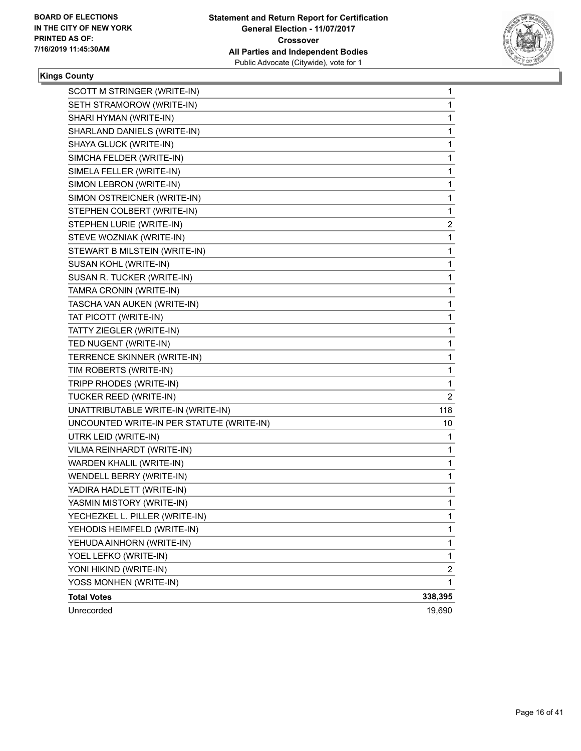**BOARD OF ELECTIONS IN THE CITY OF NEW YORK PRINTED AS OF: 7/16/2019 11:45:30AM**

**Statement and Return Report for Certification General Election - 11/07/2017 Crossover All Parties and Independent Bodies** Public Advocate (Citywide), vote for 1

**Kings County**

| Candidate | Votes |
|---|---|
| SCOTT M STRINGER (WRITE-IN) | 1 |
| SETH STRAMOROW (WRITE-IN) | 1 |
| SHARI HYMAN (WRITE-IN) | 1 |
| SHARLAND DANIELS (WRITE-IN) | 1 |
| SHAYA GLUCK (WRITE-IN) | 1 |
| SIMCHA FELDER (WRITE-IN) | 1 |
| SIMELA FELLER (WRITE-IN) | 1 |
| SIMON LEBRON (WRITE-IN) | 1 |
| SIMON OSTREICNER (WRITE-IN) | 1 |
| STEPHEN COLBERT (WRITE-IN) | 1 |
| STEPHEN LURIE (WRITE-IN) | 2 |
| STEVE WOZNIAK (WRITE-IN) | 1 |
| STEWART B MILSTEIN (WRITE-IN) | 1 |
| SUSAN KOHL (WRITE-IN) | 1 |
| SUSAN R. TUCKER (WRITE-IN) | 1 |
| TAMRA CRONIN (WRITE-IN) | 1 |
| TASCHA VAN AUKEN (WRITE-IN) | 1 |
| TAT PICOTT (WRITE-IN) | 1 |
| TATTY ZIEGLER (WRITE-IN) | 1 |
| TED NUGENT (WRITE-IN) | 1 |
| TERRENCE SKINNER (WRITE-IN) | 1 |
| TIM ROBERTS (WRITE-IN) | 1 |
| TRIPP RHODES (WRITE-IN) | 1 |
| TUCKER REED (WRITE-IN) | 2 |
| UNATTRIBUTABLE WRITE-IN (WRITE-IN) | 118 |
| UNCOUNTED WRITE-IN PER STATUTE (WRITE-IN) | 10 |
| UTRK LEID (WRITE-IN) | 1 |
| VILMA REINHARDT (WRITE-IN) | 1 |
| WARDEN KHALIL (WRITE-IN) | 1 |
| WENDELL BERRY (WRITE-IN) | 1 |
| YADIRA HADLETT (WRITE-IN) | 1 |
| YASMIN MISTORY (WRITE-IN) | 1 |
| YECHEZKEL L. PILLER (WRITE-IN) | 1 |
| YEHODIS HEIMFELD (WRITE-IN) | 1 |
| YEHUDA AINHORN (WRITE-IN) | 1 |
| YOEL LEFKO (WRITE-IN) | 1 |
| YONI HIKIND (WRITE-IN) | 2 |
| YOSS MONHEN (WRITE-IN) | 1 |
| **Total Votes** | **338,395** |
| Unrecorded | 19,690 |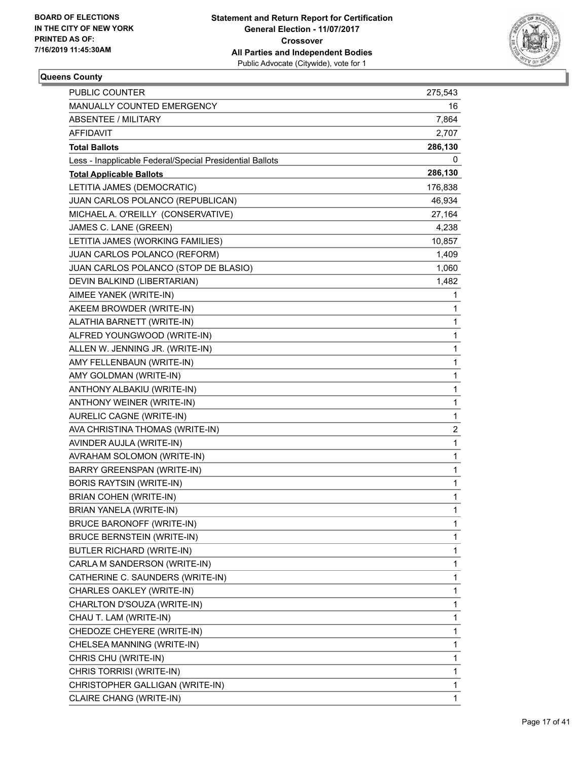BOARD OF ELECTIONS
IN THE CITY OF NEW YORK
PRINTED AS OF:
7/16/2019 11:45:30AM

**Statement and Return Report for Certification**
**General Election - 11/07/2017**
**Crossover**
**All Parties and Independent Bodies**
Public Advocate (Citywide), vote for 1

**Queens County**

| | |
|---|---|
| PUBLIC COUNTER | 275,543 |
| MANUALLY COUNTED EMERGENCY | 16 |
| ABSENTEE / MILITARY | 7,864 |
| AFFIDAVIT | 2,707 |
| **Total Ballots** | **286,130** |
| Less - Inapplicable Federal/Special Presidential Ballots | 0 |
| **Total Applicable Ballots** | **286,130** |
| LETITIA JAMES (DEMOCRATIC) | 176,838 |
| JUAN CARLOS POLANCO (REPUBLICAN) | 46,934 |
| MICHAEL A. O'REILLY (CONSERVATIVE) | 27,164 |
| JAMES C. LANE (GREEN) | 4,238 |
| LETITIA JAMES (WORKING FAMILIES) | 10,857 |
| JUAN CARLOS POLANCO (REFORM) | 1,409 |
| JUAN CARLOS POLANCO (STOP DE BLASIO) | 1,060 |
| DEVIN BALKIND (LIBERTARIAN) | 1,482 |
| AIMEE YANEK (WRITE-IN) | 1 |
| AKEEM BROWDER (WRITE-IN) | 1 |
| ALATHIA BARNETT (WRITE-IN) | 1 |
| ALFRED YOUNGWOOD (WRITE-IN) | 1 |
| ALLEN W. JENNING JR. (WRITE-IN) | 1 |
| AMY FELLENBAUN (WRITE-IN) | 1 |
| AMY GOLDMAN (WRITE-IN) | 1 |
| ANTHONY ALBAKIU (WRITE-IN) | 1 |
| ANTHONY WEINER (WRITE-IN) | 1 |
| AURELIC CAGNE (WRITE-IN) | 1 |
| AVA CHRISTINA THOMAS (WRITE-IN) | 2 |
| AVINDER AUJLA (WRITE-IN) | 1 |
| AVRAHAM SOLOMON (WRITE-IN) | 1 |
| BARRY GREENSPAN (WRITE-IN) | 1 |
| BORIS RAYTSIN (WRITE-IN) | 1 |
| BRIAN COHEN (WRITE-IN) | 1 |
| BRIAN YANELA (WRITE-IN) | 1 |
| BRUCE BARONOFF (WRITE-IN) | 1 |
| BRUCE BERNSTEIN (WRITE-IN) | 1 |
| BUTLER RICHARD (WRITE-IN) | 1 |
| CARLA M SANDERSON (WRITE-IN) | 1 |
| CATHERINE C. SAUNDERS (WRITE-IN) | 1 |
| CHARLES OAKLEY (WRITE-IN) | 1 |
| CHARLTON D'SOUZA (WRITE-IN) | 1 |
| CHAU T. LAM (WRITE-IN) | 1 |
| CHEDOZE CHEYERE (WRITE-IN) | 1 |
| CHELSEA MANNING (WRITE-IN) | 1 |
| CHRIS CHU (WRITE-IN) | 1 |
| CHRIS TORRISI (WRITE-IN) | 1 |
| CHRISTOPHER GALLIGAN (WRITE-IN) | 1 |
| CLAIRE CHANG (WRITE-IN) | 1 |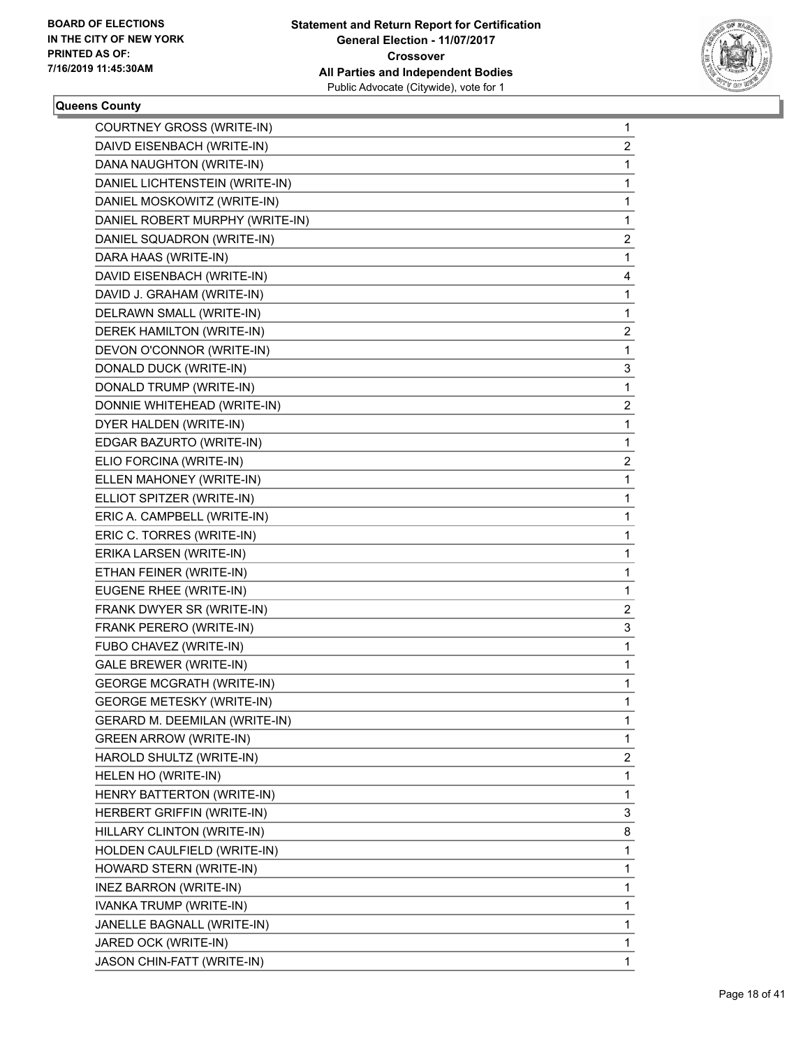**Queens County**

| | |
|---|---|
| COURTNEY GROSS (WRITE-IN) | 1 |
| DAIVD EISENBACH (WRITE-IN) | 2 |
| DANA NAUGHTON (WRITE-IN) | 1 |
| DANIEL LICHTENSTEIN (WRITE-IN) | 1 |
| DANIEL MOSKOWITZ (WRITE-IN) | 1 |
| DANIEL ROBERT MURPHY (WRITE-IN) | 1 |
| DANIEL SQUADRON (WRITE-IN) | 2 |
| DARA HAAS (WRITE-IN) | 1 |
| DAVID EISENBACH (WRITE-IN) | 4 |
| DAVID J. GRAHAM (WRITE-IN) | 1 |
| DELRAWN SMALL (WRITE-IN) | 1 |
| DEREK HAMILTON (WRITE-IN) | 2 |
| DEVON O'CONNOR (WRITE-IN) | 1 |
| DONALD DUCK (WRITE-IN) | 3 |
| DONALD TRUMP (WRITE-IN) | 1 |
| DONNIE WHITEHEAD (WRITE-IN) | 2 |
| DYER HALDEN (WRITE-IN) | 1 |
| EDGAR BAZURTO (WRITE-IN) | 1 |
| ELIO FORCINA (WRITE-IN) | 2 |
| ELLEN MAHONEY (WRITE-IN) | 1 |
| ELLIOT SPITZER (WRITE-IN) | 1 |
| ERIC A. CAMPBELL (WRITE-IN) | 1 |
| ERIC C. TORRES (WRITE-IN) | 1 |
| ERIKA LARSEN (WRITE-IN) | 1 |
| ETHAN FEINER (WRITE-IN) | 1 |
| EUGENE RHEE (WRITE-IN) | 1 |
| FRANK DWYER SR (WRITE-IN) | 2 |
| FRANK PERERO (WRITE-IN) | 3 |
| FUBO CHAVEZ (WRITE-IN) | 1 |
| GALE BREWER (WRITE-IN) | 1 |
| GEORGE MCGRATH (WRITE-IN) | 1 |
| GEORGE METESKY (WRITE-IN) | 1 |
| GERARD M. DEEMILAN (WRITE-IN) | 1 |
| GREEN ARROW (WRITE-IN) | 1 |
| HAROLD SHULTZ (WRITE-IN) | 2 |
| HELEN HO (WRITE-IN) | 1 |
| HENRY BATTERTON (WRITE-IN) | 1 |
| HERBERT GRIFFIN (WRITE-IN) | 3 |
| HILLARY CLINTON (WRITE-IN) | 8 |
| HOLDEN CAULFIELD (WRITE-IN) | 1 |
| HOWARD STERN (WRITE-IN) | 1 |
| INEZ BARRON (WRITE-IN) | 1 |
| IVANKA TRUMP (WRITE-IN) | 1 |
| JANELLE BAGNALL (WRITE-IN) | 1 |
| JARED OCK (WRITE-IN) | 1 |
| JASON CHIN-FATT (WRITE-IN) | 1 |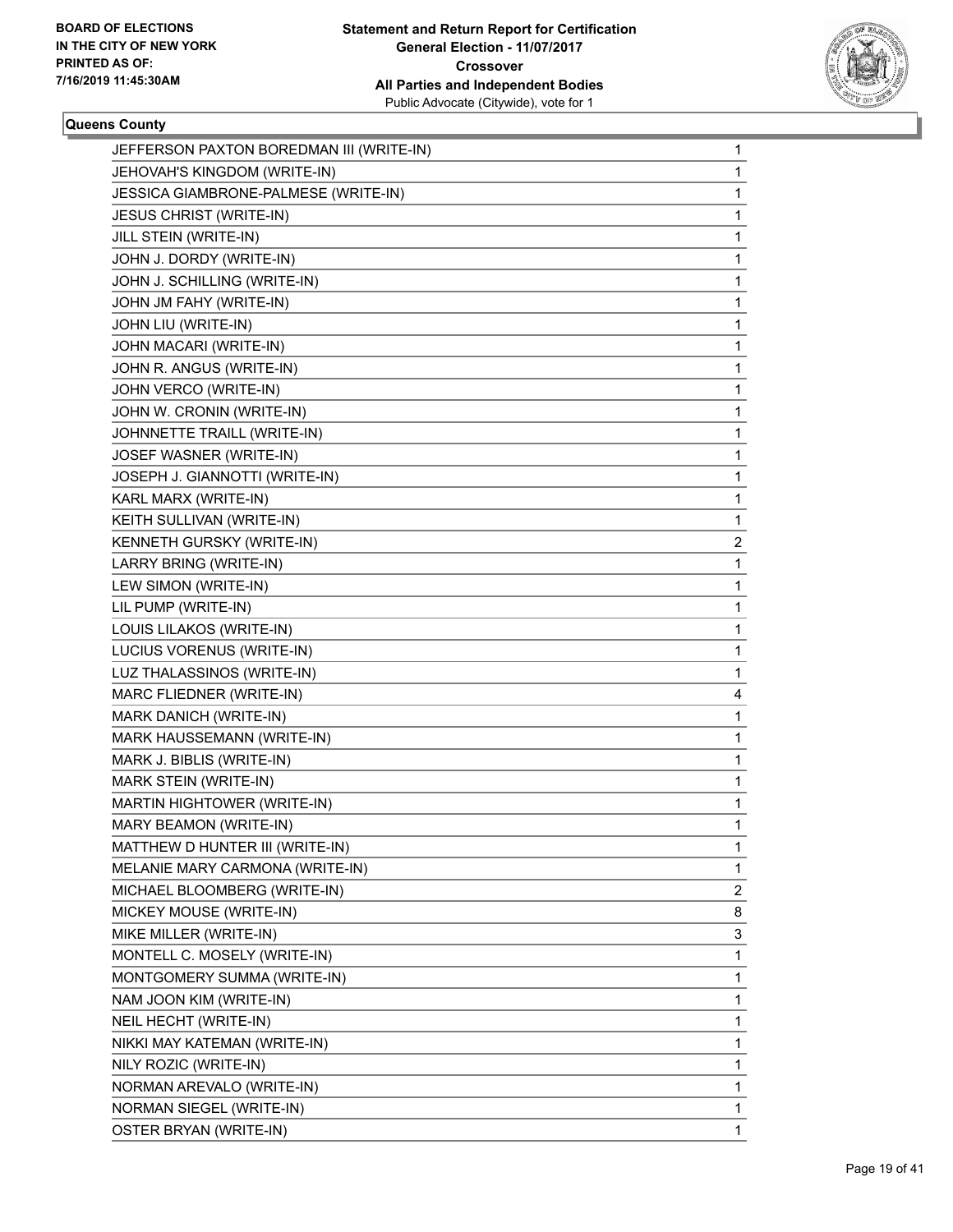**BOARD OF ELECTIONS IN THE CITY OF NEW YORK PRINTED AS OF: 7/16/2019 11:45:30AM**

**Statement and Return Report for Certification General Election - 11/07/2017 Crossover All Parties and Independent Bodies**
Public Advocate (Citywide), vote for 1

### Queens County

| | |
|---|---|
| JEFFERSON PAXTON BOREDMAN III (WRITE-IN) | 1 |
| JEHOVAH'S KINGDOM (WRITE-IN) | 1 |
| JESSICA GIAMBRONE-PALMESE (WRITE-IN) | 1 |
| JESUS CHRIST (WRITE-IN) | 1 |
| JILL STEIN (WRITE-IN) | 1 |
| JOHN J. DORDY (WRITE-IN) | 1 |
| JOHN J. SCHILLING (WRITE-IN) | 1 |
| JOHN JM FAHY (WRITE-IN) | 1 |
| JOHN LIU (WRITE-IN) | 1 |
| JOHN MACARI (WRITE-IN) | 1 |
| JOHN R. ANGUS (WRITE-IN) | 1 |
| JOHN VERCO (WRITE-IN) | 1 |
| JOHN W. CRONIN (WRITE-IN) | 1 |
| JOHNNETTE TRAILL (WRITE-IN) | 1 |
| JOSEF WASNER (WRITE-IN) | 1 |
| JOSEPH J. GIANNOTTI (WRITE-IN) | 1 |
| KARL MARX (WRITE-IN) | 1 |
| KEITH SULLIVAN (WRITE-IN) | 1 |
| KENNETH GURSKY (WRITE-IN) | 2 |
| LARRY BRING (WRITE-IN) | 1 |
| LEW SIMON (WRITE-IN) | 1 |
| LIL PUMP (WRITE-IN) | 1 |
| LOUIS LILAKOS (WRITE-IN) | 1 |
| LUCIUS VORENUS (WRITE-IN) | 1 |
| LUZ THALASSINOS (WRITE-IN) | 1 |
| MARC FLIEDNER (WRITE-IN) | 4 |
| MARK DANICH (WRITE-IN) | 1 |
| MARK HAUSSEMANN (WRITE-IN) | 1 |
| MARK J. BIBLIS (WRITE-IN) | 1 |
| MARK STEIN (WRITE-IN) | 1 |
| MARTIN HIGHTOWER (WRITE-IN) | 1 |
| MARY BEAMON (WRITE-IN) | 1 |
| MATTHEW D HUNTER III (WRITE-IN) | 1 |
| MELANIE MARY CARMONA (WRITE-IN) | 1 |
| MICHAEL BLOOMBERG (WRITE-IN) | 2 |
| MICKEY MOUSE (WRITE-IN) | 8 |
| MIKE MILLER (WRITE-IN) | 3 |
| MONTELL C. MOSELY (WRITE-IN) | 1 |
| MONTGOMERY SUMMA (WRITE-IN) | 1 |
| NAM JOON KIM (WRITE-IN) | 1 |
| NEIL HECHT (WRITE-IN) | 1 |
| NIKKI MAY KATEMAN (WRITE-IN) | 1 |
| NILY ROZIC (WRITE-IN) | 1 |
| NORMAN AREVALO (WRITE-IN) | 1 |
| NORMAN SIEGEL (WRITE-IN) | 1 |
| OSTER BRYAN (WRITE-IN) | 1 |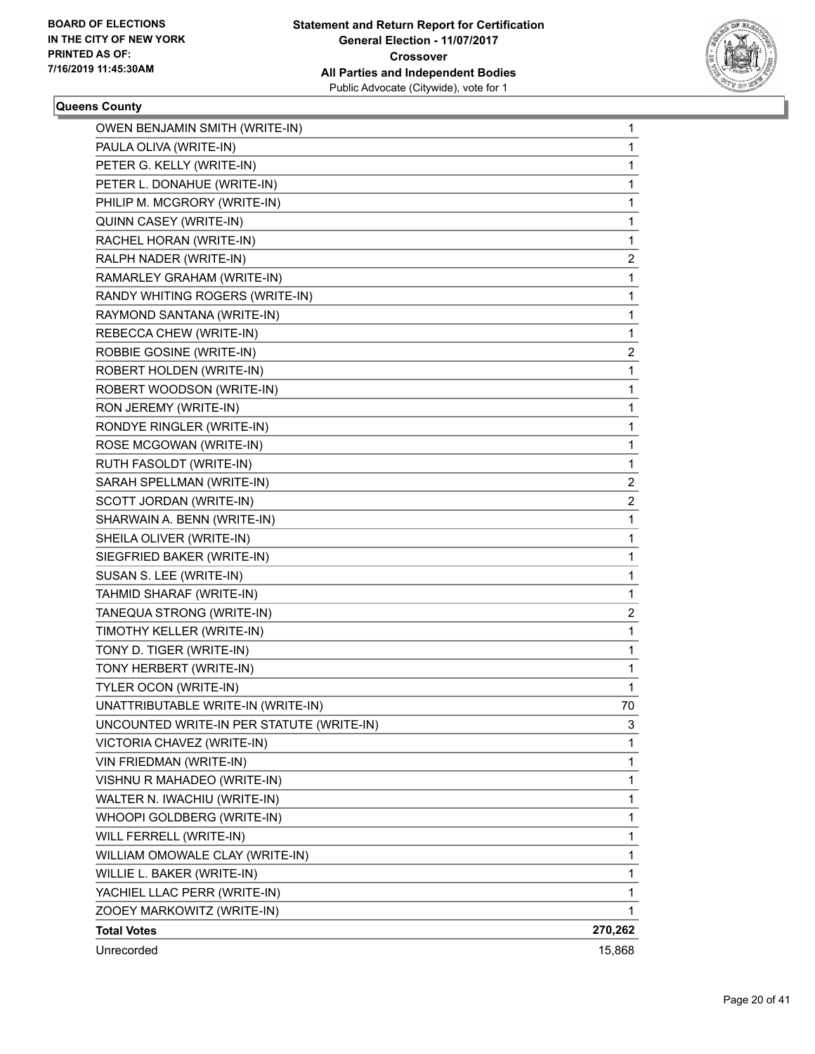**BOARD OF ELECTIONS IN THE CITY OF NEW YORK PRINTED AS OF: 7/16/2019 11:45:30AM**

**Statement and Return Report for Certification General Election - 11/07/2017 Crossover All Parties and Independent Bodies**
Public Advocate (Citywide), vote for 1

**Queens County**

| | |
|---|---|
| OWEN BENJAMIN SMITH (WRITE-IN) | 1 |
| PAULA OLIVA (WRITE-IN) | 1 |
| PETER G. KELLY (WRITE-IN) | 1 |
| PETER L. DONAHUE (WRITE-IN) | 1 |
| PHILIP M. MCGRORY (WRITE-IN) | 1 |
| QUINN CASEY (WRITE-IN) | 1 |
| RACHEL HORAN (WRITE-IN) | 1 |
| RALPH NADER (WRITE-IN) | 2 |
| RAMARLEY GRAHAM (WRITE-IN) | 1 |
| RANDY WHITING ROGERS (WRITE-IN) | 1 |
| RAYMOND SANTANA (WRITE-IN) | 1 |
| REBECCA CHEW (WRITE-IN) | 1 |
| ROBBIE GOSINE (WRITE-IN) | 2 |
| ROBERT HOLDEN (WRITE-IN) | 1 |
| ROBERT WOODSON (WRITE-IN) | 1 |
| RON JEREMY (WRITE-IN) | 1 |
| RONDYE RINGLER (WRITE-IN) | 1 |
| ROSE MCGOWAN (WRITE-IN) | 1 |
| RUTH FASOLDT (WRITE-IN) | 1 |
| SARAH SPELLMAN (WRITE-IN) | 2 |
| SCOTT JORDAN (WRITE-IN) | 2 |
| SHARWAIN A. BENN (WRITE-IN) | 1 |
| SHEILA OLIVER (WRITE-IN) | 1 |
| SIEGFRIED BAKER (WRITE-IN) | 1 |
| SUSAN S. LEE (WRITE-IN) | 1 |
| TAHMID SHARAF (WRITE-IN) | 1 |
| TANEQUA STRONG (WRITE-IN) | 2 |
| TIMOTHY KELLER (WRITE-IN) | 1 |
| TONY D. TIGER (WRITE-IN) | 1 |
| TONY HERBERT (WRITE-IN) | 1 |
| TYLER OCON (WRITE-IN) | 1 |
| UNATTRIBUTABLE WRITE-IN (WRITE-IN) | 70 |
| UNCOUNTED WRITE-IN PER STATUTE (WRITE-IN) | 3 |
| VICTORIA CHAVEZ (WRITE-IN) | 1 |
| VIN FRIEDMAN (WRITE-IN) | 1 |
| VISHNU R MAHADEO (WRITE-IN) | 1 |
| WALTER N. IWACHIU (WRITE-IN) | 1 |
| WHOOPI GOLDBERG (WRITE-IN) | 1 |
| WILL FERRELL (WRITE-IN) | 1 |
| WILLIAM OMOWALE CLAY (WRITE-IN) | 1 |
| WILLIE L. BAKER (WRITE-IN) | 1 |
| YACHIEL LLAC PERR (WRITE-IN) | 1 |
| ZOOEY MARKOWITZ (WRITE-IN) | 1 |
| **Total Votes** | **270,262** |
| Unrecorded | 15,868 |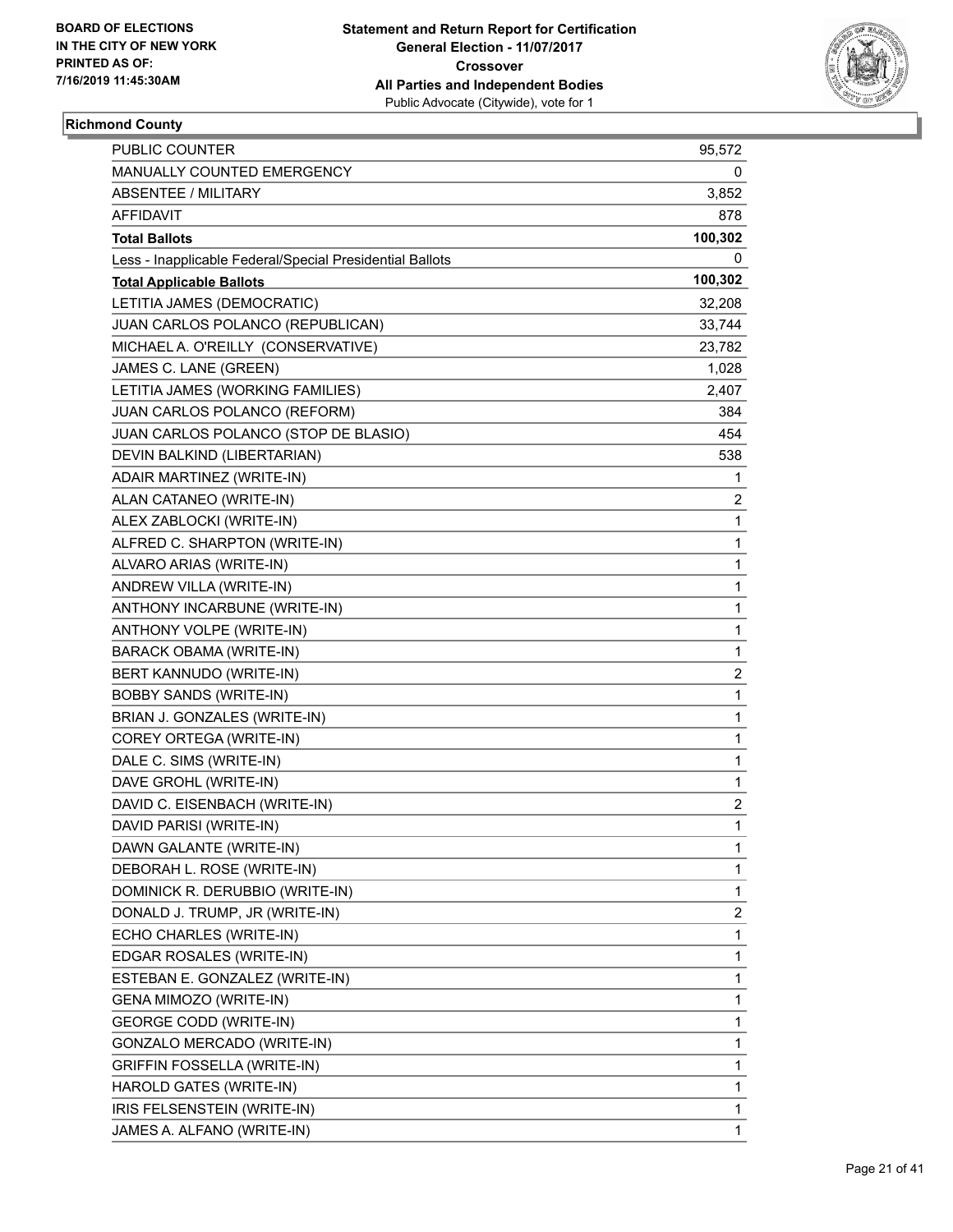BOARD OF ELECTIONS
IN THE CITY OF NEW YORK
PRINTED AS OF:
7/16/2019 11:45:30AM

**Statement and Return Report for Certification**
**General Election - 11/07/2017**
**Crossover**
**All Parties and Independent Bodies**
Public Advocate (Citywide), vote for 1

### Richmond County

| | |
|---|---|
| PUBLIC COUNTER | 95,572 |
| MANUALLY COUNTED EMERGENCY | 0 |
| ABSENTEE / MILITARY | 3,852 |
| AFFIDAVIT | 878 |
| **Total Ballots** | **100,302** |
| Less - Inapplicable Federal/Special Presidential Ballots | 0 |
| **Total Applicable Ballots** | **100,302** |
| LETITIA JAMES (DEMOCRATIC) | 32,208 |
| JUAN CARLOS POLANCO (REPUBLICAN) | 33,744 |
| MICHAEL A. O'REILLY (CONSERVATIVE) | 23,782 |
| JAMES C. LANE (GREEN) | 1,028 |
| LETITIA JAMES (WORKING FAMILIES) | 2,407 |
| JUAN CARLOS POLANCO (REFORM) | 384 |
| JUAN CARLOS POLANCO (STOP DE BLASIO) | 454 |
| DEVIN BALKIND (LIBERTARIAN) | 538 |
| ADAIR MARTINEZ (WRITE-IN) | 1 |
| ALAN CATANEO (WRITE-IN) | 2 |
| ALEX ZABLOCKI (WRITE-IN) | 1 |
| ALFRED C. SHARPTON (WRITE-IN) | 1 |
| ALVARO ARIAS (WRITE-IN) | 1 |
| ANDREW VILLA (WRITE-IN) | 1 |
| ANTHONY INCARBUNE (WRITE-IN) | 1 |
| ANTHONY VOLPE (WRITE-IN) | 1 |
| BARACK OBAMA (WRITE-IN) | 1 |
| BERT KANNUDO (WRITE-IN) | 2 |
| BOBBY SANDS (WRITE-IN) | 1 |
| BRIAN J. GONZALES (WRITE-IN) | 1 |
| COREY ORTEGA (WRITE-IN) | 1 |
| DALE C. SIMS (WRITE-IN) | 1 |
| DAVE GROHL (WRITE-IN) | 1 |
| DAVID C. EISENBACH (WRITE-IN) | 2 |
| DAVID PARISI (WRITE-IN) | 1 |
| DAWN GALANTE (WRITE-IN) | 1 |
| DEBORAH L. ROSE (WRITE-IN) | 1 |
| DOMINICK R. DERUBBIO (WRITE-IN) | 1 |
| DONALD J. TRUMP, JR (WRITE-IN) | 2 |
| ECHO CHARLES (WRITE-IN) | 1 |
| EDGAR ROSALES (WRITE-IN) | 1 |
| ESTEBAN E. GONZALEZ (WRITE-IN) | 1 |
| GENA MIMOZO (WRITE-IN) | 1 |
| GEORGE CODD (WRITE-IN) | 1 |
| GONZALO MERCADO (WRITE-IN) | 1 |
| GRIFFIN FOSSELLA (WRITE-IN) | 1 |
| HAROLD GATES (WRITE-IN) | 1 |
| IRIS FELSENSTEIN (WRITE-IN) | 1 |
| JAMES A. ALFANO (WRITE-IN) | 1 |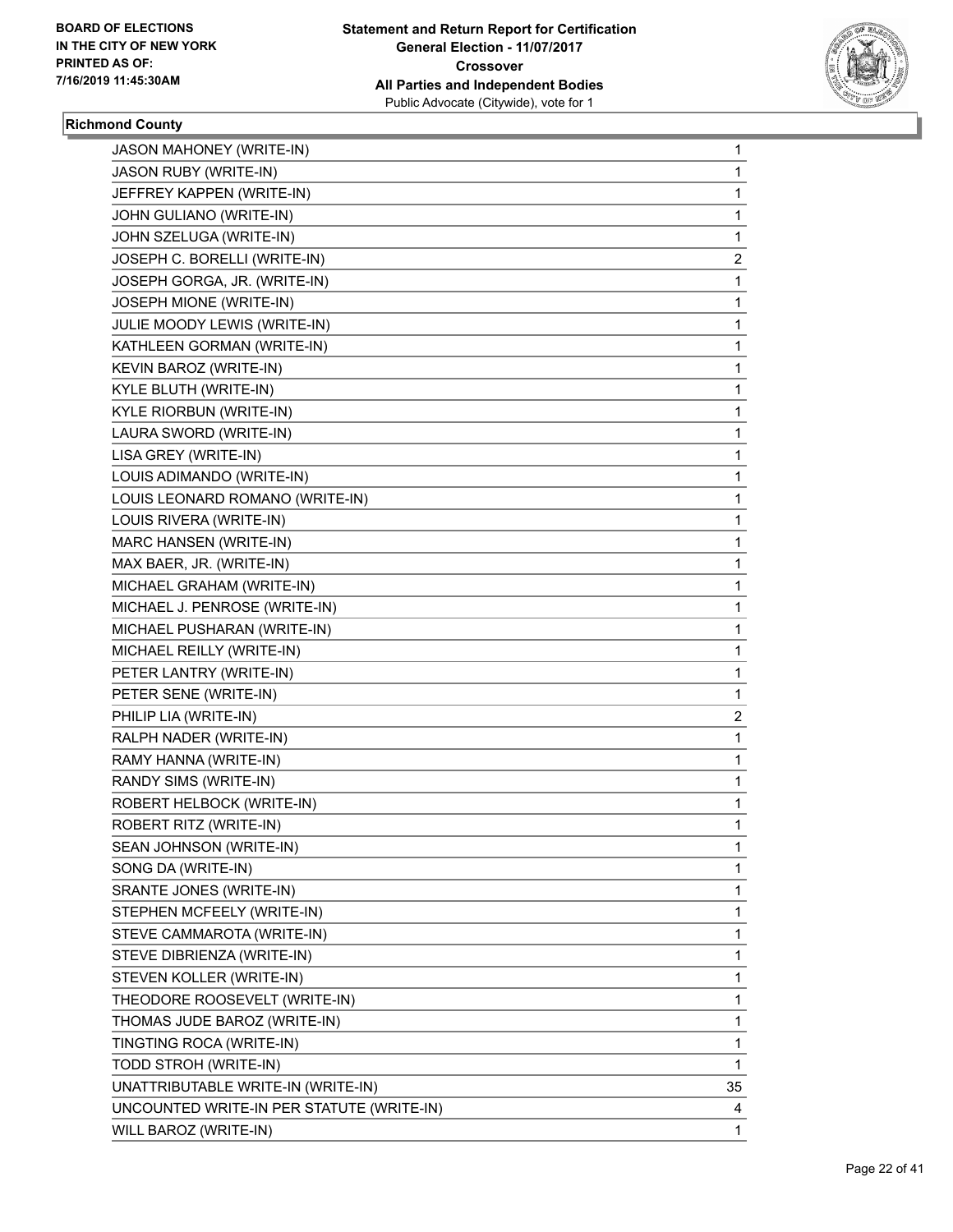**BOARD OF ELECTIONS IN THE CITY OF NEW YORK PRINTED AS OF: 7/16/2019 11:45:30AM**

**Statement and Return Report for Certification General Election - 11/07/2017 Crossover All Parties and Independent Bodies** Public Advocate (Citywide), vote for 1

### Richmond County

| | |
|---|---|
| JASON MAHONEY (WRITE-IN) | 1 |
| JASON RUBY (WRITE-IN) | 1 |
| JEFFREY KAPPEN (WRITE-IN) | 1 |
| JOHN GULIANO (WRITE-IN) | 1 |
| JOHN SZELUGA (WRITE-IN) | 1 |
| JOSEPH C. BORELLI (WRITE-IN) | 2 |
| JOSEPH GORGA, JR. (WRITE-IN) | 1 |
| JOSEPH MIONE (WRITE-IN) | 1 |
| JULIE MOODY LEWIS (WRITE-IN) | 1 |
| KATHLEEN GORMAN (WRITE-IN) | 1 |
| KEVIN BAROZ (WRITE-IN) | 1 |
| KYLE BLUTH (WRITE-IN) | 1 |
| KYLE RIORBUN (WRITE-IN) | 1 |
| LAURA SWORD (WRITE-IN) | 1 |
| LISA GREY (WRITE-IN) | 1 |
| LOUIS ADIMANDO (WRITE-IN) | 1 |
| LOUIS LEONARD ROMANO (WRITE-IN) | 1 |
| LOUIS RIVERA (WRITE-IN) | 1 |
| MARC HANSEN (WRITE-IN) | 1 |
| MAX BAER, JR. (WRITE-IN) | 1 |
| MICHAEL GRAHAM (WRITE-IN) | 1 |
| MICHAEL J. PENROSE (WRITE-IN) | 1 |
| MICHAEL PUSHARAN (WRITE-IN) | 1 |
| MICHAEL REILLY (WRITE-IN) | 1 |
| PETER LANTRY (WRITE-IN) | 1 |
| PETER SENE (WRITE-IN) | 1 |
| PHILIP LIA (WRITE-IN) | 2 |
| RALPH NADER (WRITE-IN) | 1 |
| RAMY HANNA (WRITE-IN) | 1 |
| RANDY SIMS (WRITE-IN) | 1 |
| ROBERT HELBOCK (WRITE-IN) | 1 |
| ROBERT RITZ (WRITE-IN) | 1 |
| SEAN JOHNSON (WRITE-IN) | 1 |
| SONG DA (WRITE-IN) | 1 |
| SRANTE JONES (WRITE-IN) | 1 |
| STEPHEN MCFEELY (WRITE-IN) | 1 |
| STEVE CAMMAROTA (WRITE-IN) | 1 |
| STEVE DIBRIENZA (WRITE-IN) | 1 |
| STEVEN KOLLER (WRITE-IN) | 1 |
| THEODORE ROOSEVELT (WRITE-IN) | 1 |
| THOMAS JUDE BAROZ (WRITE-IN) | 1 |
| TINGTING ROCA (WRITE-IN) | 1 |
| TODD STROH (WRITE-IN) | 1 |
| UNATTRIBUTABLE WRITE-IN (WRITE-IN) | 35 |
| UNCOUNTED WRITE-IN PER STATUTE (WRITE-IN) | 4 |
| WILL BAROZ (WRITE-IN) | 1 |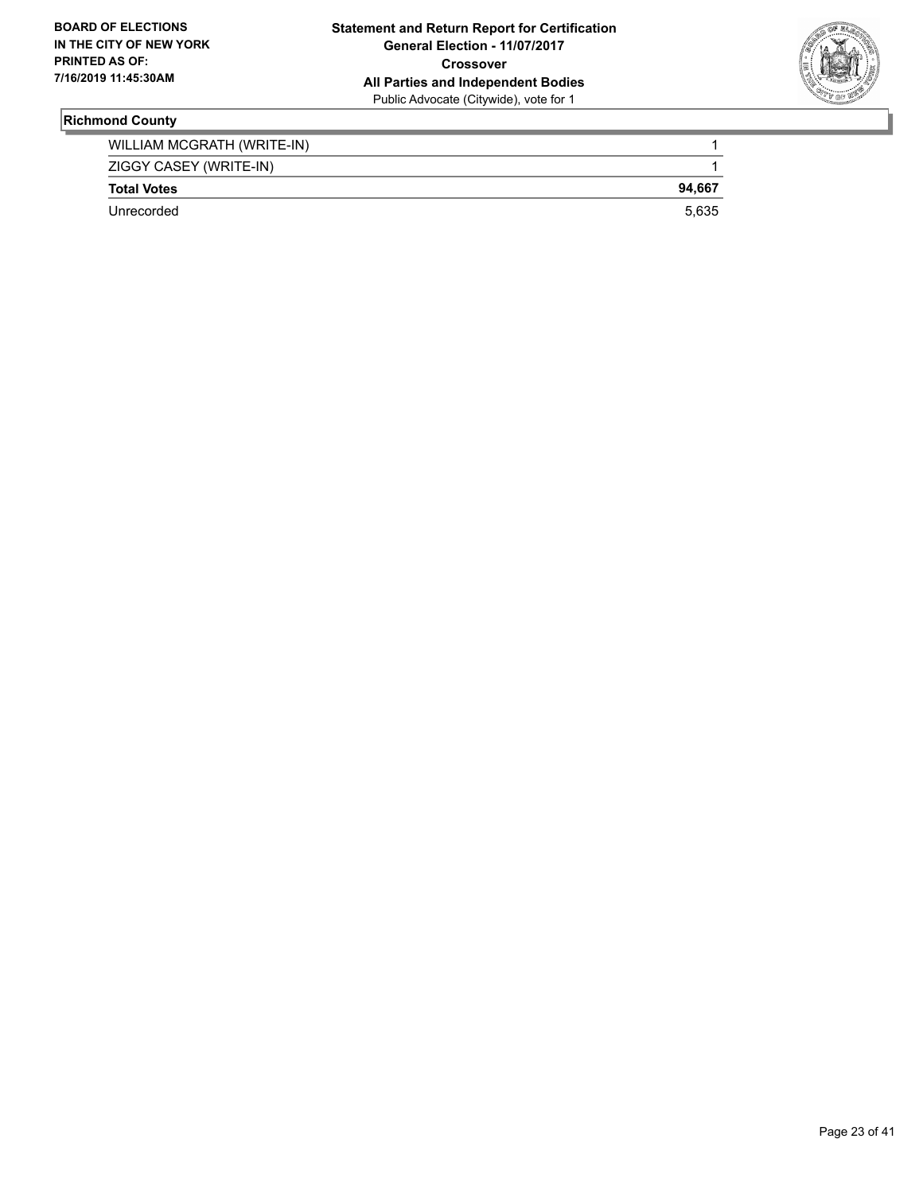**Statement and Return Report for Certification**
**General Election - 11/07/2017**
**Crossover**
**All Parties and Independent Bodies**
Public Advocate (Citywide), vote for 1

## Richmond County

| | |
|---|---|
| WILLIAM MCGRATH (WRITE-IN) | 1 |
| ZIGGY CASEY (WRITE-IN) | 1 |
| **Total Votes** | **94,667** |
| Unrecorded | 5,635 |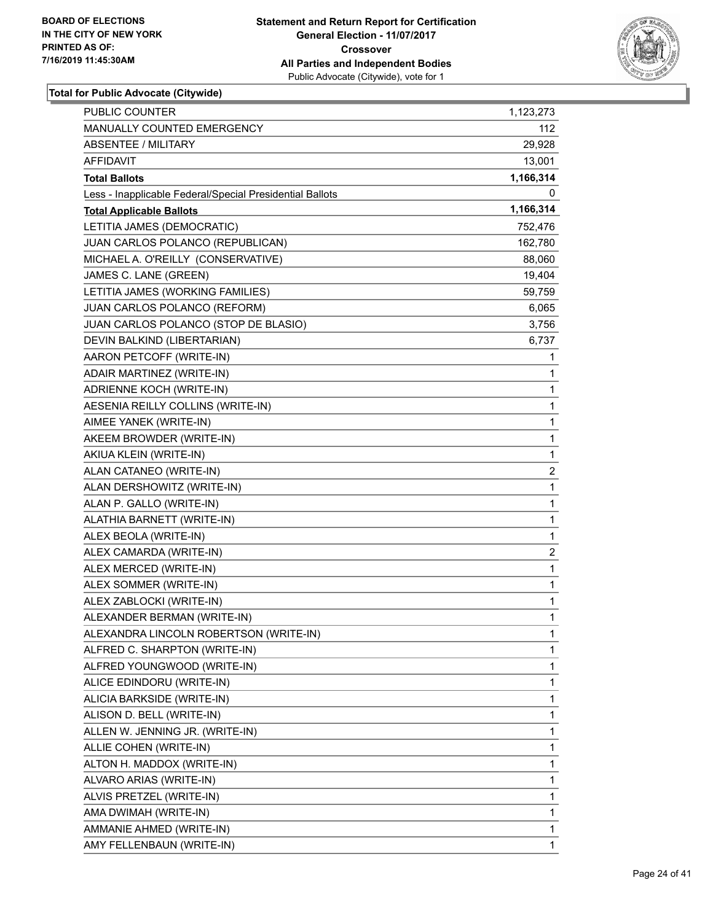**Total for Public Advocate (Citywide)**

| | |
|---|---|
| PUBLIC COUNTER | 1,123,273 |
| MANUALLY COUNTED EMERGENCY | 112 |
| ABSENTEE / MILITARY | 29,928 |
| AFFIDAVIT | 13,001 |
| **Total Ballots** | **1,166,314** |
| Less - Inapplicable Federal/Special Presidential Ballots | 0 |
| **Total Applicable Ballots** | **1,166,314** |
| LETITIA JAMES (DEMOCRATIC) | 752,476 |
| JUAN CARLOS POLANCO (REPUBLICAN) | 162,780 |
| MICHAEL A. O'REILLY (CONSERVATIVE) | 88,060 |
| JAMES C. LANE (GREEN) | 19,404 |
| LETITIA JAMES (WORKING FAMILIES) | 59,759 |
| JUAN CARLOS POLANCO (REFORM) | 6,065 |
| JUAN CARLOS POLANCO (STOP DE BLASIO) | 3,756 |
| DEVIN BALKIND (LIBERTARIAN) | 6,737 |
| AARON PETCOFF (WRITE-IN) | 1 |
| ADAIR MARTINEZ (WRITE-IN) | 1 |
| ADRIENNE KOCH (WRITE-IN) | 1 |
| AESENIA REILLY COLLINS (WRITE-IN) | 1 |
| AIMEE YANEK (WRITE-IN) | 1 |
| AKEEM BROWDER (WRITE-IN) | 1 |
| AKIUA KLEIN (WRITE-IN) | 1 |
| ALAN CATANEO (WRITE-IN) | 2 |
| ALAN DERSHOWITZ (WRITE-IN) | 1 |
| ALAN P. GALLO (WRITE-IN) | 1 |
| ALATHIA BARNETT (WRITE-IN) | 1 |
| ALEX BEOLA (WRITE-IN) | 1 |
| ALEX CAMARDA (WRITE-IN) | 2 |
| ALEX MERCED (WRITE-IN) | 1 |
| ALEX SOMMER (WRITE-IN) | 1 |
| ALEX ZABLOCKI (WRITE-IN) | 1 |
| ALEXANDER BERMAN (WRITE-IN) | 1 |
| ALEXANDRA LINCOLN ROBERTSON (WRITE-IN) | 1 |
| ALFRED C. SHARPTON (WRITE-IN) | 1 |
| ALFRED YOUNGWOOD (WRITE-IN) | 1 |
| ALICE EDINDORU (WRITE-IN) | 1 |
| ALICIA BARKSIDE (WRITE-IN) | 1 |
| ALISON D. BELL (WRITE-IN) | 1 |
| ALLEN W. JENNING JR. (WRITE-IN) | 1 |
| ALLIE COHEN (WRITE-IN) | 1 |
| ALTON H. MADDOX (WRITE-IN) | 1 |
| ALVARO ARIAS (WRITE-IN) | 1 |
| ALVIS PRETZEL (WRITE-IN) | 1 |
| AMA DWIMAH (WRITE-IN) | 1 |
| AMMANIE AHMED (WRITE-IN) | 1 |
| AMY FELLENBAUN (WRITE-IN) | 1 |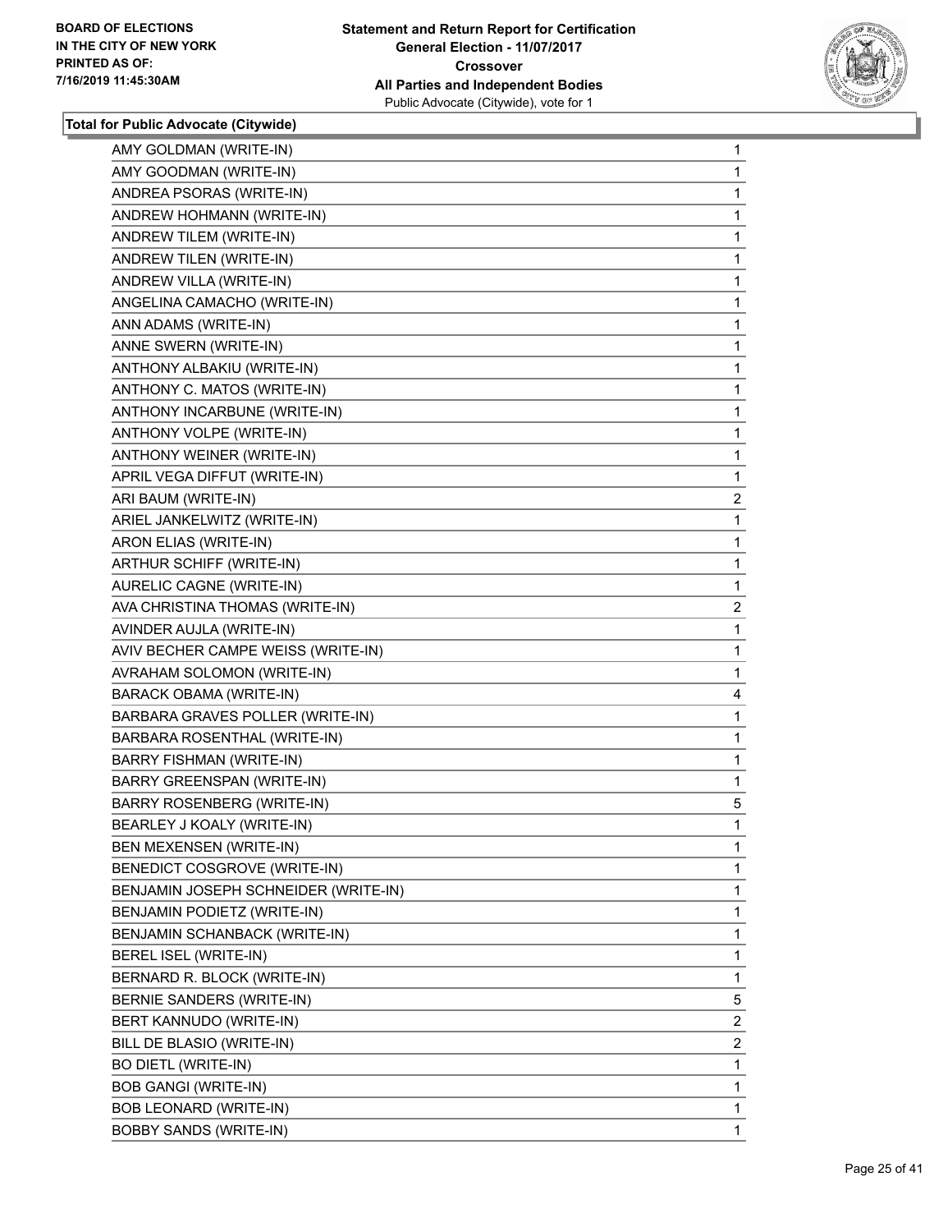**Total for Public Advocate (Citywide)**

| | |
|---|---|
| AMY GOLDMAN (WRITE-IN) | 1 |
| AMY GOODMAN (WRITE-IN) | 1 |
| ANDREA PSORAS (WRITE-IN) | 1 |
| ANDREW HOHMANN (WRITE-IN) | 1 |
| ANDREW TILEM (WRITE-IN) | 1 |
| ANDREW TILEN (WRITE-IN) | 1 |
| ANDREW VILLA (WRITE-IN) | 1 |
| ANGELINA CAMACHO (WRITE-IN) | 1 |
| ANN ADAMS (WRITE-IN) | 1 |
| ANNE SWERN (WRITE-IN) | 1 |
| ANTHONY ALBAKIU (WRITE-IN) | 1 |
| ANTHONY C. MATOS (WRITE-IN) | 1 |
| ANTHONY INCARBUNE (WRITE-IN) | 1 |
| ANTHONY VOLPE (WRITE-IN) | 1 |
| ANTHONY WEINER (WRITE-IN) | 1 |
| APRIL VEGA DIFFUT (WRITE-IN) | 1 |
| ARI BAUM (WRITE-IN) | 2 |
| ARIEL JANKELWITZ (WRITE-IN) | 1 |
| ARON ELIAS (WRITE-IN) | 1 |
| ARTHUR SCHIFF (WRITE-IN) | 1 |
| AURELIC CAGNE (WRITE-IN) | 1 |
| AVA CHRISTINA THOMAS (WRITE-IN) | 2 |
| AVINDER AUJLA (WRITE-IN) | 1 |
| AVIV BECHER CAMPE WEISS (WRITE-IN) | 1 |
| AVRAHAM SOLOMON (WRITE-IN) | 1 |
| BARACK OBAMA (WRITE-IN) | 4 |
| BARBARA GRAVES POLLER (WRITE-IN) | 1 |
| BARBARA ROSENTHAL (WRITE-IN) | 1 |
| BARRY FISHMAN (WRITE-IN) | 1 |
| BARRY GREENSPAN (WRITE-IN) | 1 |
| BARRY ROSENBERG (WRITE-IN) | 5 |
| BEARLEY J KOALY (WRITE-IN) | 1 |
| BEN MEXENSEN (WRITE-IN) | 1 |
| BENEDICT COSGROVE (WRITE-IN) | 1 |
| BENJAMIN JOSEPH SCHNEIDER (WRITE-IN) | 1 |
| BENJAMIN PODIETZ (WRITE-IN) | 1 |
| BENJAMIN SCHANBACK (WRITE-IN) | 1 |
| BEREL ISEL (WRITE-IN) | 1 |
| BERNARD R. BLOCK (WRITE-IN) | 1 |
| BERNIE SANDERS (WRITE-IN) | 5 |
| BERT KANNUDO (WRITE-IN) | 2 |
| BILL DE BLASIO (WRITE-IN) | 2 |
| BO DIETL (WRITE-IN) | 1 |
| BOB GANGI (WRITE-IN) | 1 |
| BOB LEONARD (WRITE-IN) | 1 |
| BOBBY SANDS (WRITE-IN) | 1 |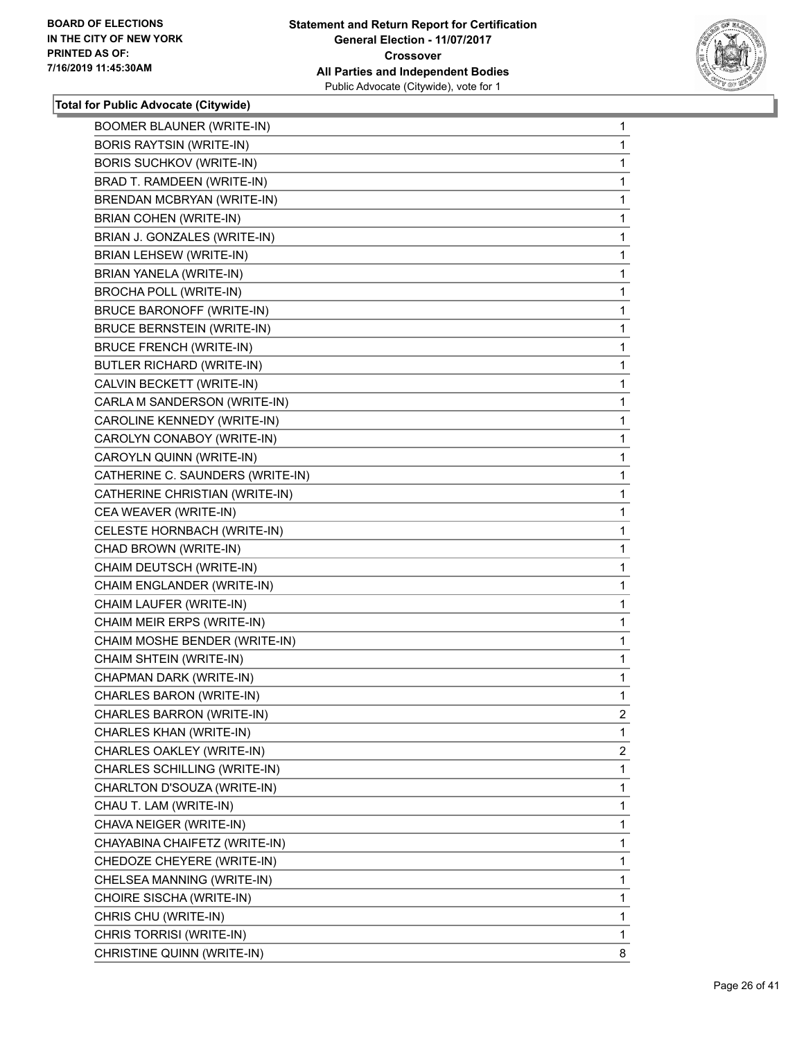**Total for Public Advocate (Citywide)**

| | |
|---|---|
| BOOMER BLAUNER (WRITE-IN) | 1 |
| BORIS RAYTSIN (WRITE-IN) | 1 |
| BORIS SUCHKOV (WRITE-IN) | 1 |
| BRAD T. RAMDEEN (WRITE-IN) | 1 |
| BRENDAN MCBRYAN (WRITE-IN) | 1 |
| BRIAN COHEN (WRITE-IN) | 1 |
| BRIAN J. GONZALES (WRITE-IN) | 1 |
| BRIAN LEHSEW (WRITE-IN) | 1 |
| BRIAN YANELA (WRITE-IN) | 1 |
| BROCHA POLL (WRITE-IN) | 1 |
| BRUCE BARONOFF (WRITE-IN) | 1 |
| BRUCE BERNSTEIN (WRITE-IN) | 1 |
| BRUCE FRENCH (WRITE-IN) | 1 |
| BUTLER RICHARD (WRITE-IN) | 1 |
| CALVIN BECKETT (WRITE-IN) | 1 |
| CARLA M SANDERSON (WRITE-IN) | 1 |
| CAROLINE KENNEDY (WRITE-IN) | 1 |
| CAROLYN CONABOY (WRITE-IN) | 1 |
| CAROYLN QUINN (WRITE-IN) | 1 |
| CATHERINE C. SAUNDERS (WRITE-IN) | 1 |
| CATHERINE CHRISTIAN (WRITE-IN) | 1 |
| CEA WEAVER (WRITE-IN) | 1 |
| CELESTE HORNBACH (WRITE-IN) | 1 |
| CHAD BROWN (WRITE-IN) | 1 |
| CHAIM DEUTSCH (WRITE-IN) | 1 |
| CHAIM ENGLANDER (WRITE-IN) | 1 |
| CHAIM LAUFER (WRITE-IN) | 1 |
| CHAIM MEIR ERPS (WRITE-IN) | 1 |
| CHAIM MOSHE BENDER (WRITE-IN) | 1 |
| CHAIM SHTEIN (WRITE-IN) | 1 |
| CHAPMAN DARK (WRITE-IN) | 1 |
| CHARLES BARON (WRITE-IN) | 1 |
| CHARLES BARRON (WRITE-IN) | 2 |
| CHARLES KHAN (WRITE-IN) | 1 |
| CHARLES OAKLEY (WRITE-IN) | 2 |
| CHARLES SCHILLING (WRITE-IN) | 1 |
| CHARLTON D'SOUZA (WRITE-IN) | 1 |
| CHAU T. LAM (WRITE-IN) | 1 |
| CHAVA NEIGER (WRITE-IN) | 1 |
| CHAYABINA CHAIFETZ (WRITE-IN) | 1 |
| CHEDOZE CHEYERE (WRITE-IN) | 1 |
| CHELSEA MANNING (WRITE-IN) | 1 |
| CHOIRE SISCHA (WRITE-IN) | 1 |
| CHRIS CHU (WRITE-IN) | 1 |
| CHRIS TORRISI (WRITE-IN) | 1 |
| CHRISTINE QUINN (WRITE-IN) | 8 |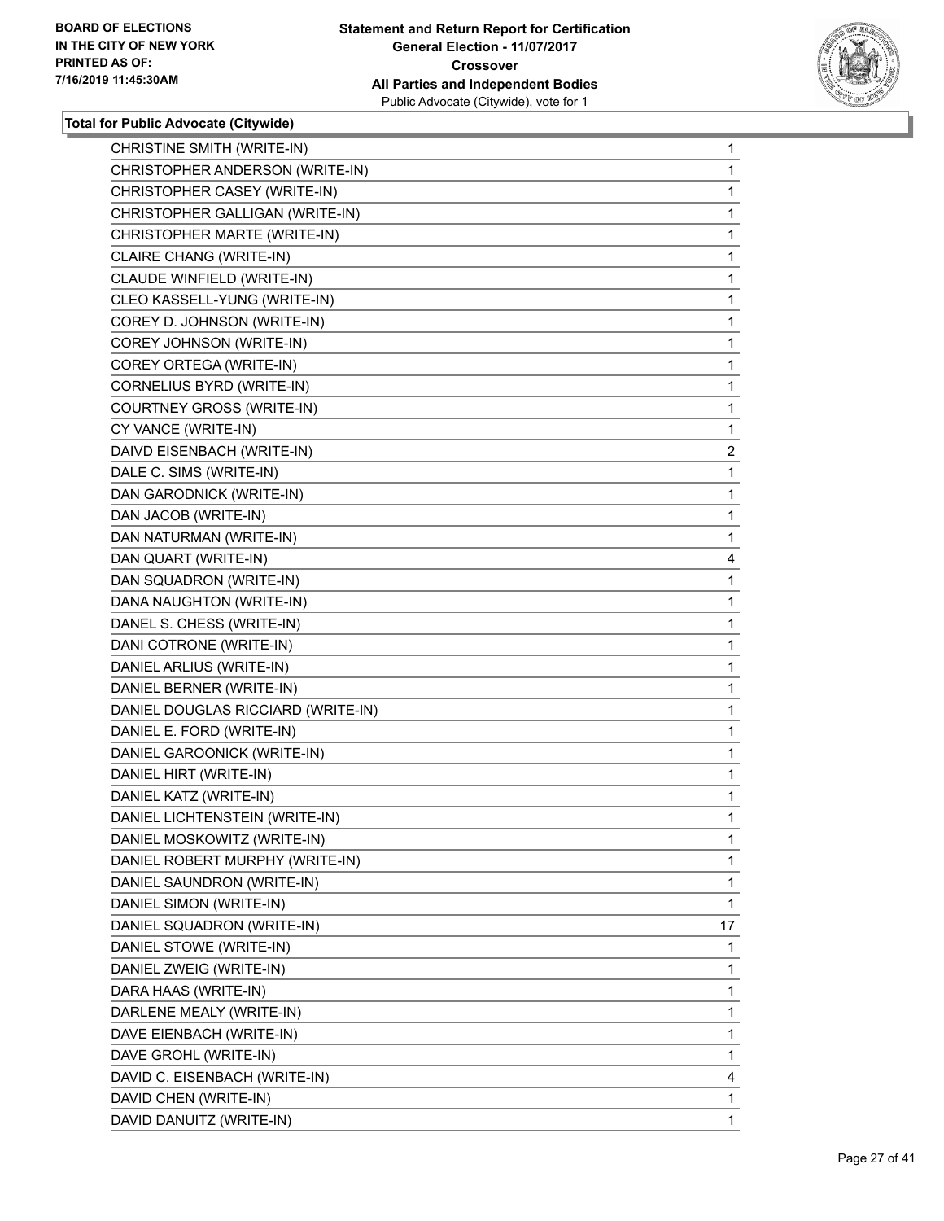**Total for Public Advocate (Citywide)**

| | |
|---|---|
| CHRISTINE SMITH (WRITE-IN) | 1 |
| CHRISTOPHER ANDERSON (WRITE-IN) | 1 |
| CHRISTOPHER CASEY (WRITE-IN) | 1 |
| CHRISTOPHER GALLIGAN (WRITE-IN) | 1 |
| CHRISTOPHER MARTE (WRITE-IN) | 1 |
| CLAIRE CHANG (WRITE-IN) | 1 |
| CLAUDE WINFIELD (WRITE-IN) | 1 |
| CLEO KASSELL-YUNG (WRITE-IN) | 1 |
| COREY D. JOHNSON (WRITE-IN) | 1 |
| COREY JOHNSON (WRITE-IN) | 1 |
| COREY ORTEGA (WRITE-IN) | 1 |
| CORNELIUS BYRD (WRITE-IN) | 1 |
| COURTNEY GROSS (WRITE-IN) | 1 |
| CY VANCE (WRITE-IN) | 1 |
| DAIVD EISENBACH (WRITE-IN) | 2 |
| DALE C. SIMS (WRITE-IN) | 1 |
| DAN GARODNICK (WRITE-IN) | 1 |
| DAN JACOB (WRITE-IN) | 1 |
| DAN NATURMAN (WRITE-IN) | 1 |
| DAN QUART (WRITE-IN) | 4 |
| DAN SQUADRON (WRITE-IN) | 1 |
| DANA NAUGHTON (WRITE-IN) | 1 |
| DANEL S. CHESS (WRITE-IN) | 1 |
| DANI COTRONE (WRITE-IN) | 1 |
| DANIEL ARLIUS (WRITE-IN) | 1 |
| DANIEL BERNER (WRITE-IN) | 1 |
| DANIEL DOUGLAS RICCIARD (WRITE-IN) | 1 |
| DANIEL E. FORD (WRITE-IN) | 1 |
| DANIEL GAROONICK (WRITE-IN) | 1 |
| DANIEL HIRT (WRITE-IN) | 1 |
| DANIEL KATZ (WRITE-IN) | 1 |
| DANIEL LICHTENSTEIN (WRITE-IN) | 1 |
| DANIEL MOSKOWITZ (WRITE-IN) | 1 |
| DANIEL ROBERT MURPHY (WRITE-IN) | 1 |
| DANIEL SAUNDRON (WRITE-IN) | 1 |
| DANIEL SIMON (WRITE-IN) | 1 |
| DANIEL SQUADRON (WRITE-IN) | 17 |
| DANIEL STOWE (WRITE-IN) | 1 |
| DANIEL ZWEIG (WRITE-IN) | 1 |
| DARA HAAS (WRITE-IN) | 1 |
| DARLENE MEALY (WRITE-IN) | 1 |
| DAVE EIENBACH (WRITE-IN) | 1 |
| DAVE GROHL (WRITE-IN) | 1 |
| DAVID C. EISENBACH (WRITE-IN) | 4 |
| DAVID CHEN (WRITE-IN) | 1 |
| DAVID DANUITZ (WRITE-IN) | 1 |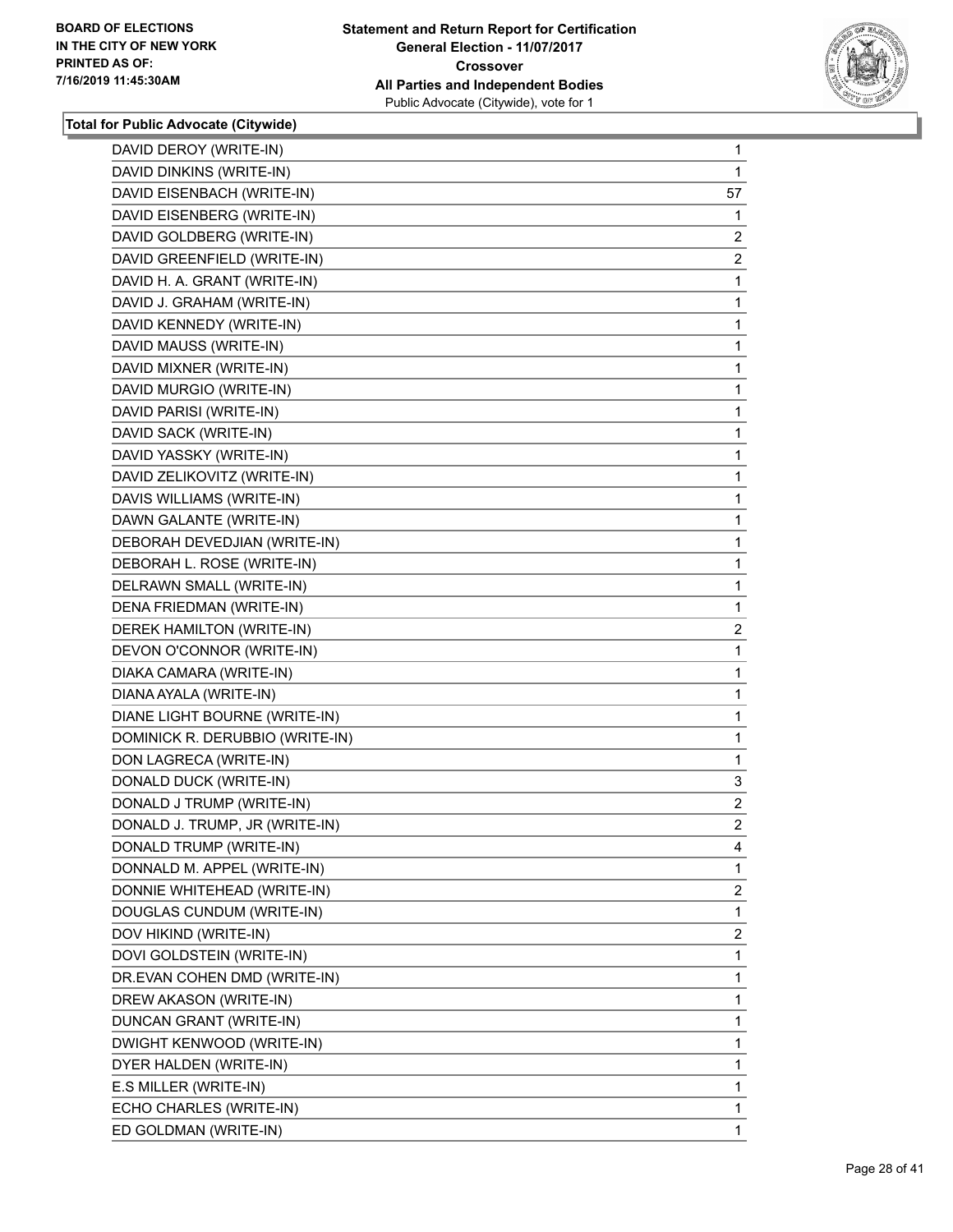**BOARD OF ELECTIONS IN THE CITY OF NEW YORK PRINTED AS OF: 7/16/2019 11:45:30AM**

**Statement and Return Report for Certification General Election - 11/07/2017 Crossover All Parties and Independent Bodies**
Public Advocate (Citywide), vote for 1

**Total for Public Advocate (Citywide)**

| Candidate | Votes |
|---|---|
| DAVID DEROY (WRITE-IN) | 1 |
| DAVID DINKINS (WRITE-IN) | 1 |
| DAVID EISENBACH (WRITE-IN) | 57 |
| DAVID EISENBERG (WRITE-IN) | 1 |
| DAVID GOLDBERG (WRITE-IN) | 2 |
| DAVID GREENFIELD (WRITE-IN) | 2 |
| DAVID H. A. GRANT (WRITE-IN) | 1 |
| DAVID J. GRAHAM (WRITE-IN) | 1 |
| DAVID KENNEDY (WRITE-IN) | 1 |
| DAVID MAUSS (WRITE-IN) | 1 |
| DAVID MIXNER (WRITE-IN) | 1 |
| DAVID MURGIO (WRITE-IN) | 1 |
| DAVID PARISI (WRITE-IN) | 1 |
| DAVID SACK (WRITE-IN) | 1 |
| DAVID YASSKY (WRITE-IN) | 1 |
| DAVID ZELIKOVITZ (WRITE-IN) | 1 |
| DAVIS WILLIAMS (WRITE-IN) | 1 |
| DAWN GALANTE (WRITE-IN) | 1 |
| DEBORAH DEVEDJIAN (WRITE-IN) | 1 |
| DEBORAH L. ROSE (WRITE-IN) | 1 |
| DELRAWN SMALL (WRITE-IN) | 1 |
| DENA FRIEDMAN (WRITE-IN) | 1 |
| DEREK HAMILTON (WRITE-IN) | 2 |
| DEVON O'CONNOR (WRITE-IN) | 1 |
| DIAKA CAMARA (WRITE-IN) | 1 |
| DIANA AYALA (WRITE-IN) | 1 |
| DIANE LIGHT BOURNE (WRITE-IN) | 1 |
| DOMINICK R. DERUBBIO (WRITE-IN) | 1 |
| DON LAGRECA (WRITE-IN) | 1 |
| DONALD DUCK (WRITE-IN) | 3 |
| DONALD J TRUMP (WRITE-IN) | 2 |
| DONALD J. TRUMP, JR (WRITE-IN) | 2 |
| DONALD TRUMP (WRITE-IN) | 4 |
| DONNALD M. APPEL (WRITE-IN) | 1 |
| DONNIE WHITEHEAD (WRITE-IN) | 2 |
| DOUGLAS CUNDUM (WRITE-IN) | 1 |
| DOV HIKIND (WRITE-IN) | 2 |
| DOVI GOLDSTEIN (WRITE-IN) | 1 |
| DR.EVAN COHEN DMD (WRITE-IN) | 1 |
| DREW AKASON (WRITE-IN) | 1 |
| DUNCAN GRANT (WRITE-IN) | 1 |
| DWIGHT KENWOOD (WRITE-IN) | 1 |
| DYER HALDEN (WRITE-IN) | 1 |
| E.S MILLER (WRITE-IN) | 1 |
| ECHO CHARLES (WRITE-IN) | 1 |
| ED GOLDMAN (WRITE-IN) | 1 |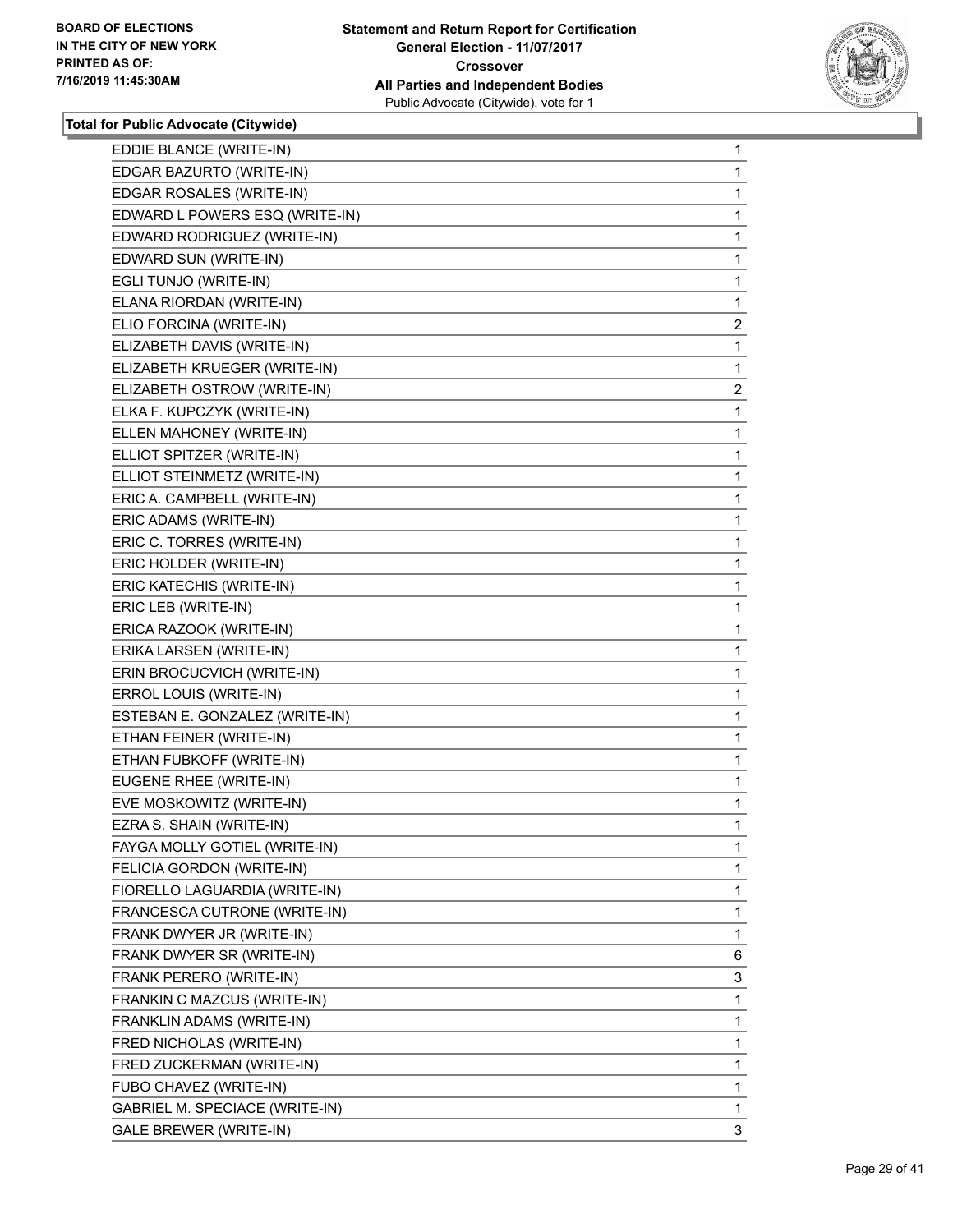**BOARD OF ELECTIONS IN THE CITY OF NEW YORK PRINTED AS OF: 7/16/2019 11:45:30AM**

**Statement and Return Report for Certification General Election - 11/07/2017 Crossover All Parties and Independent Bodies**
Public Advocate (Citywide), vote for 1

### Total for Public Advocate (Citywide)

| | |
|---|---|
| EDDIE BLANCE (WRITE-IN) | 1 |
| EDGAR BAZURTO (WRITE-IN) | 1 |
| EDGAR ROSALES (WRITE-IN) | 1 |
| EDWARD L POWERS ESQ (WRITE-IN) | 1 |
| EDWARD RODRIGUEZ (WRITE-IN) | 1 |
| EDWARD SUN (WRITE-IN) | 1 |
| EGLI TUNJO (WRITE-IN) | 1 |
| ELANA RIORDAN (WRITE-IN) | 1 |
| ELIO FORCINA (WRITE-IN) | 2 |
| ELIZABETH DAVIS (WRITE-IN) | 1 |
| ELIZABETH KRUEGER (WRITE-IN) | 1 |
| ELIZABETH OSTROW (WRITE-IN) | 2 |
| ELKA F. KUPCZYK (WRITE-IN) | 1 |
| ELLEN MAHONEY (WRITE-IN) | 1 |
| ELLIOT SPITZER (WRITE-IN) | 1 |
| ELLIOT STEINMETZ (WRITE-IN) | 1 |
| ERIC A. CAMPBELL (WRITE-IN) | 1 |
| ERIC ADAMS (WRITE-IN) | 1 |
| ERIC C. TORRES (WRITE-IN) | 1 |
| ERIC HOLDER (WRITE-IN) | 1 |
| ERIC KATECHIS (WRITE-IN) | 1 |
| ERIC LEB (WRITE-IN) | 1 |
| ERICA RAZOOK (WRITE-IN) | 1 |
| ERIKA LARSEN (WRITE-IN) | 1 |
| ERIN BROCUCVICH (WRITE-IN) | 1 |
| ERROL LOUIS (WRITE-IN) | 1 |
| ESTEBAN E. GONZALEZ (WRITE-IN) | 1 |
| ETHAN FEINER (WRITE-IN) | 1 |
| ETHAN FUBKOFF (WRITE-IN) | 1 |
| EUGENE RHEE (WRITE-IN) | 1 |
| EVE MOSKOWITZ (WRITE-IN) | 1 |
| EZRA S. SHAIN (WRITE-IN) | 1 |
| FAYGA MOLLY GOTIEL (WRITE-IN) | 1 |
| FELICIA GORDON (WRITE-IN) | 1 |
| FIORELLO LAGUARDIA (WRITE-IN) | 1 |
| FRANCESCA CUTRONE (WRITE-IN) | 1 |
| FRANK DWYER JR (WRITE-IN) | 1 |
| FRANK DWYER SR (WRITE-IN) | 6 |
| FRANK PERERO (WRITE-IN) | 3 |
| FRANKIN C MAZCUS (WRITE-IN) | 1 |
| FRANKLIN ADAMS (WRITE-IN) | 1 |
| FRED NICHOLAS (WRITE-IN) | 1 |
| FRED ZUCKERMAN (WRITE-IN) | 1 |
| FUBO CHAVEZ (WRITE-IN) | 1 |
| GABRIEL M. SPECIACE (WRITE-IN) | 1 |
| GALE BREWER (WRITE-IN) | 3 |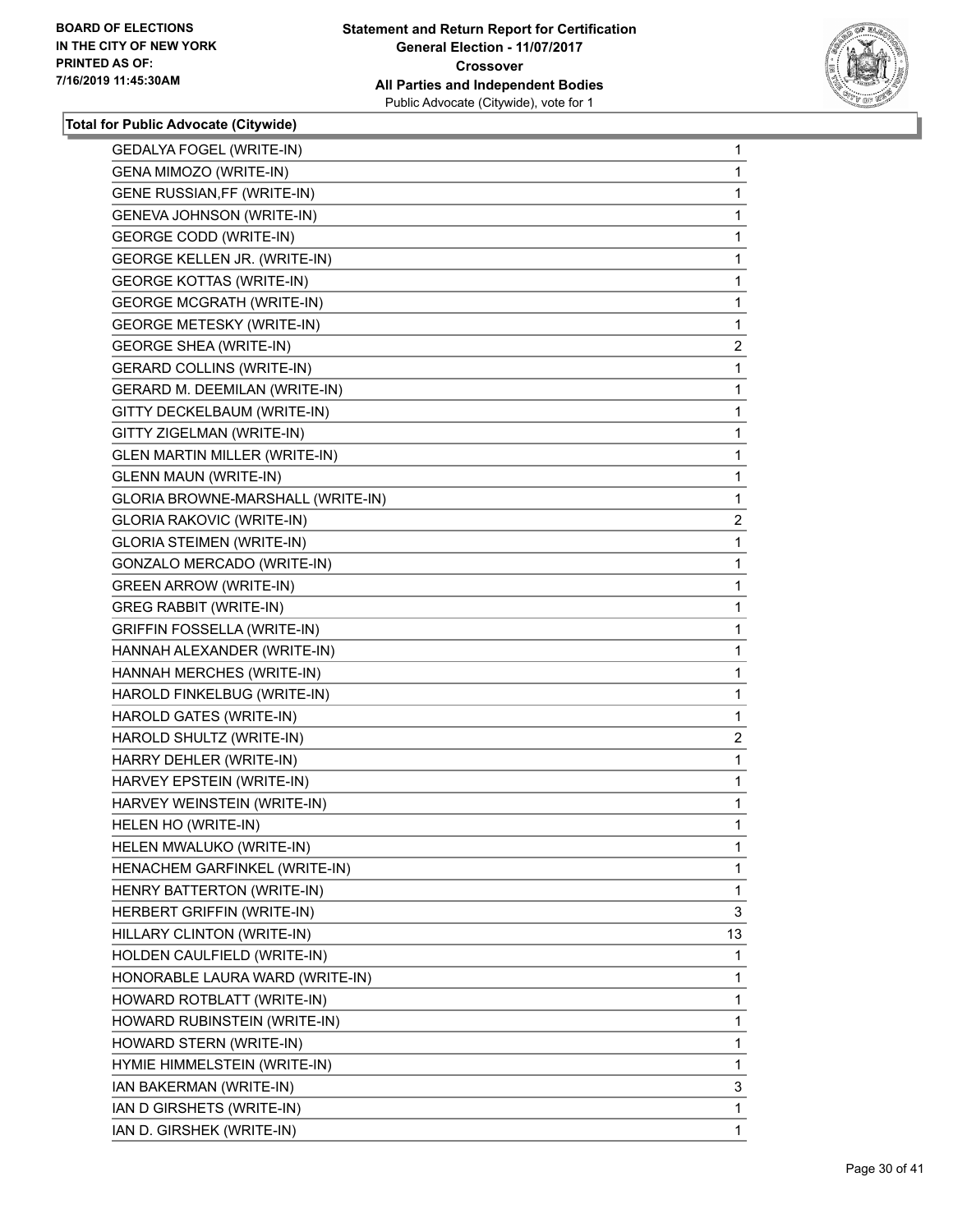**Total for Public Advocate (Citywide)**

| Candidate | Votes |
|---|---|
| GEDALYA FOGEL (WRITE-IN) | 1 |
| GENA MIMOZO (WRITE-IN) | 1 |
| GENE RUSSIAN,FF (WRITE-IN) | 1 |
| GENEVA JOHNSON (WRITE-IN) | 1 |
| GEORGE CODD (WRITE-IN) | 1 |
| GEORGE KELLEN JR. (WRITE-IN) | 1 |
| GEORGE KOTTAS (WRITE-IN) | 1 |
| GEORGE MCGRATH (WRITE-IN) | 1 |
| GEORGE METESKY (WRITE-IN) | 1 |
| GEORGE SHEA (WRITE-IN) | 2 |
| GERARD COLLINS (WRITE-IN) | 1 |
| GERARD M. DEEMILAN (WRITE-IN) | 1 |
| GITTY DECKELBAUM (WRITE-IN) | 1 |
| GITTY ZIGELMAN (WRITE-IN) | 1 |
| GLEN MARTIN MILLER (WRITE-IN) | 1 |
| GLENN MAUN (WRITE-IN) | 1 |
| GLORIA BROWNE-MARSHALL (WRITE-IN) | 1 |
| GLORIA RAKOVIC (WRITE-IN) | 2 |
| GLORIA STEIMEN (WRITE-IN) | 1 |
| GONZALO MERCADO (WRITE-IN) | 1 |
| GREEN ARROW (WRITE-IN) | 1 |
| GREG RABBIT (WRITE-IN) | 1 |
| GRIFFIN FOSSELLA (WRITE-IN) | 1 |
| HANNAH ALEXANDER (WRITE-IN) | 1 |
| HANNAH MERCHES (WRITE-IN) | 1 |
| HAROLD FINKELBUG (WRITE-IN) | 1 |
| HAROLD GATES (WRITE-IN) | 1 |
| HAROLD SHULTZ (WRITE-IN) | 2 |
| HARRY DEHLER (WRITE-IN) | 1 |
| HARVEY EPSTEIN (WRITE-IN) | 1 |
| HARVEY WEINSTEIN (WRITE-IN) | 1 |
| HELEN HO (WRITE-IN) | 1 |
| HELEN MWALUKO (WRITE-IN) | 1 |
| HENACHEM GARFINKEL (WRITE-IN) | 1 |
| HENRY BATTERTON (WRITE-IN) | 1 |
| HERBERT GRIFFIN (WRITE-IN) | 3 |
| HILLARY CLINTON (WRITE-IN) | 13 |
| HOLDEN CAULFIELD (WRITE-IN) | 1 |
| HONORABLE LAURA WARD (WRITE-IN) | 1 |
| HOWARD ROTBLATT (WRITE-IN) | 1 |
| HOWARD RUBINSTEIN (WRITE-IN) | 1 |
| HOWARD STERN (WRITE-IN) | 1 |
| HYMIE HIMMELSTEIN (WRITE-IN) | 1 |
| IAN BAKERMAN (WRITE-IN) | 3 |
| IAN D GIRSHETS (WRITE-IN) | 1 |
| IAN D. GIRSHEK (WRITE-IN) | 1 |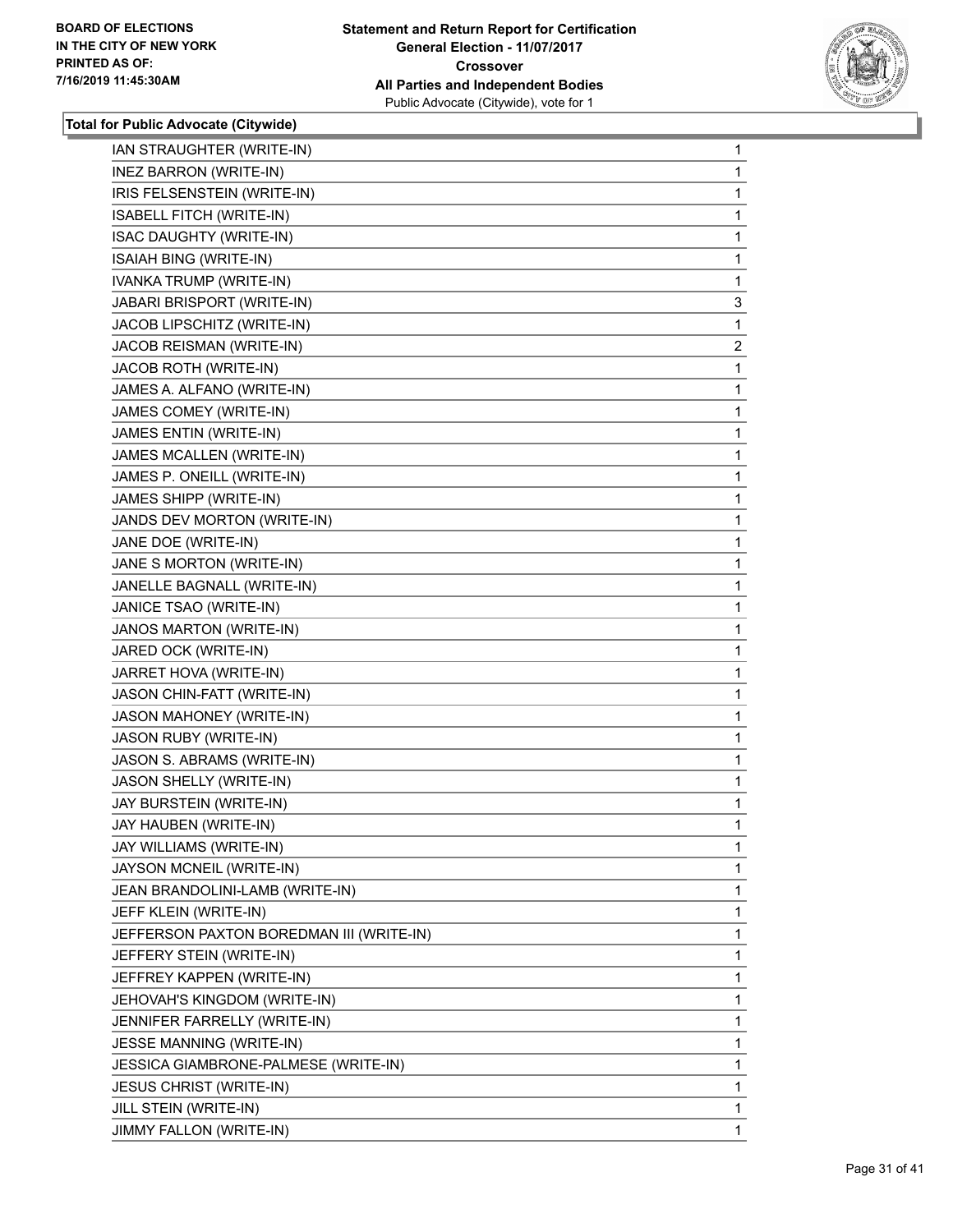**Total for Public Advocate (Citywide)**

| | |
|---|---|
| IAN STRAUGHTER (WRITE-IN) | 1 |
| INEZ BARRON (WRITE-IN) | 1 |
| IRIS FELSENSTEIN (WRITE-IN) | 1 |
| ISABELL FITCH (WRITE-IN) | 1 |
| ISAC DAUGHTY (WRITE-IN) | 1 |
| ISAIAH BING (WRITE-IN) | 1 |
| IVANKA TRUMP (WRITE-IN) | 1 |
| JABARI BRISPORT (WRITE-IN) | 3 |
| JACOB LIPSCHITZ (WRITE-IN) | 1 |
| JACOB REISMAN (WRITE-IN) | 2 |
| JACOB ROTH (WRITE-IN) | 1 |
| JAMES A. ALFANO (WRITE-IN) | 1 |
| JAMES COMEY (WRITE-IN) | 1 |
| JAMES ENTIN (WRITE-IN) | 1 |
| JAMES MCALLEN (WRITE-IN) | 1 |
| JAMES P. ONEILL (WRITE-IN) | 1 |
| JAMES SHIPP (WRITE-IN) | 1 |
| JANDS DEV MORTON (WRITE-IN) | 1 |
| JANE DOE (WRITE-IN) | 1 |
| JANE S MORTON (WRITE-IN) | 1 |
| JANELLE BAGNALL (WRITE-IN) | 1 |
| JANICE TSAO (WRITE-IN) | 1 |
| JANOS MARTON (WRITE-IN) | 1 |
| JARED OCK (WRITE-IN) | 1 |
| JARRET HOVA (WRITE-IN) | 1 |
| JASON CHIN-FATT (WRITE-IN) | 1 |
| JASON MAHONEY (WRITE-IN) | 1 |
| JASON RUBY (WRITE-IN) | 1 |
| JASON S. ABRAMS (WRITE-IN) | 1 |
| JASON SHELLY (WRITE-IN) | 1 |
| JAY BURSTEIN (WRITE-IN) | 1 |
| JAY HAUBEN (WRITE-IN) | 1 |
| JAY WILLIAMS (WRITE-IN) | 1 |
| JAYSON MCNEIL (WRITE-IN) | 1 |
| JEAN BRANDOLINI-LAMB (WRITE-IN) | 1 |
| JEFF KLEIN (WRITE-IN) | 1 |
| JEFFERSON PAXTON BOREDMAN III (WRITE-IN) | 1 |
| JEFFERY STEIN (WRITE-IN) | 1 |
| JEFFREY KAPPEN (WRITE-IN) | 1 |
| JEHOVAH'S KINGDOM (WRITE-IN) | 1 |
| JENNIFER FARRELLY (WRITE-IN) | 1 |
| JESSE MANNING (WRITE-IN) | 1 |
| JESSICA GIAMBRONE-PALMESE (WRITE-IN) | 1 |
| JESUS CHRIST (WRITE-IN) | 1 |
| JILL STEIN (WRITE-IN) | 1 |
| JIMMY FALLON (WRITE-IN) | 1 |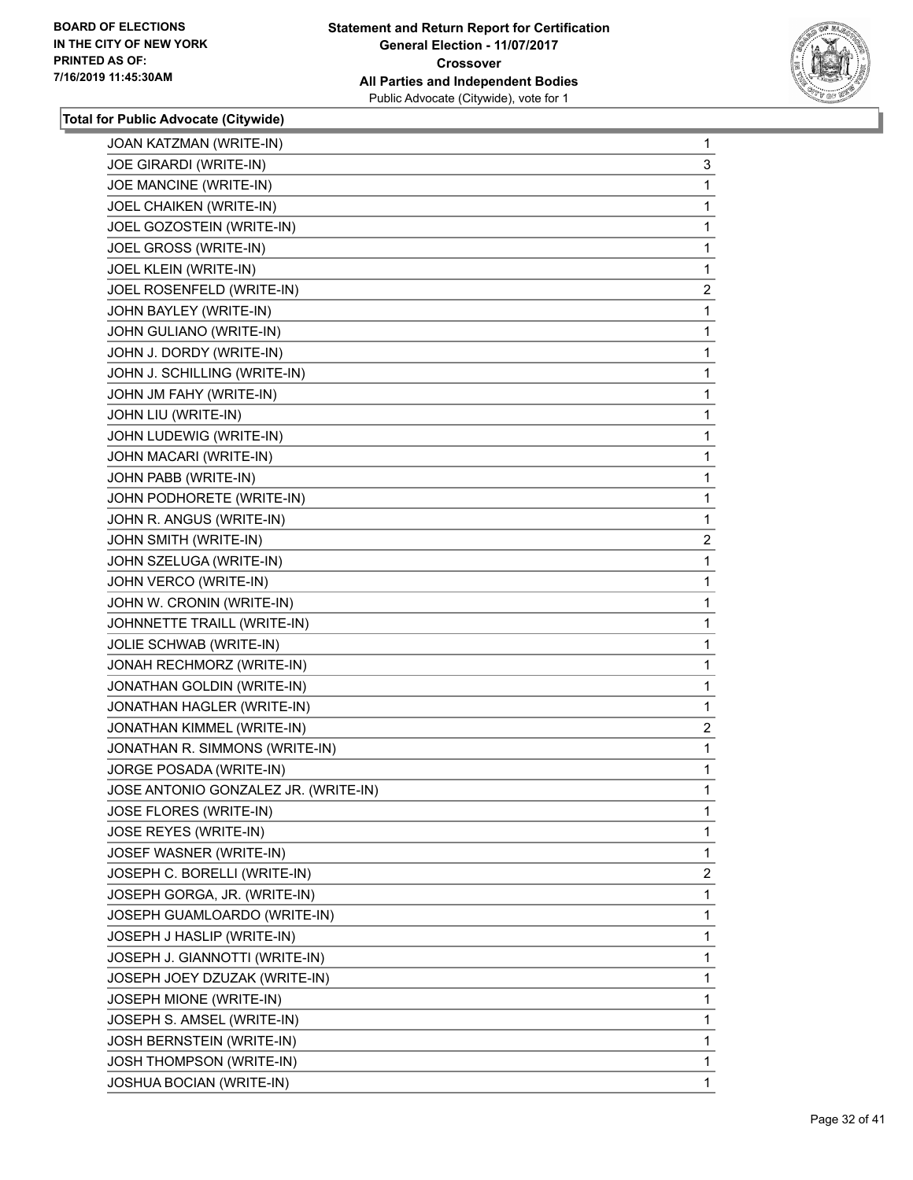**BOARD OF ELECTIONS IN THE CITY OF NEW YORK PRINTED AS OF: 7/16/2019 11:45:30AM**

**Statement and Return Report for Certification**
**General Election - 11/07/2017**
**Crossover**
**All Parties and Independent Bodies**
Public Advocate (Citywide), vote for 1

**Total for Public Advocate (Citywide)**

| Candidate | Votes |
|---|---|
| JOAN KATZMAN (WRITE-IN) | 1 |
| JOE GIRARDI (WRITE-IN) | 3 |
| JOE MANCINE (WRITE-IN) | 1 |
| JOEL CHAIKEN (WRITE-IN) | 1 |
| JOEL GOZOSTEIN (WRITE-IN) | 1 |
| JOEL GROSS (WRITE-IN) | 1 |
| JOEL KLEIN (WRITE-IN) | 1 |
| JOEL ROSENFELD (WRITE-IN) | 2 |
| JOHN BAYLEY (WRITE-IN) | 1 |
| JOHN GULIANO (WRITE-IN) | 1 |
| JOHN J. DORDY (WRITE-IN) | 1 |
| JOHN J. SCHILLING (WRITE-IN) | 1 |
| JOHN JM FAHY (WRITE-IN) | 1 |
| JOHN LIU (WRITE-IN) | 1 |
| JOHN LUDEWIG (WRITE-IN) | 1 |
| JOHN MACARI (WRITE-IN) | 1 |
| JOHN PABB (WRITE-IN) | 1 |
| JOHN PODHORETE (WRITE-IN) | 1 |
| JOHN R. ANGUS (WRITE-IN) | 1 |
| JOHN SMITH (WRITE-IN) | 2 |
| JOHN SZELUGA (WRITE-IN) | 1 |
| JOHN VERCO (WRITE-IN) | 1 |
| JOHN W. CRONIN (WRITE-IN) | 1 |
| JOHNNETTE TRAILL (WRITE-IN) | 1 |
| JOLIE SCHWAB (WRITE-IN) | 1 |
| JONAH RECHMORZ (WRITE-IN) | 1 |
| JONATHAN GOLDIN (WRITE-IN) | 1 |
| JONATHAN HAGLER (WRITE-IN) | 1 |
| JONATHAN KIMMEL (WRITE-IN) | 2 |
| JONATHAN R. SIMMONS (WRITE-IN) | 1 |
| JORGE POSADA (WRITE-IN) | 1 |
| JOSE ANTONIO GONZALEZ JR. (WRITE-IN) | 1 |
| JOSE FLORES (WRITE-IN) | 1 |
| JOSE REYES (WRITE-IN) | 1 |
| JOSEF WASNER (WRITE-IN) | 1 |
| JOSEPH C. BORELLI (WRITE-IN) | 2 |
| JOSEPH GORGA, JR. (WRITE-IN) | 1 |
| JOSEPH GUAMLOARDO (WRITE-IN) | 1 |
| JOSEPH J HASLIP (WRITE-IN) | 1 |
| JOSEPH J. GIANNOTTI (WRITE-IN) | 1 |
| JOSEPH JOEY DZUZAK (WRITE-IN) | 1 |
| JOSEPH MIONE (WRITE-IN) | 1 |
| JOSEPH S. AMSEL (WRITE-IN) | 1 |
| JOSH BERNSTEIN (WRITE-IN) | 1 |
| JOSH THOMPSON (WRITE-IN) | 1 |
| JOSHUA BOCIAN (WRITE-IN) | 1 |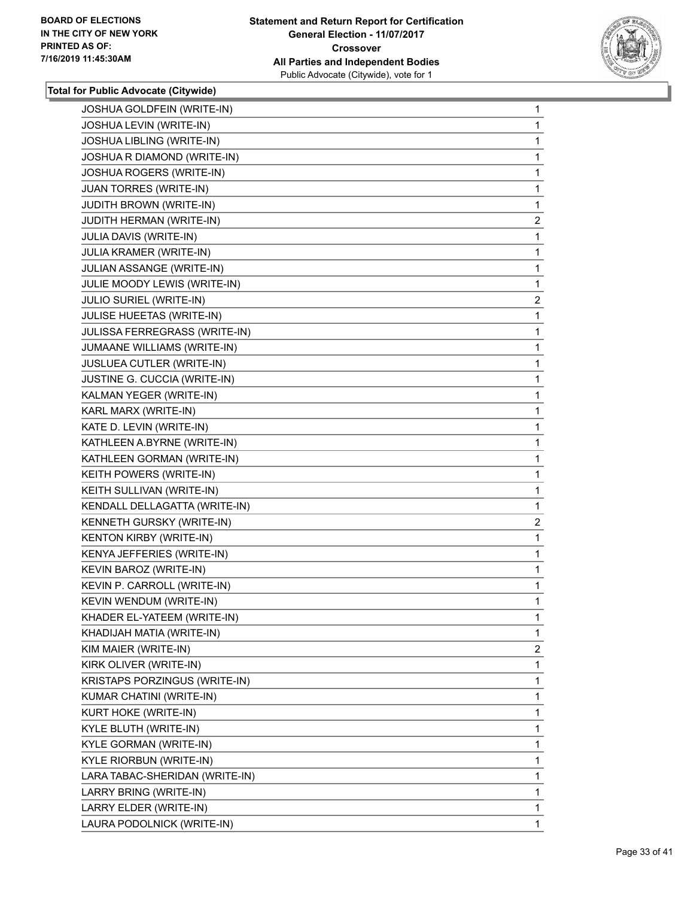**Total for Public Advocate (Citywide)**

| | |
|---|---|
| JOSHUA GOLDFEIN (WRITE-IN) | 1 |
| JOSHUA LEVIN (WRITE-IN) | 1 |
| JOSHUA LIBLING (WRITE-IN) | 1 |
| JOSHUA R DIAMOND (WRITE-IN) | 1 |
| JOSHUA ROGERS (WRITE-IN) | 1 |
| JUAN TORRES (WRITE-IN) | 1 |
| JUDITH BROWN (WRITE-IN) | 1 |
| JUDITH HERMAN (WRITE-IN) | 2 |
| JULIA DAVIS (WRITE-IN) | 1 |
| JULIA KRAMER (WRITE-IN) | 1 |
| JULIAN ASSANGE (WRITE-IN) | 1 |
| JULIE MOODY LEWIS (WRITE-IN) | 1 |
| JULIO SURIEL (WRITE-IN) | 2 |
| JULISE HUEETAS (WRITE-IN) | 1 |
| JULISSA FERREGRASS (WRITE-IN) | 1 |
| JUMAANE WILLIAMS (WRITE-IN) | 1 |
| JUSLUEA CUTLER (WRITE-IN) | 1 |
| JUSTINE G. CUCCIA (WRITE-IN) | 1 |
| KALMAN YEGER (WRITE-IN) | 1 |
| KARL MARX (WRITE-IN) | 1 |
| KATE D. LEVIN (WRITE-IN) | 1 |
| KATHLEEN A.BYRNE (WRITE-IN) | 1 |
| KATHLEEN GORMAN (WRITE-IN) | 1 |
| KEITH POWERS (WRITE-IN) | 1 |
| KEITH SULLIVAN (WRITE-IN) | 1 |
| KENDALL DELLAGATTA (WRITE-IN) | 1 |
| KENNETH GURSKY (WRITE-IN) | 2 |
| KENTON KIRBY (WRITE-IN) | 1 |
| KENYA JEFFERIES (WRITE-IN) | 1 |
| KEVIN BAROZ (WRITE-IN) | 1 |
| KEVIN P. CARROLL (WRITE-IN) | 1 |
| KEVIN WENDUM (WRITE-IN) | 1 |
| KHADER EL-YATEEM (WRITE-IN) | 1 |
| KHADIJAH MATIA (WRITE-IN) | 1 |
| KIM MAIER (WRITE-IN) | 2 |
| KIRK OLIVER (WRITE-IN) | 1 |
| KRISTAPS PORZINGUS (WRITE-IN) | 1 |
| KUMAR CHATINI (WRITE-IN) | 1 |
| KURT HOKE (WRITE-IN) | 1 |
| KYLE BLUTH (WRITE-IN) | 1 |
| KYLE GORMAN (WRITE-IN) | 1 |
| KYLE RIORBUN (WRITE-IN) | 1 |
| LARA TABAC-SHERIDAN (WRITE-IN) | 1 |
| LARRY BRING (WRITE-IN) | 1 |
| LARRY ELDER (WRITE-IN) | 1 |
| LAURA PODOLNICK (WRITE-IN) | 1 |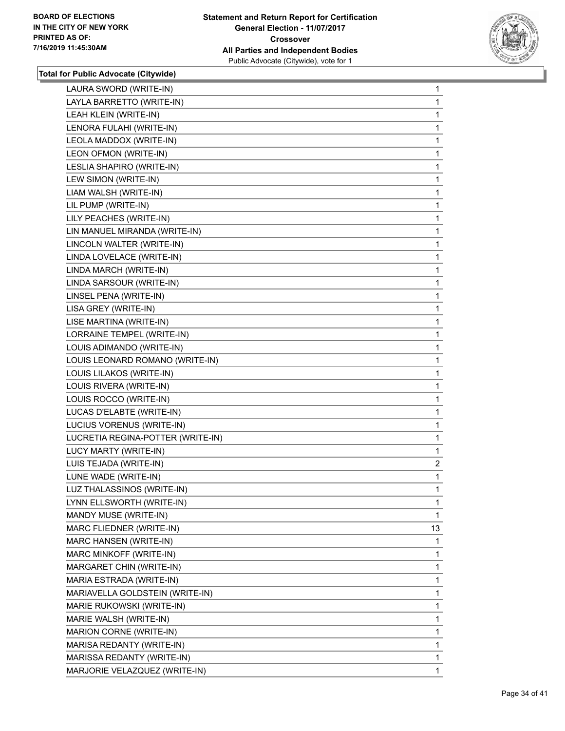**BOARD OF ELECTIONS IN THE CITY OF NEW YORK PRINTED AS OF: 7/16/2019 11:45:30AM**

**Statement and Return Report for Certification General Election - 11/07/2017 Crossover All Parties and Independent Bodies**
Public Advocate (Citywide), vote for 1

**Total for Public Advocate (Citywide)**

| | |
|---|---|
| LAURA SWORD (WRITE-IN) | 1 |
| LAYLA BARRETTO (WRITE-IN) | 1 |
| LEAH KLEIN (WRITE-IN) | 1 |
| LENORA FULAHI (WRITE-IN) | 1 |
| LEOLA MADDOX (WRITE-IN) | 1 |
| LEON OFMON (WRITE-IN) | 1 |
| LESLIA SHAPIRO (WRITE-IN) | 1 |
| LEW SIMON (WRITE-IN) | 1 |
| LIAM WALSH (WRITE-IN) | 1 |
| LIL PUMP (WRITE-IN) | 1 |
| LILY PEACHES (WRITE-IN) | 1 |
| LIN MANUEL MIRANDA (WRITE-IN) | 1 |
| LINCOLN WALTER (WRITE-IN) | 1 |
| LINDA LOVELACE (WRITE-IN) | 1 |
| LINDA MARCH (WRITE-IN) | 1 |
| LINDA SARSOUR (WRITE-IN) | 1 |
| LINSEL PENA (WRITE-IN) | 1 |
| LISA GREY (WRITE-IN) | 1 |
| LISE MARTINA (WRITE-IN) | 1 |
| LORRAINE TEMPEL (WRITE-IN) | 1 |
| LOUIS ADIMANDO (WRITE-IN) | 1 |
| LOUIS LEONARD ROMANO (WRITE-IN) | 1 |
| LOUIS LILAKOS (WRITE-IN) | 1 |
| LOUIS RIVERA (WRITE-IN) | 1 |
| LOUIS ROCCO (WRITE-IN) | 1 |
| LUCAS D'ELABTE (WRITE-IN) | 1 |
| LUCIUS VORENUS (WRITE-IN) | 1 |
| LUCRETIA REGINA-POTTER (WRITE-IN) | 1 |
| LUCY MARTY (WRITE-IN) | 1 |
| LUIS TEJADA (WRITE-IN) | 2 |
| LUNE WADE (WRITE-IN) | 1 |
| LUZ THALASSINOS (WRITE-IN) | 1 |
| LYNN ELLSWORTH (WRITE-IN) | 1 |
| MANDY MUSE (WRITE-IN) | 1 |
| MARC FLIEDNER (WRITE-IN) | 13 |
| MARC HANSEN (WRITE-IN) | 1 |
| MARC MINKOFF (WRITE-IN) | 1 |
| MARGARET CHIN (WRITE-IN) | 1 |
| MARIA ESTRADA (WRITE-IN) | 1 |
| MARIAVELLA GOLDSTEIN (WRITE-IN) | 1 |
| MARIE RUKOWSKI (WRITE-IN) | 1 |
| MARIE WALSH (WRITE-IN) | 1 |
| MARION CORNE (WRITE-IN) | 1 |
| MARISA REDANTY (WRITE-IN) | 1 |
| MARISSA REDANTY (WRITE-IN) | 1 |
| MARJORIE VELAZQUEZ (WRITE-IN) | 1 |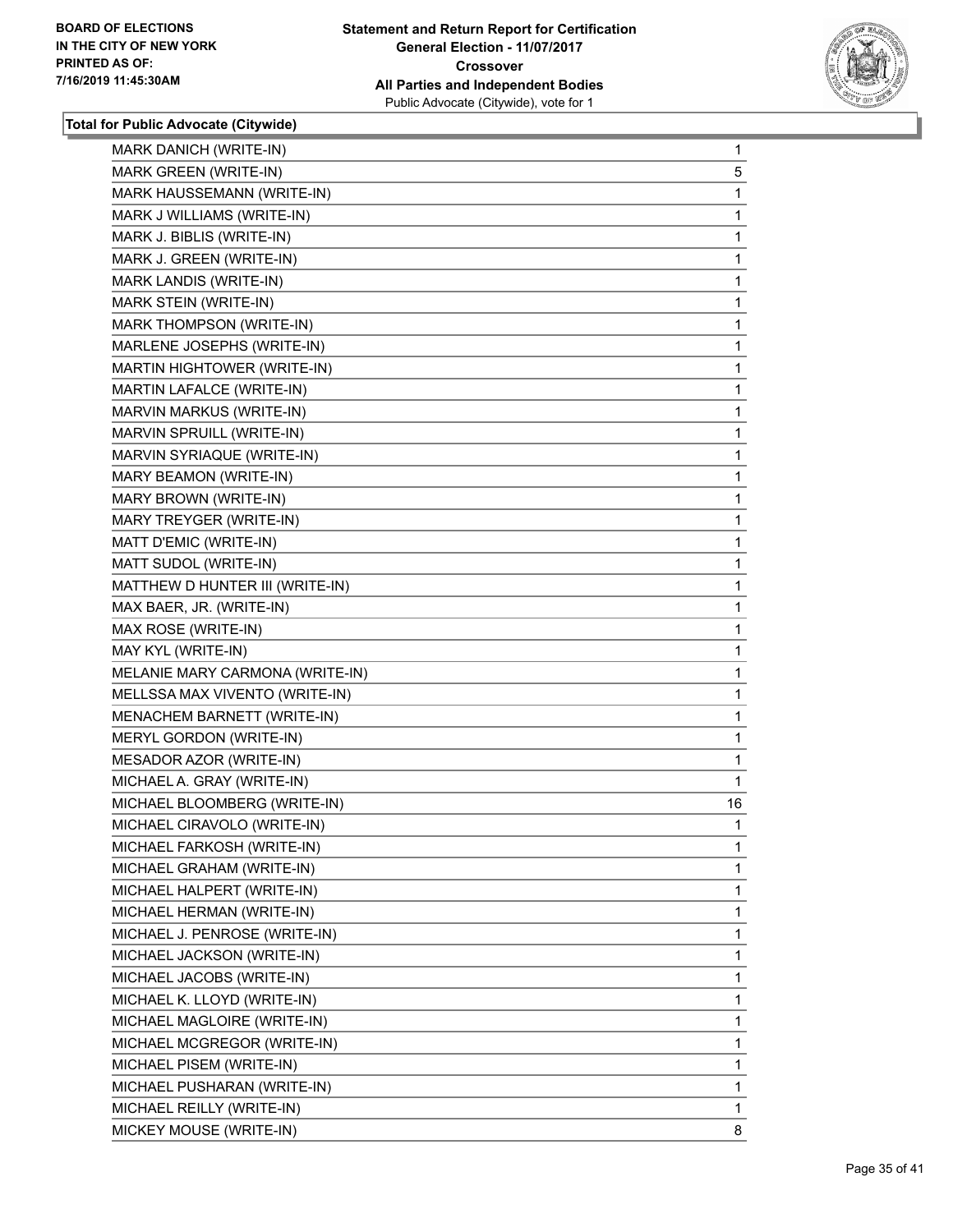**Total for Public Advocate (Citywide)**

| | |
|---|---|
| MARK DANICH (WRITE-IN) | 1 |
| MARK GREEN (WRITE-IN) | 5 |
| MARK HAUSSEMANN (WRITE-IN) | 1 |
| MARK J WILLIAMS (WRITE-IN) | 1 |
| MARK J. BIBLIS (WRITE-IN) | 1 |
| MARK J. GREEN (WRITE-IN) | 1 |
| MARK LANDIS (WRITE-IN) | 1 |
| MARK STEIN (WRITE-IN) | 1 |
| MARK THOMPSON (WRITE-IN) | 1 |
| MARLENE JOSEPHS (WRITE-IN) | 1 |
| MARTIN HIGHTOWER (WRITE-IN) | 1 |
| MARTIN LAFALCE (WRITE-IN) | 1 |
| MARVIN MARKUS (WRITE-IN) | 1 |
| MARVIN SPRUILL (WRITE-IN) | 1 |
| MARVIN SYRIAQUE (WRITE-IN) | 1 |
| MARY BEAMON (WRITE-IN) | 1 |
| MARY BROWN (WRITE-IN) | 1 |
| MARY TREYGER (WRITE-IN) | 1 |
| MATT D'EMIC (WRITE-IN) | 1 |
| MATT SUDOL (WRITE-IN) | 1 |
| MATTHEW D HUNTER III (WRITE-IN) | 1 |
| MAX BAER, JR. (WRITE-IN) | 1 |
| MAX ROSE (WRITE-IN) | 1 |
| MAY KYL (WRITE-IN) | 1 |
| MELANIE MARY CARMONA (WRITE-IN) | 1 |
| MELLSSA MAX VIVENTO (WRITE-IN) | 1 |
| MENACHEM BARNETT (WRITE-IN) | 1 |
| MERYL GORDON (WRITE-IN) | 1 |
| MESADOR AZOR (WRITE-IN) | 1 |
| MICHAEL A. GRAY (WRITE-IN) | 1 |
| MICHAEL BLOOMBERG (WRITE-IN) | 16 |
| MICHAEL CIRAVOLO (WRITE-IN) | 1 |
| MICHAEL FARKOSH (WRITE-IN) | 1 |
| MICHAEL GRAHAM (WRITE-IN) | 1 |
| MICHAEL HALPERT (WRITE-IN) | 1 |
| MICHAEL HERMAN (WRITE-IN) | 1 |
| MICHAEL J. PENROSE (WRITE-IN) | 1 |
| MICHAEL JACKSON (WRITE-IN) | 1 |
| MICHAEL JACOBS (WRITE-IN) | 1 |
| MICHAEL K. LLOYD (WRITE-IN) | 1 |
| MICHAEL MAGLOIRE (WRITE-IN) | 1 |
| MICHAEL MCGREGOR (WRITE-IN) | 1 |
| MICHAEL PISEM (WRITE-IN) | 1 |
| MICHAEL PUSHARAN (WRITE-IN) | 1 |
| MICHAEL REILLY (WRITE-IN) | 1 |
| MICKEY MOUSE (WRITE-IN) | 8 |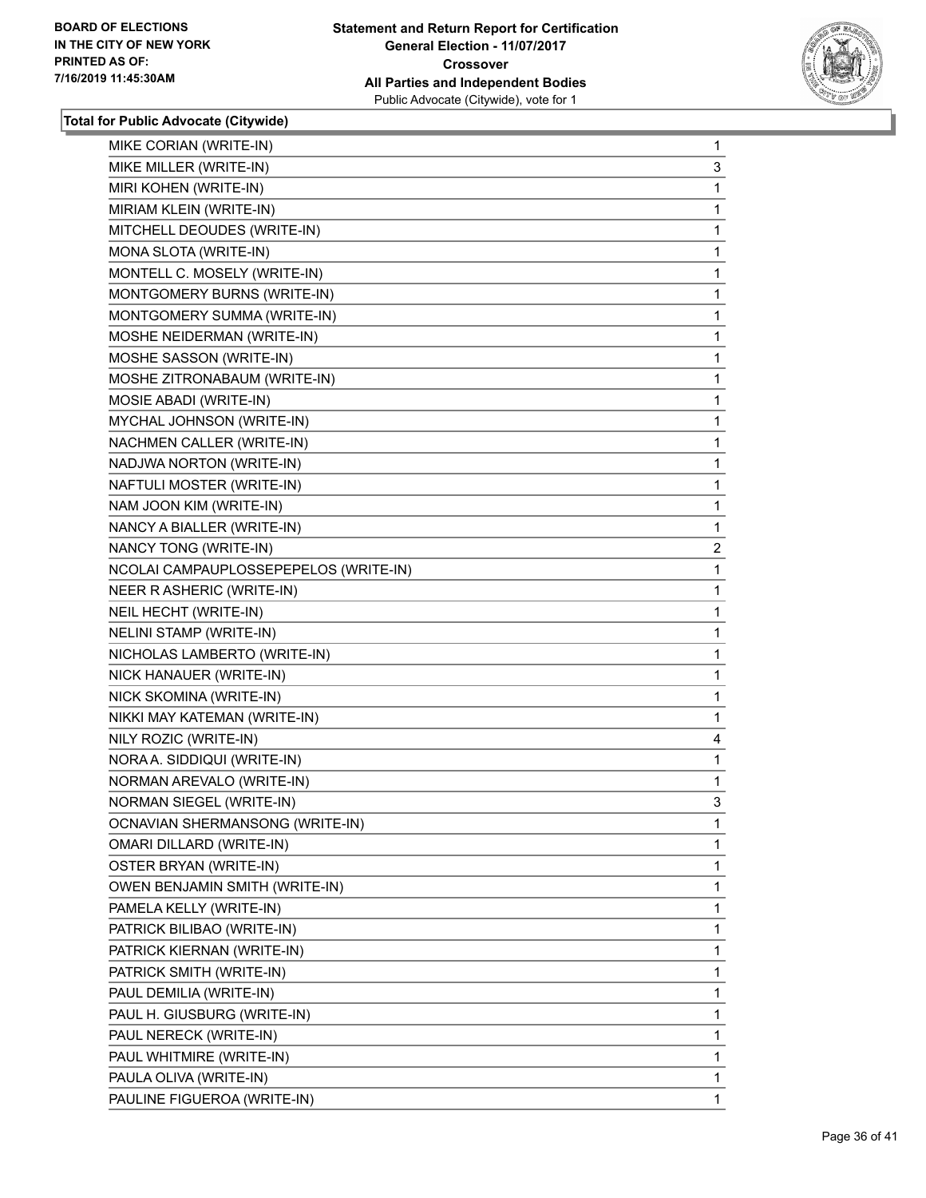**Total for Public Advocate (Citywide)**

| | |
|---|---|
| MIKE CORIAN (WRITE-IN) | 1 |
| MIKE MILLER (WRITE-IN) | 3 |
| MIRI KOHEN (WRITE-IN) | 1 |
| MIRIAM KLEIN (WRITE-IN) | 1 |
| MITCHELL DEOUDES (WRITE-IN) | 1 |
| MONA SLOTA (WRITE-IN) | 1 |
| MONTELL C. MOSELY (WRITE-IN) | 1 |
| MONTGOMERY BURNS (WRITE-IN) | 1 |
| MONTGOMERY SUMMA (WRITE-IN) | 1 |
| MOSHE NEIDERMAN (WRITE-IN) | 1 |
| MOSHE SASSON (WRITE-IN) | 1 |
| MOSHE ZITRONABAUM (WRITE-IN) | 1 |
| MOSIE ABADI (WRITE-IN) | 1 |
| MYCHAL JOHNSON (WRITE-IN) | 1 |
| NACHMEN CALLER (WRITE-IN) | 1 |
| NADJWA NORTON (WRITE-IN) | 1 |
| NAFTULI MOSTER (WRITE-IN) | 1 |
| NAM JOON KIM (WRITE-IN) | 1 |
| NANCY A BIALLER (WRITE-IN) | 1 |
| NANCY TONG (WRITE-IN) | 2 |
| NCOLAI CAMPAUPLOSSEPEPELOS (WRITE-IN) | 1 |
| NEER R ASHERIC (WRITE-IN) | 1 |
| NEIL HECHT (WRITE-IN) | 1 |
| NELINI STAMP (WRITE-IN) | 1 |
| NICHOLAS LAMBERTO (WRITE-IN) | 1 |
| NICK HANAUER (WRITE-IN) | 1 |
| NICK SKOMINA (WRITE-IN) | 1 |
| NIKKI MAY KATEMAN (WRITE-IN) | 1 |
| NILY ROZIC (WRITE-IN) | 4 |
| NORA A. SIDDIQUI (WRITE-IN) | 1 |
| NORMAN AREVALO (WRITE-IN) | 1 |
| NORMAN SIEGEL (WRITE-IN) | 3 |
| OCNAVIAN SHERMANSONG (WRITE-IN) | 1 |
| OMARI DILLARD (WRITE-IN) | 1 |
| OSTER BRYAN (WRITE-IN) | 1 |
| OWEN BENJAMIN SMITH (WRITE-IN) | 1 |
| PAMELA KELLY (WRITE-IN) | 1 |
| PATRICK BILIBAO (WRITE-IN) | 1 |
| PATRICK KIERNAN (WRITE-IN) | 1 |
| PATRICK SMITH (WRITE-IN) | 1 |
| PAUL DEMILIA (WRITE-IN) | 1 |
| PAUL H. GIUSBURG (WRITE-IN) | 1 |
| PAUL NERECK (WRITE-IN) | 1 |
| PAUL WHITMIRE (WRITE-IN) | 1 |
| PAULA OLIVA (WRITE-IN) | 1 |
| PAULINE FIGUEROA (WRITE-IN) | 1 |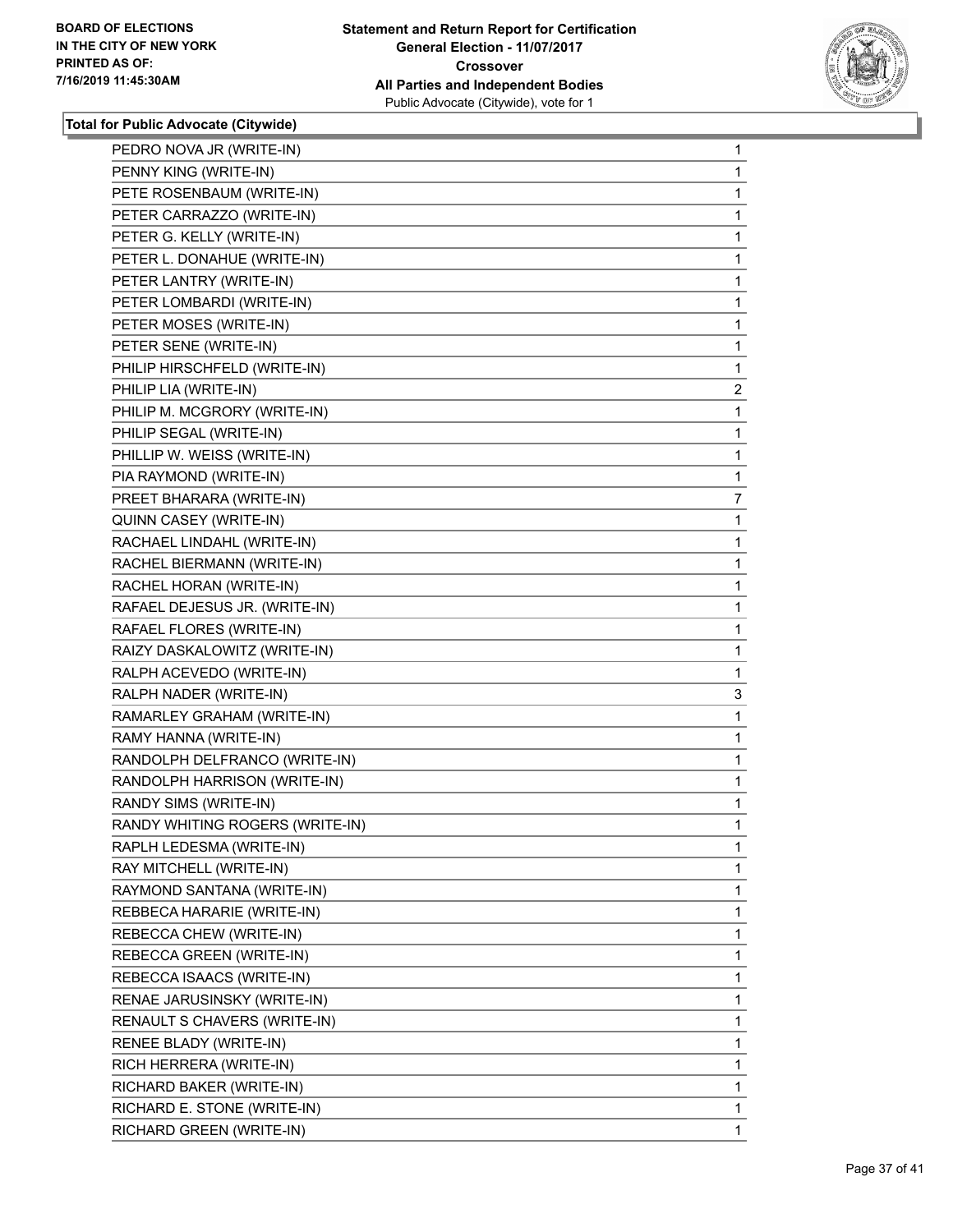**Total for Public Advocate (Citywide)**

| | |
|---|---|
| PEDRO NOVA JR (WRITE-IN) | 1 |
| PENNY KING (WRITE-IN) | 1 |
| PETE ROSENBAUM (WRITE-IN) | 1 |
| PETER CARRAZZO (WRITE-IN) | 1 |
| PETER G. KELLY (WRITE-IN) | 1 |
| PETER L. DONAHUE (WRITE-IN) | 1 |
| PETER LANTRY (WRITE-IN) | 1 |
| PETER LOMBARDI (WRITE-IN) | 1 |
| PETER MOSES (WRITE-IN) | 1 |
| PETER SENE (WRITE-IN) | 1 |
| PHILIP HIRSCHFELD (WRITE-IN) | 1 |
| PHILIP LIA (WRITE-IN) | 2 |
| PHILIP M. MCGRORY (WRITE-IN) | 1 |
| PHILIP SEGAL (WRITE-IN) | 1 |
| PHILLIP W. WEISS (WRITE-IN) | 1 |
| PIA RAYMOND (WRITE-IN) | 1 |
| PREET BHARARA (WRITE-IN) | 7 |
| QUINN CASEY (WRITE-IN) | 1 |
| RACHAEL LINDAHL (WRITE-IN) | 1 |
| RACHEL BIERMANN (WRITE-IN) | 1 |
| RACHEL HORAN (WRITE-IN) | 1 |
| RAFAEL DEJESUS JR. (WRITE-IN) | 1 |
| RAFAEL FLORES (WRITE-IN) | 1 |
| RAIZY DASKALOWITZ (WRITE-IN) | 1 |
| RALPH ACEVEDO (WRITE-IN) | 1 |
| RALPH NADER (WRITE-IN) | 3 |
| RAMARLEY GRAHAM (WRITE-IN) | 1 |
| RAMY HANNA (WRITE-IN) | 1 |
| RANDOLPH DELFRANCO (WRITE-IN) | 1 |
| RANDOLPH HARRISON (WRITE-IN) | 1 |
| RANDY SIMS (WRITE-IN) | 1 |
| RANDY WHITING ROGERS (WRITE-IN) | 1 |
| RAPLH LEDESMA (WRITE-IN) | 1 |
| RAY MITCHELL (WRITE-IN) | 1 |
| RAYMOND SANTANA (WRITE-IN) | 1 |
| REBBECA HARARIE (WRITE-IN) | 1 |
| REBECCA CHEW (WRITE-IN) | 1 |
| REBECCA GREEN (WRITE-IN) | 1 |
| REBECCA ISAACS (WRITE-IN) | 1 |
| RENAE JARUSINSKY (WRITE-IN) | 1 |
| RENAULT S CHAVERS (WRITE-IN) | 1 |
| RENEE BLADY (WRITE-IN) | 1 |
| RICH HERRERA (WRITE-IN) | 1 |
| RICHARD BAKER (WRITE-IN) | 1 |
| RICHARD E. STONE (WRITE-IN) | 1 |
| RICHARD GREEN (WRITE-IN) | 1 |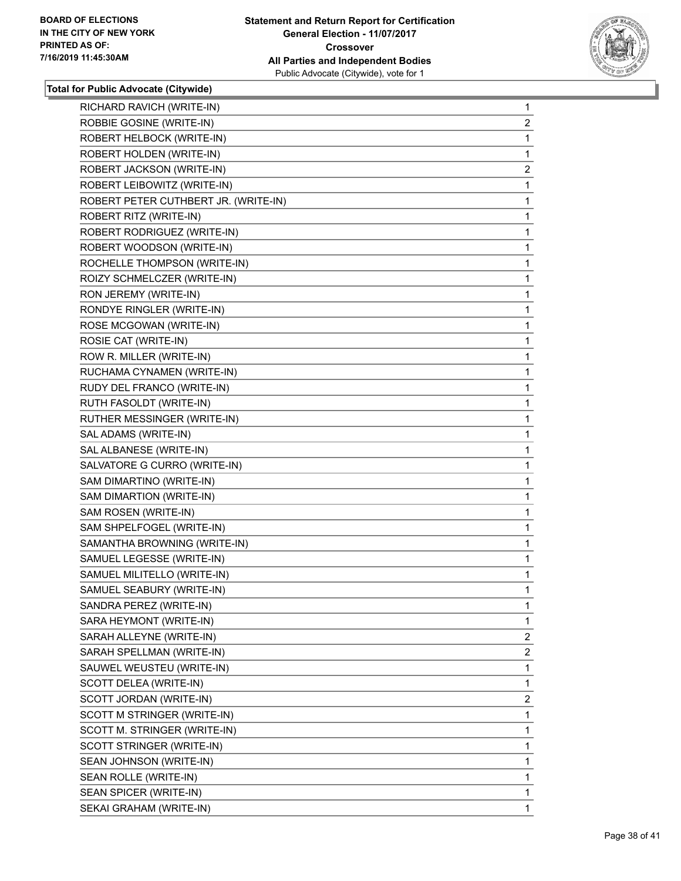**Total for Public Advocate (Citywide)**

| Candidate | Votes |
|---|---|
| RICHARD RAVICH (WRITE-IN) | 1 |
| ROBBIE GOSINE (WRITE-IN) | 2 |
| ROBERT HELBOCK (WRITE-IN) | 1 |
| ROBERT HOLDEN (WRITE-IN) | 1 |
| ROBERT JACKSON (WRITE-IN) | 2 |
| ROBERT LEIBOWITZ (WRITE-IN) | 1 |
| ROBERT PETER CUTHBERT JR. (WRITE-IN) | 1 |
| ROBERT RITZ (WRITE-IN) | 1 |
| ROBERT RODRIGUEZ (WRITE-IN) | 1 |
| ROBERT WOODSON (WRITE-IN) | 1 |
| ROCHELLE THOMPSON (WRITE-IN) | 1 |
| ROIZY SCHMELCZER (WRITE-IN) | 1 |
| RON JEREMY (WRITE-IN) | 1 |
| RONDYE RINGLER (WRITE-IN) | 1 |
| ROSE MCGOWAN (WRITE-IN) | 1 |
| ROSIE CAT (WRITE-IN) | 1 |
| ROW R. MILLER (WRITE-IN) | 1 |
| RUCHAMA CYNAMEN (WRITE-IN) | 1 |
| RUDY DEL FRANCO (WRITE-IN) | 1 |
| RUTH FASOLDT (WRITE-IN) | 1 |
| RUTHER MESSINGER (WRITE-IN) | 1 |
| SAL ADAMS (WRITE-IN) | 1 |
| SAL ALBANESE (WRITE-IN) | 1 |
| SALVATORE G CURRO (WRITE-IN) | 1 |
| SAM DIMARTINO (WRITE-IN) | 1 |
| SAM DIMARTION (WRITE-IN) | 1 |
| SAM ROSEN (WRITE-IN) | 1 |
| SAM SHPELFOGEL (WRITE-IN) | 1 |
| SAMANTHA BROWNING (WRITE-IN) | 1 |
| SAMUEL LEGESSE (WRITE-IN) | 1 |
| SAMUEL MILITELLO (WRITE-IN) | 1 |
| SAMUEL SEABURY (WRITE-IN) | 1 |
| SANDRA PEREZ (WRITE-IN) | 1 |
| SARA HEYMONT (WRITE-IN) | 1 |
| SARAH ALLEYNE (WRITE-IN) | 2 |
| SARAH SPELLMAN (WRITE-IN) | 2 |
| SAUWEL WEUSTEU (WRITE-IN) | 1 |
| SCOTT DELEA (WRITE-IN) | 1 |
| SCOTT JORDAN (WRITE-IN) | 2 |
| SCOTT M STRINGER (WRITE-IN) | 1 |
| SCOTT M. STRINGER (WRITE-IN) | 1 |
| SCOTT STRINGER (WRITE-IN) | 1 |
| SEAN JOHNSON (WRITE-IN) | 1 |
| SEAN ROLLE (WRITE-IN) | 1 |
| SEAN SPICER (WRITE-IN) | 1 |
| SEKAI GRAHAM (WRITE-IN) | 1 |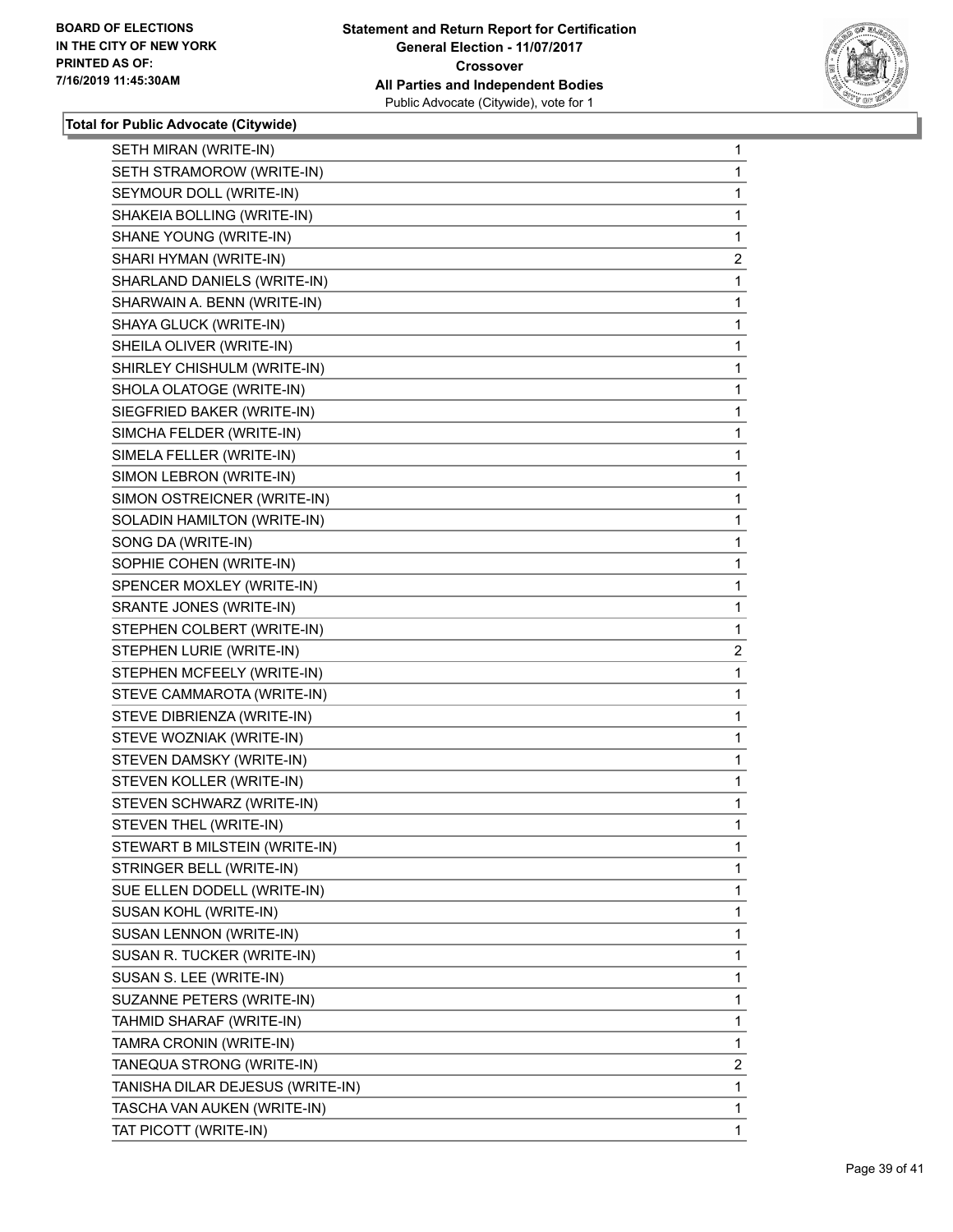**Total for Public Advocate (Citywide)**

| Candidate | Votes |
|---|---|
| SETH MIRAN (WRITE-IN) | 1 |
| SETH STRAMOROW (WRITE-IN) | 1 |
| SEYMOUR DOLL (WRITE-IN) | 1 |
| SHAKEIA BOLLING (WRITE-IN) | 1 |
| SHANE YOUNG (WRITE-IN) | 1 |
| SHARI HYMAN (WRITE-IN) | 2 |
| SHARLAND DANIELS (WRITE-IN) | 1 |
| SHARWAIN A. BENN (WRITE-IN) | 1 |
| SHAYA GLUCK (WRITE-IN) | 1 |
| SHEILA OLIVER (WRITE-IN) | 1 |
| SHIRLEY CHISHULM (WRITE-IN) | 1 |
| SHOLA OLATOGE (WRITE-IN) | 1 |
| SIEGFRIED BAKER (WRITE-IN) | 1 |
| SIMCHA FELDER (WRITE-IN) | 1 |
| SIMELA FELLER (WRITE-IN) | 1 |
| SIMON LEBRON (WRITE-IN) | 1 |
| SIMON OSTREICNER (WRITE-IN) | 1 |
| SOLADIN HAMILTON (WRITE-IN) | 1 |
| SONG DA (WRITE-IN) | 1 |
| SOPHIE COHEN (WRITE-IN) | 1 |
| SPENCER MOXLEY (WRITE-IN) | 1 |
| SRANTE JONES (WRITE-IN) | 1 |
| STEPHEN COLBERT (WRITE-IN) | 1 |
| STEPHEN LURIE (WRITE-IN) | 2 |
| STEPHEN MCFEELY (WRITE-IN) | 1 |
| STEVE CAMMAROTA (WRITE-IN) | 1 |
| STEVE DIBRIENZA (WRITE-IN) | 1 |
| STEVE WOZNIAK (WRITE-IN) | 1 |
| STEVEN DAMSKY (WRITE-IN) | 1 |
| STEVEN KOLLER (WRITE-IN) | 1 |
| STEVEN SCHWARZ (WRITE-IN) | 1 |
| STEVEN THEL (WRITE-IN) | 1 |
| STEWART B MILSTEIN (WRITE-IN) | 1 |
| STRINGER BELL (WRITE-IN) | 1 |
| SUE ELLEN DODELL (WRITE-IN) | 1 |
| SUSAN KOHL (WRITE-IN) | 1 |
| SUSAN LENNON (WRITE-IN) | 1 |
| SUSAN R. TUCKER (WRITE-IN) | 1 |
| SUSAN S. LEE (WRITE-IN) | 1 |
| SUZANNE PETERS (WRITE-IN) | 1 |
| TAHMID SHARAF (WRITE-IN) | 1 |
| TAMRA CRONIN (WRITE-IN) | 1 |
| TANEQUA STRONG (WRITE-IN) | 2 |
| TANISHA DILAR DEJESUS (WRITE-IN) | 1 |
| TASCHA VAN AUKEN (WRITE-IN) | 1 |
| TAT PICOTT (WRITE-IN) | 1 |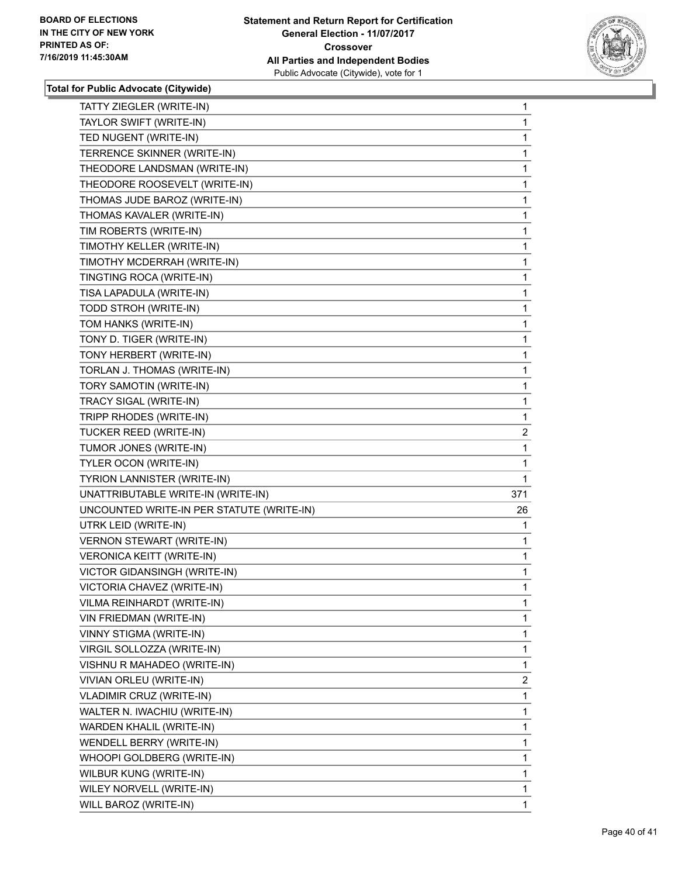**Total for Public Advocate (Citywide)**

| | |
|---|---|
| TATTY ZIEGLER (WRITE-IN) | 1 |
| TAYLOR SWIFT (WRITE-IN) | 1 |
| TED NUGENT (WRITE-IN) | 1 |
| TERRENCE SKINNER (WRITE-IN) | 1 |
| THEODORE LANDSMAN (WRITE-IN) | 1 |
| THEODORE ROOSEVELT (WRITE-IN) | 1 |
| THOMAS JUDE BAROZ (WRITE-IN) | 1 |
| THOMAS KAVALER (WRITE-IN) | 1 |
| TIM ROBERTS (WRITE-IN) | 1 |
| TIMOTHY KELLER (WRITE-IN) | 1 |
| TIMOTHY MCDERRAH (WRITE-IN) | 1 |
| TINGTING ROCA (WRITE-IN) | 1 |
| TISA LAPADULA (WRITE-IN) | 1 |
| TODD STROH (WRITE-IN) | 1 |
| TOM HANKS (WRITE-IN) | 1 |
| TONY D. TIGER (WRITE-IN) | 1 |
| TONY HERBERT (WRITE-IN) | 1 |
| TORLAN J. THOMAS (WRITE-IN) | 1 |
| TORY SAMOTIN (WRITE-IN) | 1 |
| TRACY SIGAL (WRITE-IN) | 1 |
| TRIPP RHODES (WRITE-IN) | 1 |
| TUCKER REED (WRITE-IN) | 2 |
| TUMOR JONES (WRITE-IN) | 1 |
| TYLER OCON (WRITE-IN) | 1 |
| TYRION LANNISTER (WRITE-IN) | 1 |
| UNATTRIBUTABLE WRITE-IN (WRITE-IN) | 371 |
| UNCOUNTED WRITE-IN PER STATUTE (WRITE-IN) | 26 |
| UTRK LEID (WRITE-IN) | 1 |
| VERNON STEWART (WRITE-IN) | 1 |
| VERONICA KEITT (WRITE-IN) | 1 |
| VICTOR GIDANSINGH (WRITE-IN) | 1 |
| VICTORIA CHAVEZ (WRITE-IN) | 1 |
| VILMA REINHARDT (WRITE-IN) | 1 |
| VIN FRIEDMAN (WRITE-IN) | 1 |
| VINNY STIGMA (WRITE-IN) | 1 |
| VIRGIL SOLLOZZA (WRITE-IN) | 1 |
| VISHNU R MAHADEO (WRITE-IN) | 1 |
| VIVIAN ORLEU (WRITE-IN) | 2 |
| VLADIMIR CRUZ (WRITE-IN) | 1 |
| WALTER N. IWACHIU (WRITE-IN) | 1 |
| WARDEN KHALIL (WRITE-IN) | 1 |
| WENDELL BERRY (WRITE-IN) | 1 |
| WHOOPI GOLDBERG (WRITE-IN) | 1 |
| WILBUR KUNG (WRITE-IN) | 1 |
| WILEY NORVELL (WRITE-IN) | 1 |
| WILL BAROZ (WRITE-IN) | 1 |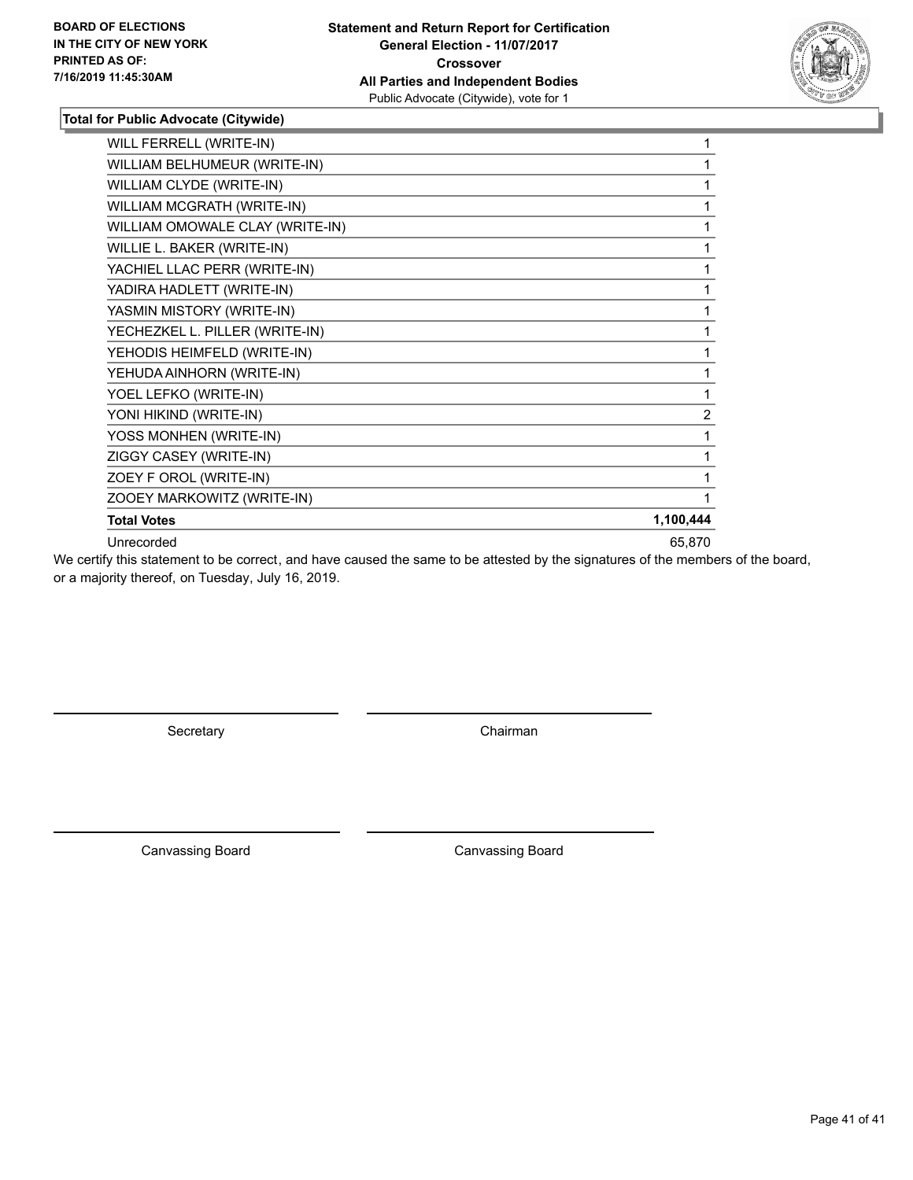**Total for Public Advocate (Citywide)**

| | |
|---|---|
| WILL FERRELL (WRITE-IN) | 1 |
| WILLIAM BELHUMEUR (WRITE-IN) | 1 |
| WILLIAM CLYDE (WRITE-IN) | 1 |
| WILLIAM MCGRATH (WRITE-IN) | 1 |
| WILLIAM OMOWALE CLAY (WRITE-IN) | 1 |
| WILLIE L. BAKER (WRITE-IN) | 1 |
| YACHIEL LLAC PERR (WRITE-IN) | 1 |
| YADIRA HADLETT (WRITE-IN) | 1 |
| YASMIN MISTORY (WRITE-IN) | 1 |
| YECHEZKEL L. PILLER (WRITE-IN) | 1 |
| YEHODIS HEIMFELD (WRITE-IN) | 1 |
| YEHUDA AINHORN (WRITE-IN) | 1 |
| YOEL LEFKO (WRITE-IN) | 1 |
| YONI HIKIND (WRITE-IN) | 2 |
| YOSS MONHEN (WRITE-IN) | 1 |
| ZIGGY CASEY (WRITE-IN) | 1 |
| ZOEY F OROL (WRITE-IN) | 1 |
| ZOOEY MARKOWITZ (WRITE-IN) | 1 |
| **Total Votes** | **1,100,444** |
| Unrecorded | 65,870 |

We certify this statement to be correct, and have caused the same to be attested by the signatures of the members of the board, or a majority thereof, on Tuesday, July 16, 2019.

Secretary

Chairman

Canvassing Board

Canvassing Board